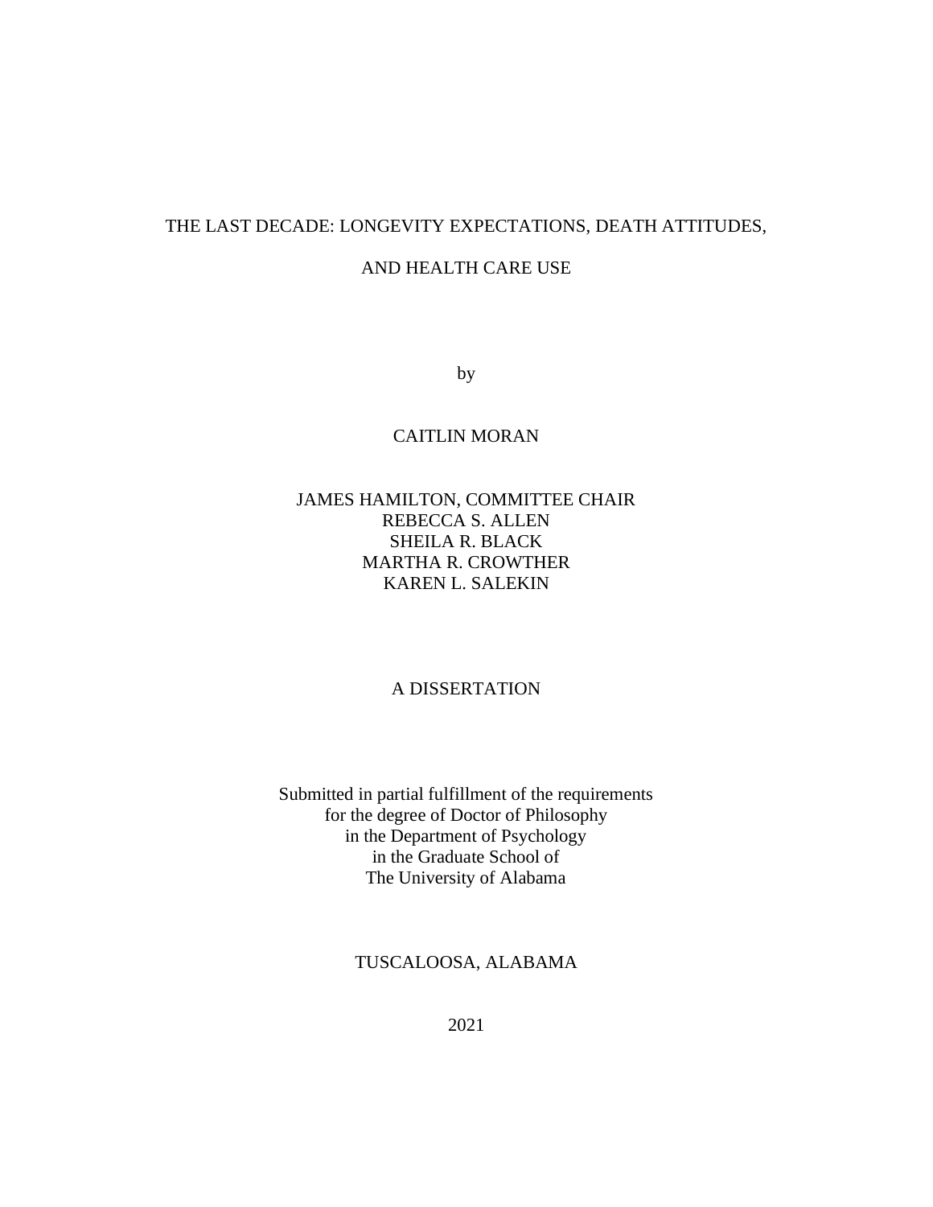# THE LAST DECADE: LONGEVITY EXPECTATIONS, DEATH ATTITUDES, AND HEALTH CARE USE

by

CAITLIN MORAN

JAMES HAMILTON, COMMITTEE CHAIR
REBECCA S. ALLEN
SHEILA R. BLACK
MARTHA R. CROWTHER
KAREN L. SALEKIN

A DISSERTATION

Submitted in partial fulfillment of the requirements
for the degree of Doctor of Philosophy
in the Department of Psychology
in the Graduate School of
The University of Alabama

TUSCALOOSA, ALABAMA

2021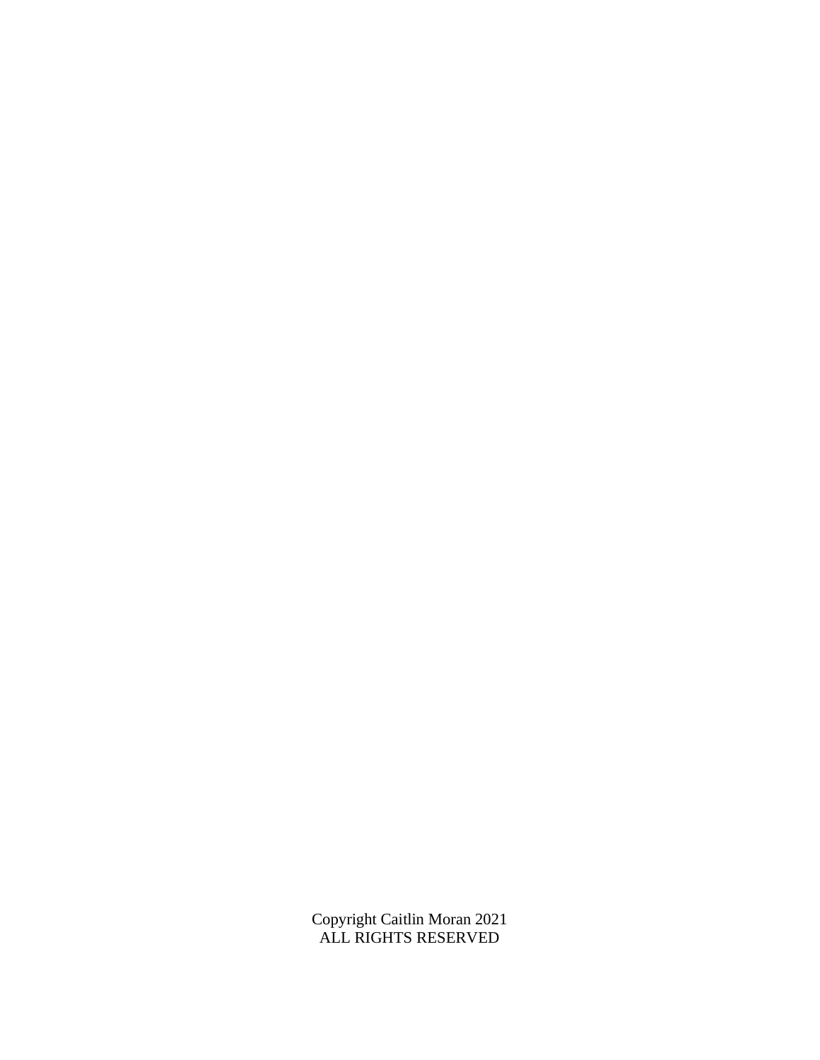Copyright Caitlin Moran 2021
ALL RIGHTS RESERVED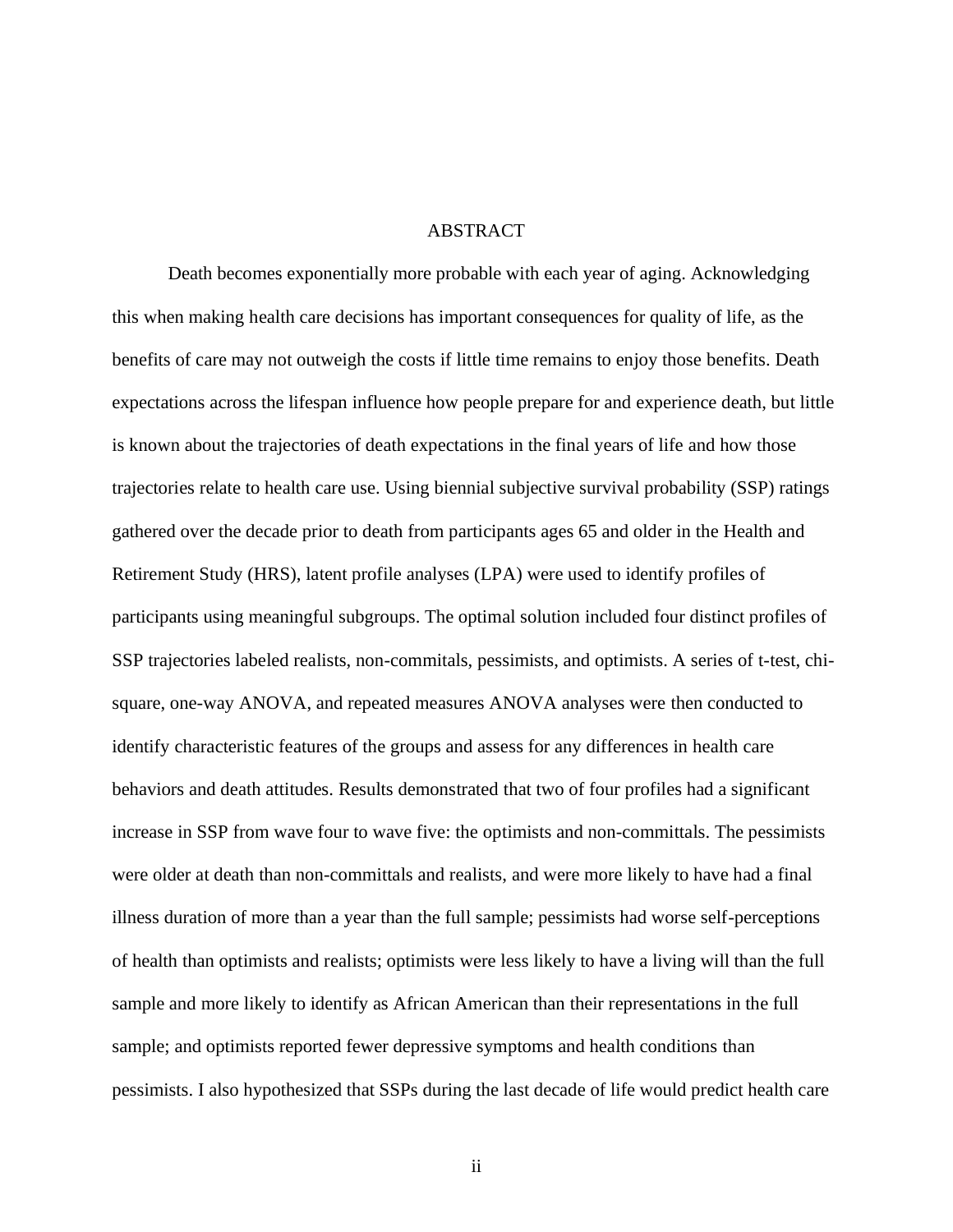# ABSTRACT

Death becomes exponentially more probable with each year of aging. Acknowledging this when making health care decisions has important consequences for quality of life, as the benefits of care may not outweigh the costs if little time remains to enjoy those benefits. Death expectations across the lifespan influence how people prepare for and experience death, but little is known about the trajectories of death expectations in the final years of life and how those trajectories relate to health care use. Using biennial subjective survival probability (SSP) ratings gathered over the decade prior to death from participants ages 65 and older in the Health and Retirement Study (HRS), latent profile analyses (LPA) were used to identify profiles of participants using meaningful subgroups. The optimal solution included four distinct profiles of SSP trajectories labeled realists, non-commitals, pessimists, and optimists. A series of t-test, chi-square, one-way ANOVA, and repeated measures ANOVA analyses were then conducted to identify characteristic features of the groups and assess for any differences in health care behaviors and death attitudes. Results demonstrated that two of four profiles had a significant increase in SSP from wave four to wave five: the optimists and non-committals. The pessimists were older at death than non-committals and realists, and were more likely to have had a final illness duration of more than a year than the full sample; pessimists had worse self-perceptions of health than optimists and realists; optimists were less likely to have a living will than the full sample and more likely to identify as African American than their representations in the full sample; and optimists reported fewer depressive symptoms and health conditions than pessimists. I also hypothesized that SSPs during the last decade of life would predict health care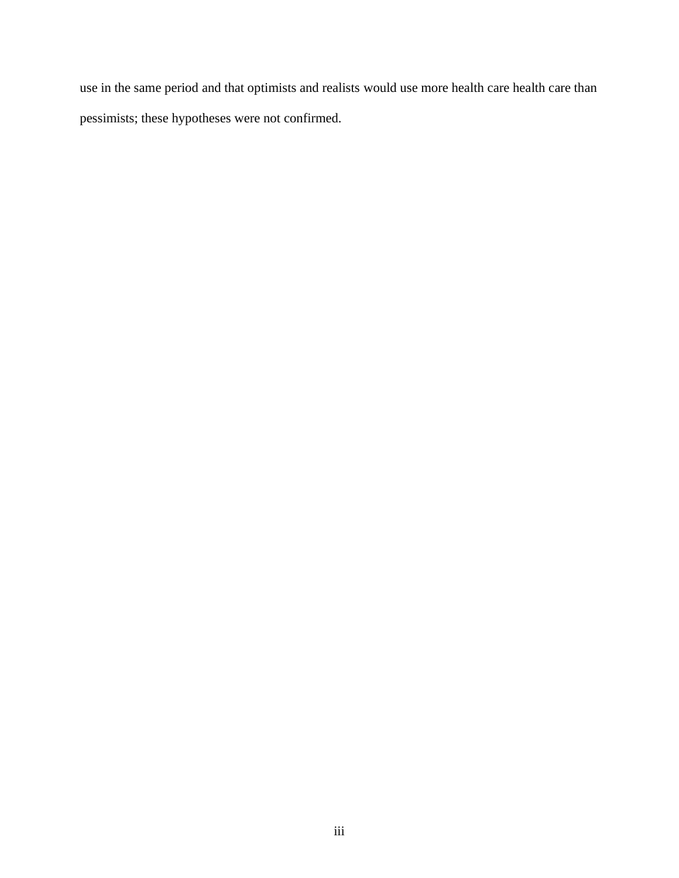use in the same period and that optimists and realists would use more health care health care than pessimists; these hypotheses were not confirmed.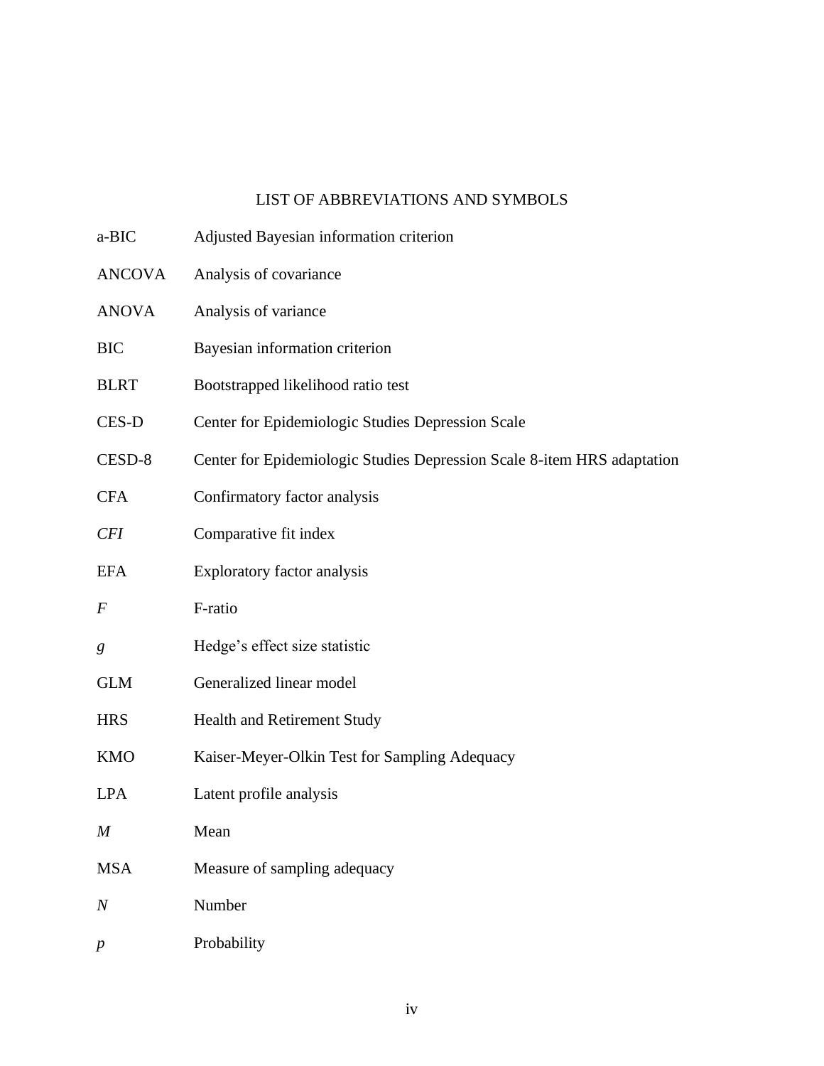# LIST OF ABBREVIATIONS AND SYMBOLS

| | |
|---|---|
| a-BIC | Adjusted Bayesian information criterion |
| ANCOVA | Analysis of covariance |
| ANOVA | Analysis of variance |
| BIC | Bayesian information criterion |
| BLRT | Bootstrapped likelihood ratio test |
| CES-D | Center for Epidemiologic Studies Depression Scale |
| CESD-8 | Center for Epidemiologic Studies Depression Scale 8-item HRS adaptation |
| CFA | Confirmatory factor analysis |
| *CFI* | Comparative fit index |
| EFA | Exploratory factor analysis |
| *F* | F-ratio |
| *g* | Hedge's effect size statistic |
| GLM | Generalized linear model |
| HRS | Health and Retirement Study |
| KMO | Kaiser-Meyer-Olkin Test for Sampling Adequacy |
| LPA | Latent profile analysis |
| *M* | Mean |
| MSA | Measure of sampling adequacy |
| *N* | Number |
| *p* | Probability |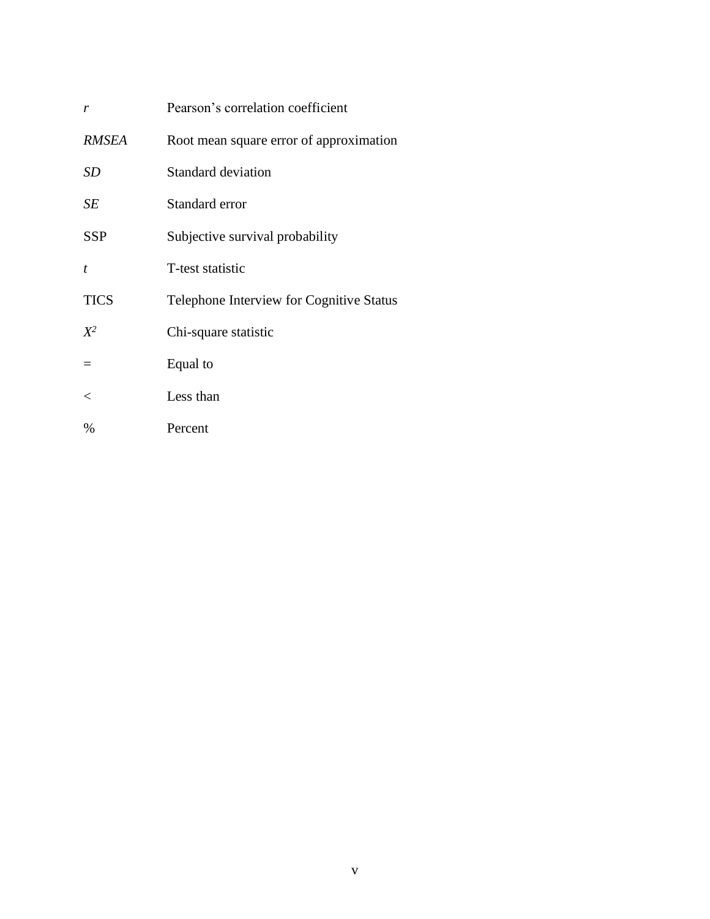| | |
|---|---|
| *r* | Pearson's correlation coefficient |
| *RMSEA* | Root mean square error of approximation |
| *SD* | Standard deviation |
| *SE* | Standard error |
| SSP | Subjective survival probability |
| *t* | T-test statistic |
| TICS | Telephone Interview for Cognitive Status |
| $X^2$ | Chi-square statistic |
| = | Equal to |
| < | Less than |
| % | Percent |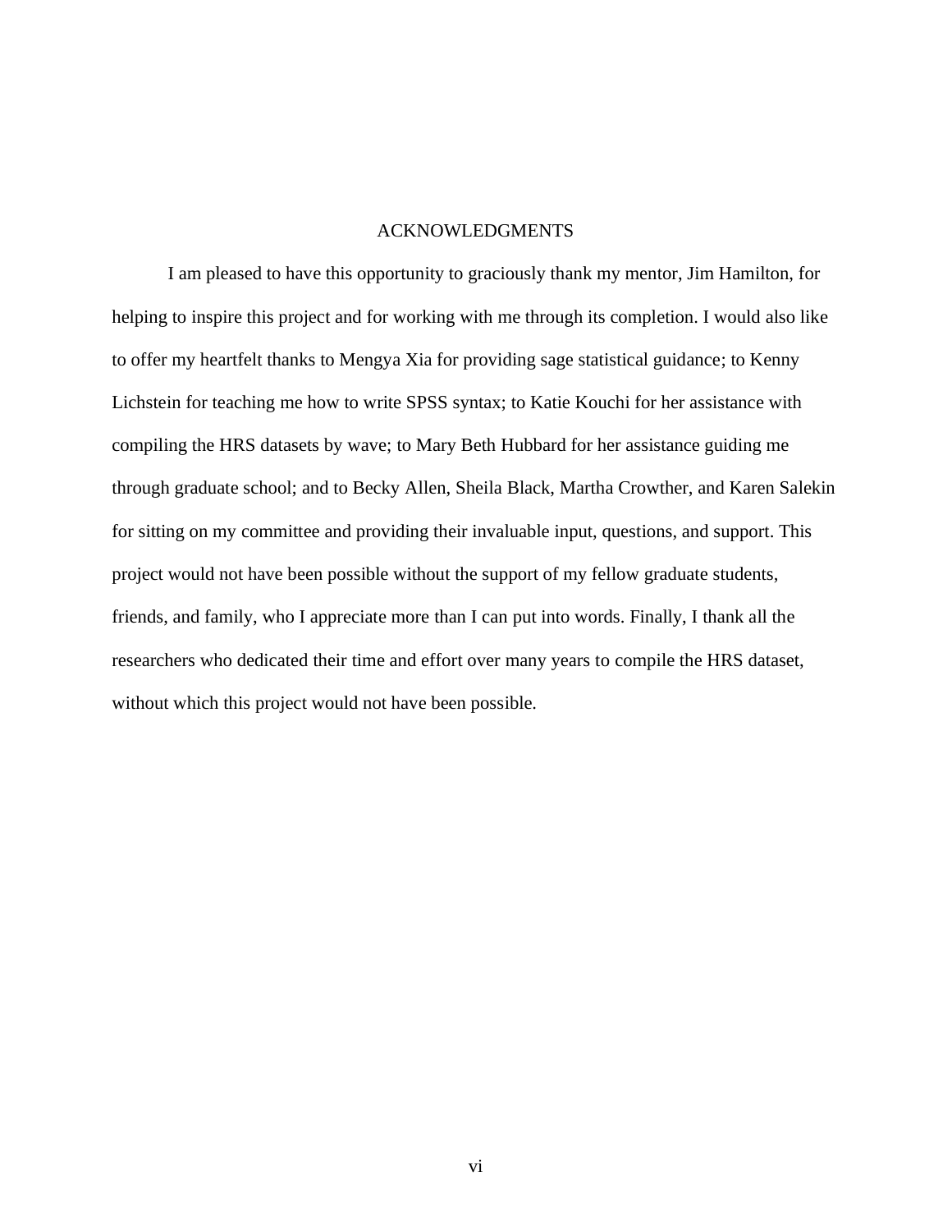# ACKNOWLEDGMENTS

I am pleased to have this opportunity to graciously thank my mentor, Jim Hamilton, for helping to inspire this project and for working with me through its completion. I would also like to offer my heartfelt thanks to Mengya Xia for providing sage statistical guidance; to Kenny Lichstein for teaching me how to write SPSS syntax; to Katie Kouchi for her assistance with compiling the HRS datasets by wave; to Mary Beth Hubbard for her assistance guiding me through graduate school; and to Becky Allen, Sheila Black, Martha Crowther, and Karen Salekin for sitting on my committee and providing their invaluable input, questions, and support. This project would not have been possible without the support of my fellow graduate students, friends, and family, who I appreciate more than I can put into words. Finally, I thank all the researchers who dedicated their time and effort over many years to compile the HRS dataset, without which this project would not have been possible.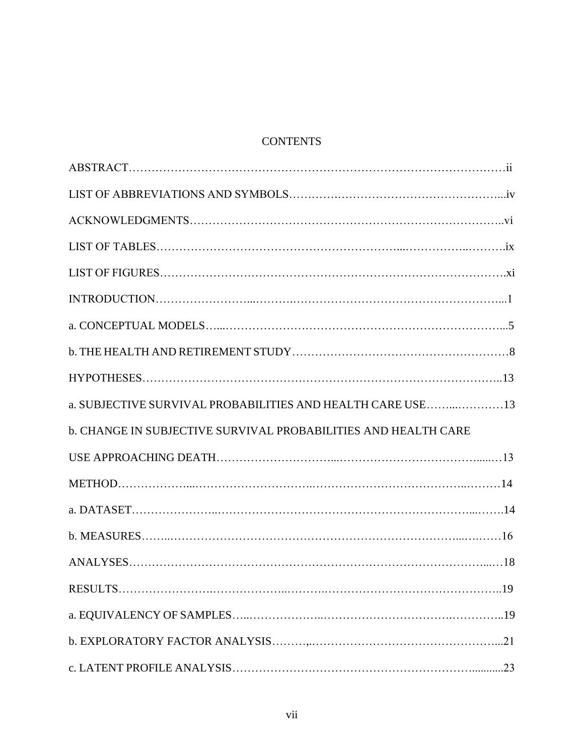# CONTENTS

ABSTRACT……………………………………………………………………………………….ii

LIST OF ABBREVIATIONS AND SYMBOLS……….……………………………………...iv

ACKNOWLEDGMENTS………………………………………………………………………..vi

LIST OF TABLES……………………………………………………...……………..……….ix

LIST OF FIGURES……………………………………………………………………………..xi

INTRODUCTION…………………...……….…………………………………………………...1

a. CONCEPTUAL MODELS…...…………………….……………….…………………………...5

b. THE HEALTH AND RETIREMENT STUDY…………………………………………………8

HYPOTHESES……………………………………………………………………………………..13

a. SUBJECTIVE SURVIVAL PROBABILITIES AND HEALTH CARE USE……...…………13

b. CHANGE IN SUBJECTIVE SURVIVAL PROBABILITIES AND HEALTH CARE USE APPROACHING DEATH…………………………...…………………………………....…13

METHOD………………...…………………………..………………………………..………14

a. DATASET…………………..…………………………………………………………...…….14

b. MEASURES……..………………………………………………………………...….……16

ANALYSES………………………………………….………………………………………...…18

RESULTS……………………..………………..……….………………………………………..19

a. EQUIVALENCY OF SAMPLES…..………………..…………………………….…………..19

b. EXPLORATORY FACTOR ANALYSIS………,..………………………………………….....21

c. LATENT PROFILE ANALYSIS……………………………………………………...........23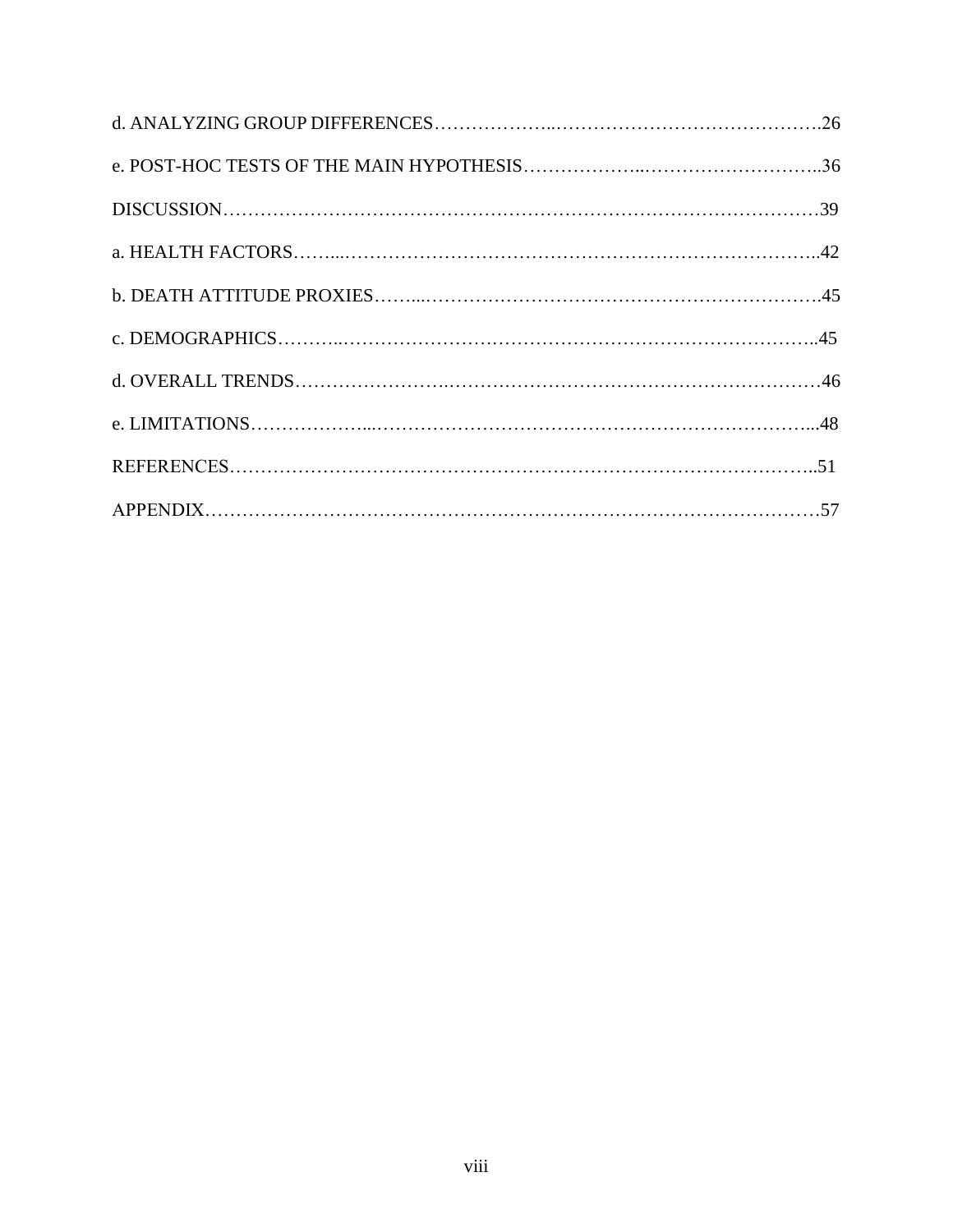d. ANALYZING GROUP DIFFERENCES……………………………………………………….26

e. POST-HOC TESTS OF THE MAIN HYPOTHESIS…………………………………………..36

DISCUSSION……………………………………………………………………………………39

a. HEALTH FACTORS……………………………………………………………………..42

b. DEATH ATTITUDE PROXIES…………………………………………………………….45

c. DEMOGRAPHICS………………………………………………………………………..45

d. OVERALL TRENDS……………………………………………………………………46

e. LIMITATIONS…………………………………………………………………………...48

REFERENCES…………………………………………………………………………………..51

APPENDIX………………………………………………………………………………………57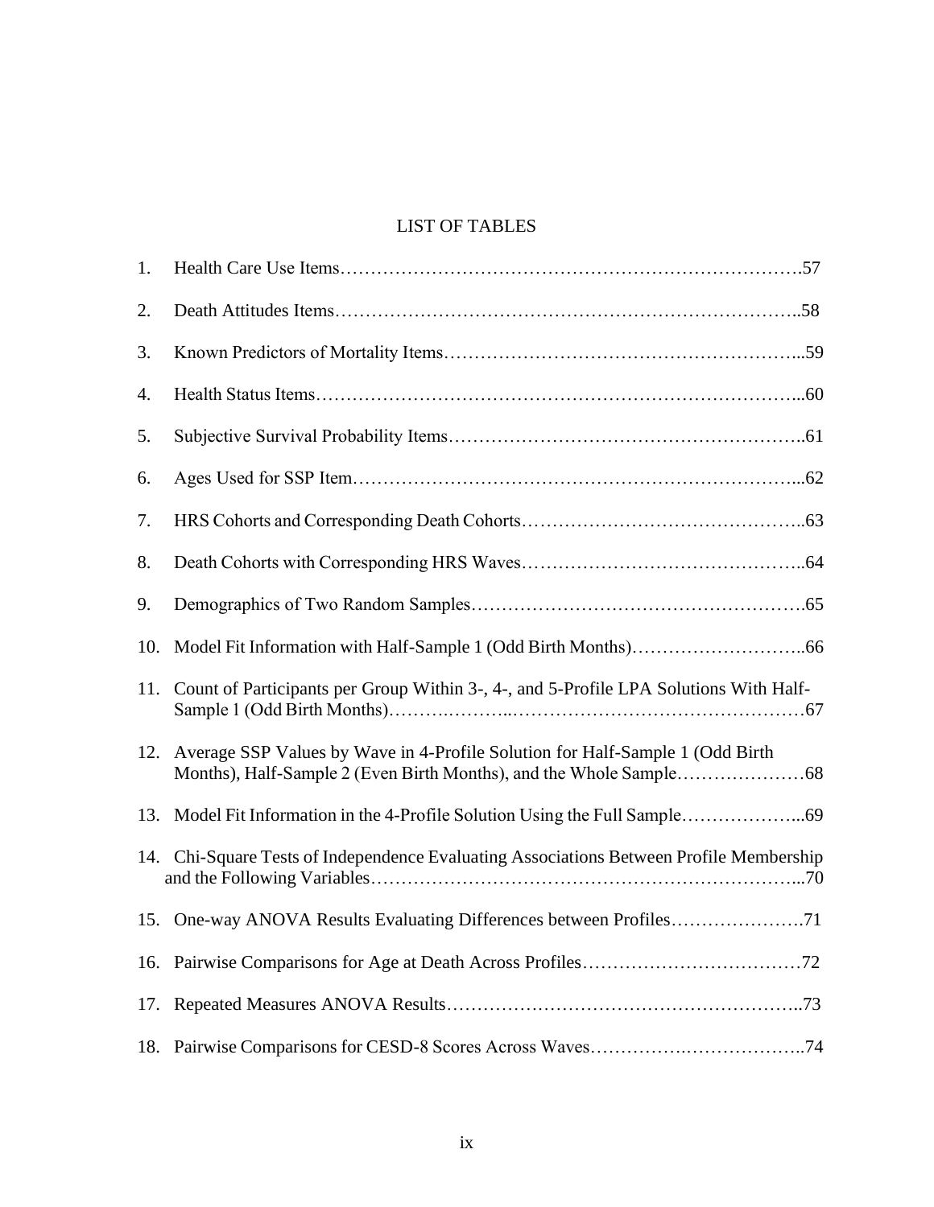# LIST OF TABLES

1. Health Care Use Items……………………………………………………………………….57
2. Death Attitudes Items………………………………………………………………………..58
3. Known Predictors of Mortality Items………………………………………………….....59
4. Health Status Items……………………………………………………………………….....60
5. Subjective Survival Probability Items…………………………………………………..61
6. Ages Used for SSP Item…………………………………………………………………....62
7. HRS Cohorts and Corresponding Death Cohorts………………………………………..63
8. Death Cohorts with Corresponding HRS Waves………………………………………..64
9. Demographics of Two Random Samples……………………………………………….65
10. Model Fit Information with Half-Sample 1 (Odd Birth Months)………………………..66
11. Count of Participants per Group Within 3-, 4-, and 5-Profile LPA Solutions With Half-Sample 1 (Odd Birth Months)……………………………………………………………67
12. Average SSP Values by Wave in 4-Profile Solution for Half-Sample 1 (Odd Birth Months), Half-Sample 2 (Even Birth Months), and the Whole Sample…………………68
13. Model Fit Information in the 4-Profile Solution Using the Full Sample………………...69
14. Chi-Square Tests of Independence Evaluating Associations Between Profile Membership and the Following Variables…………………………………………………………...70
15. One-way ANOVA Results Evaluating Differences between Profiles………………….71
16. Pairwise Comparisons for Age at Death Across Profiles………………………………72
17. Repeated Measures ANOVA Results…………………………………………………..73
18. Pairwise Comparisons for CESD-8 Scores Across Waves……………………………..74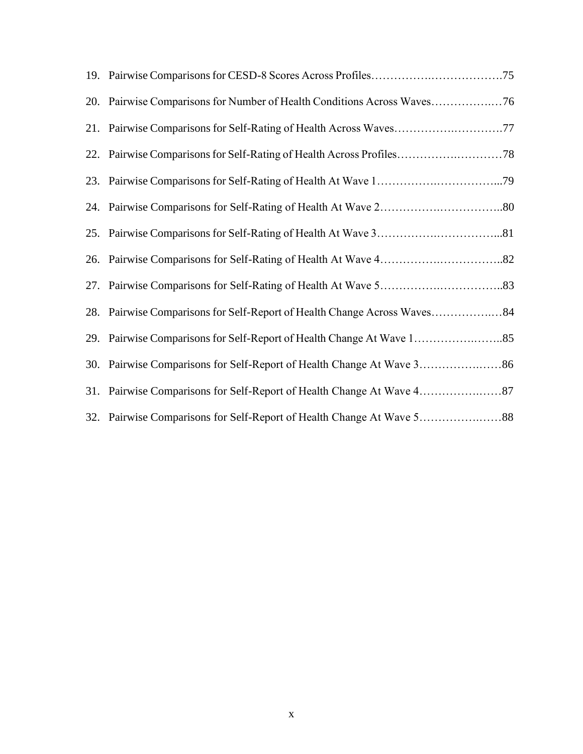19. Pairwise Comparisons for CESD-8 Scores Across Profiles……………….……………….75
20. Pairwise Comparisons for Number of Health Conditions Across Waves……………..…76
21. Pairwise Comparisons for Self-Rating of Health Across Waves………….…….……….77
22. Pairwise Comparisons for Self-Rating of Health Across Profiles………….…………78
23. Pairwise Comparisons for Self-Rating of Health At Wave 1…………….……………...79
24. Pairwise Comparisons for Self-Rating of Health At Wave 2…………….……………..80
25. Pairwise Comparisons for Self-Rating of Health At Wave 3…………….……………...81
26. Pairwise Comparisons for Self-Rating of Health At Wave 4…………….……………..82
27. Pairwise Comparisons for Self-Rating of Health At Wave 5…………….……………..83
28. Pairwise Comparisons for Self-Report of Health Change Across Waves……………..…84
29. Pairwise Comparisons for Self-Report of Health Change At Wave 1……………..……..85
30. Pairwise Comparisons for Self-Report of Health Change At Wave 3……………..……86
31. Pairwise Comparisons for Self-Report of Health Change At Wave 4…………….……87
32. Pairwise Comparisons for Self-Report of Health Change At Wave 5…………….……88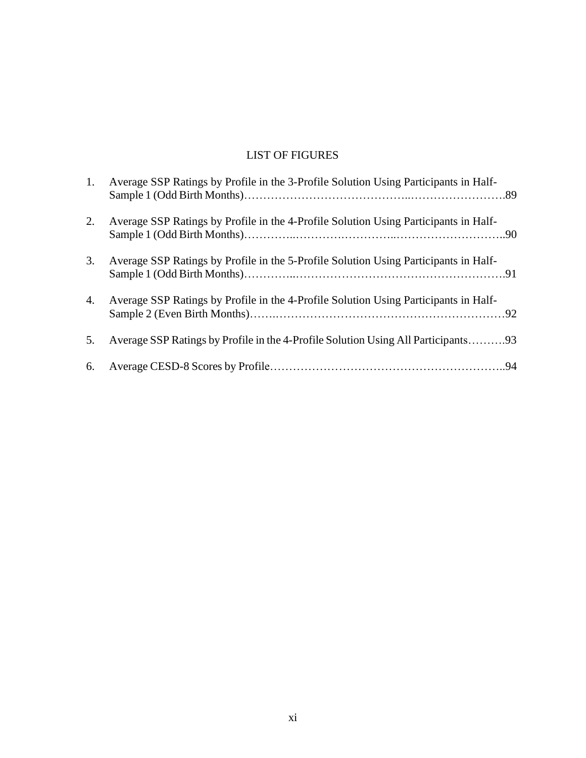# LIST OF FIGURES

1. Average SSP Ratings by Profile in the 3-Profile Solution Using Participants in Half-Sample 1 (Odd Birth Months)……………………………………..…………………….89

2. Average SSP Ratings by Profile in the 4-Profile Solution Using Participants in Half-Sample 1 (Odd Birth Months)…………..………….…………..………………………..90

3. Average SSP Ratings by Profile in the 5-Profile Solution Using Participants in Half-Sample 1 (Odd Birth Months)…………..……………………………….……………….91

4. Average SSP Ratings by Profile in the 4-Profile Solution Using Participants in Half-Sample 2 (Even Birth Months)…….……………………………………………………92

5. Average SSP Ratings by Profile in the 4-Profile Solution Using All Participants……….93

6. Average CESD-8 Scores by Profile……………………………………………………..94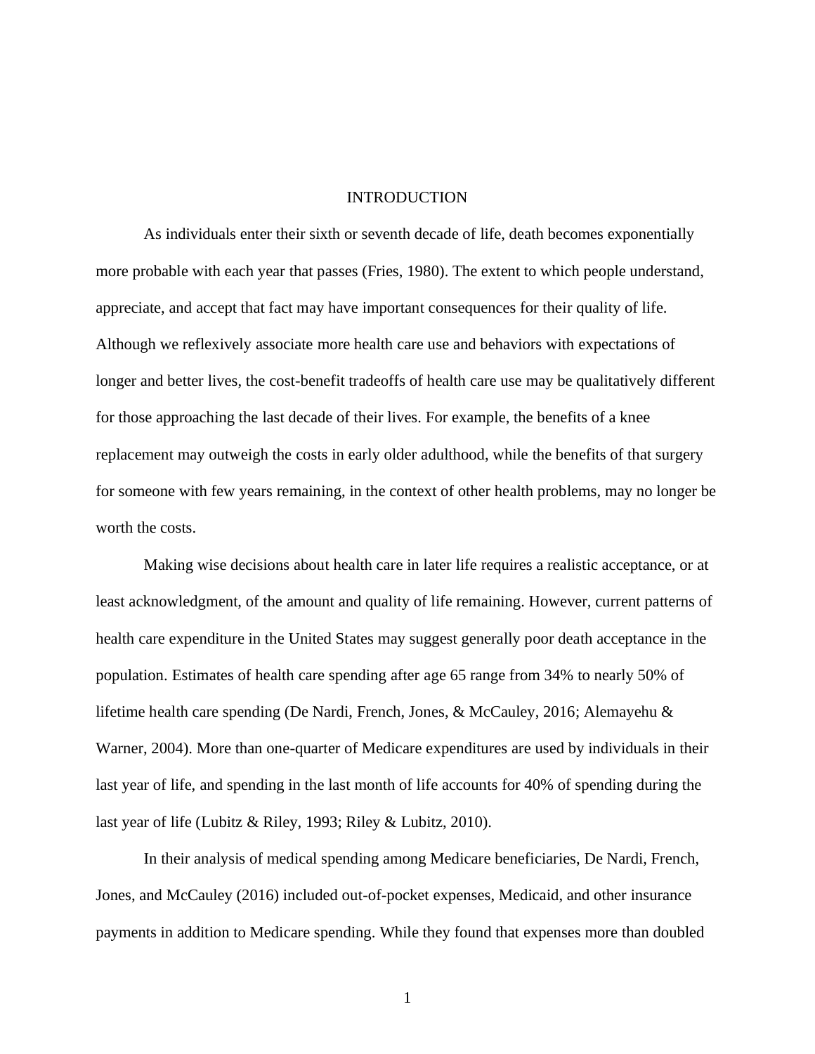# INTRODUCTION

As individuals enter their sixth or seventh decade of life, death becomes exponentially more probable with each year that passes (Fries, 1980). The extent to which people understand, appreciate, and accept that fact may have important consequences for their quality of life. Although we reflexively associate more health care use and behaviors with expectations of longer and better lives, the cost-benefit tradeoffs of health care use may be qualitatively different for those approaching the last decade of their lives. For example, the benefits of a knee replacement may outweigh the costs in early older adulthood, while the benefits of that surgery for someone with few years remaining, in the context of other health problems, may no longer be worth the costs.

Making wise decisions about health care in later life requires a realistic acceptance, or at least acknowledgment, of the amount and quality of life remaining. However, current patterns of health care expenditure in the United States may suggest generally poor death acceptance in the population. Estimates of health care spending after age 65 range from 34% to nearly 50% of lifetime health care spending (De Nardi, French, Jones, & McCauley, 2016; Alemayehu & Warner, 2004). More than one-quarter of Medicare expenditures are used by individuals in their last year of life, and spending in the last month of life accounts for 40% of spending during the last year of life (Lubitz & Riley, 1993; Riley & Lubitz, 2010).

In their analysis of medical spending among Medicare beneficiaries, De Nardi, French, Jones, and McCauley (2016) included out-of-pocket expenses, Medicaid, and other insurance payments in addition to Medicare spending. While they found that expenses more than doubled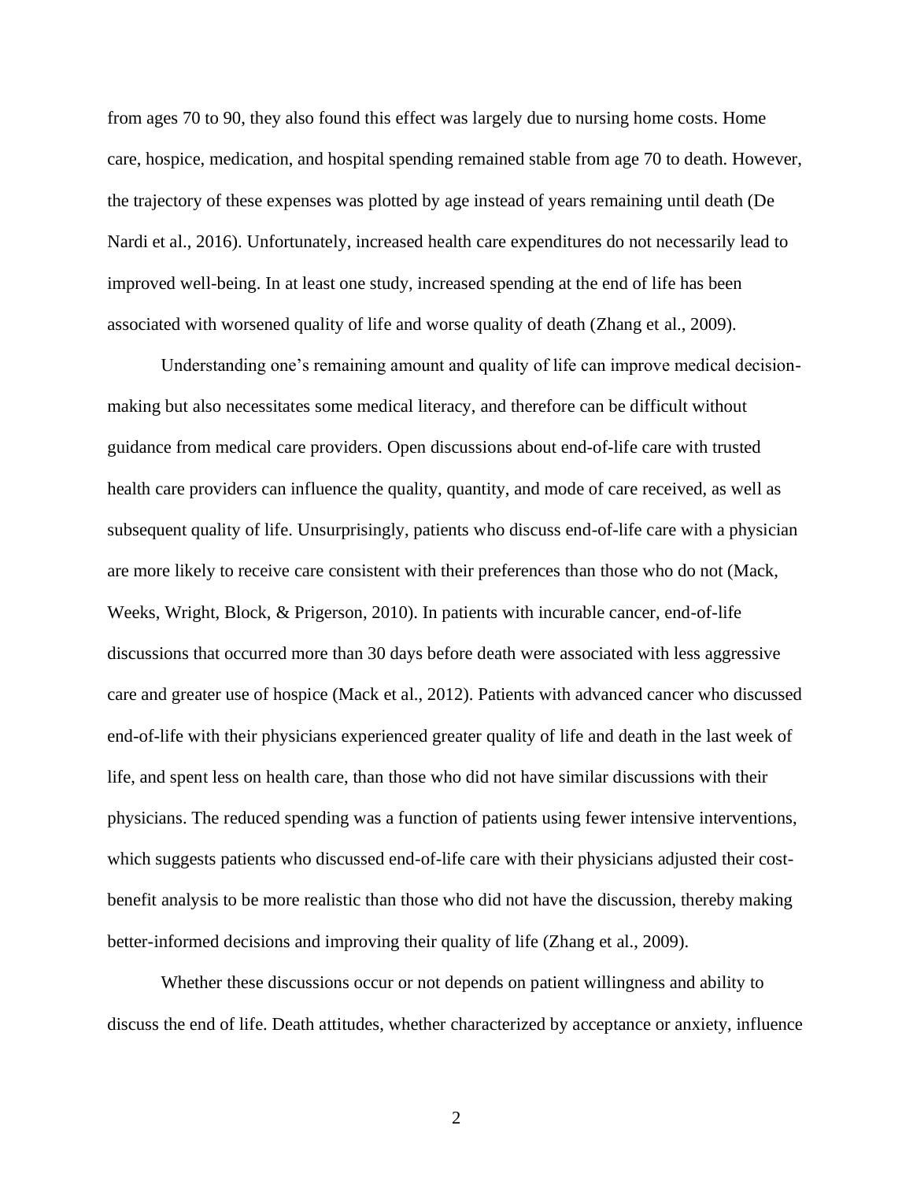from ages 70 to 90, they also found this effect was largely due to nursing home costs. Home care, hospice, medication, and hospital spending remained stable from age 70 to death. However, the trajectory of these expenses was plotted by age instead of years remaining until death (De Nardi et al., 2016). Unfortunately, increased health care expenditures do not necessarily lead to improved well-being. In at least one study, increased spending at the end of life has been associated with worsened quality of life and worse quality of death (Zhang et al., 2009).

Understanding one's remaining amount and quality of life can improve medical decision-making but also necessitates some medical literacy, and therefore can be difficult without guidance from medical care providers. Open discussions about end-of-life care with trusted health care providers can influence the quality, quantity, and mode of care received, as well as subsequent quality of life. Unsurprisingly, patients who discuss end-of-life care with a physician are more likely to receive care consistent with their preferences than those who do not (Mack, Weeks, Wright, Block, & Prigerson, 2010). In patients with incurable cancer, end-of-life discussions that occurred more than 30 days before death were associated with less aggressive care and greater use of hospice (Mack et al., 2012). Patients with advanced cancer who discussed end-of-life with their physicians experienced greater quality of life and death in the last week of life, and spent less on health care, than those who did not have similar discussions with their physicians. The reduced spending was a function of patients using fewer intensive interventions, which suggests patients who discussed end-of-life care with their physicians adjusted their cost-benefit analysis to be more realistic than those who did not have the discussion, thereby making better-informed decisions and improving their quality of life (Zhang et al., 2009).

Whether these discussions occur or not depends on patient willingness and ability to discuss the end of life. Death attitudes, whether characterized by acceptance or anxiety, influence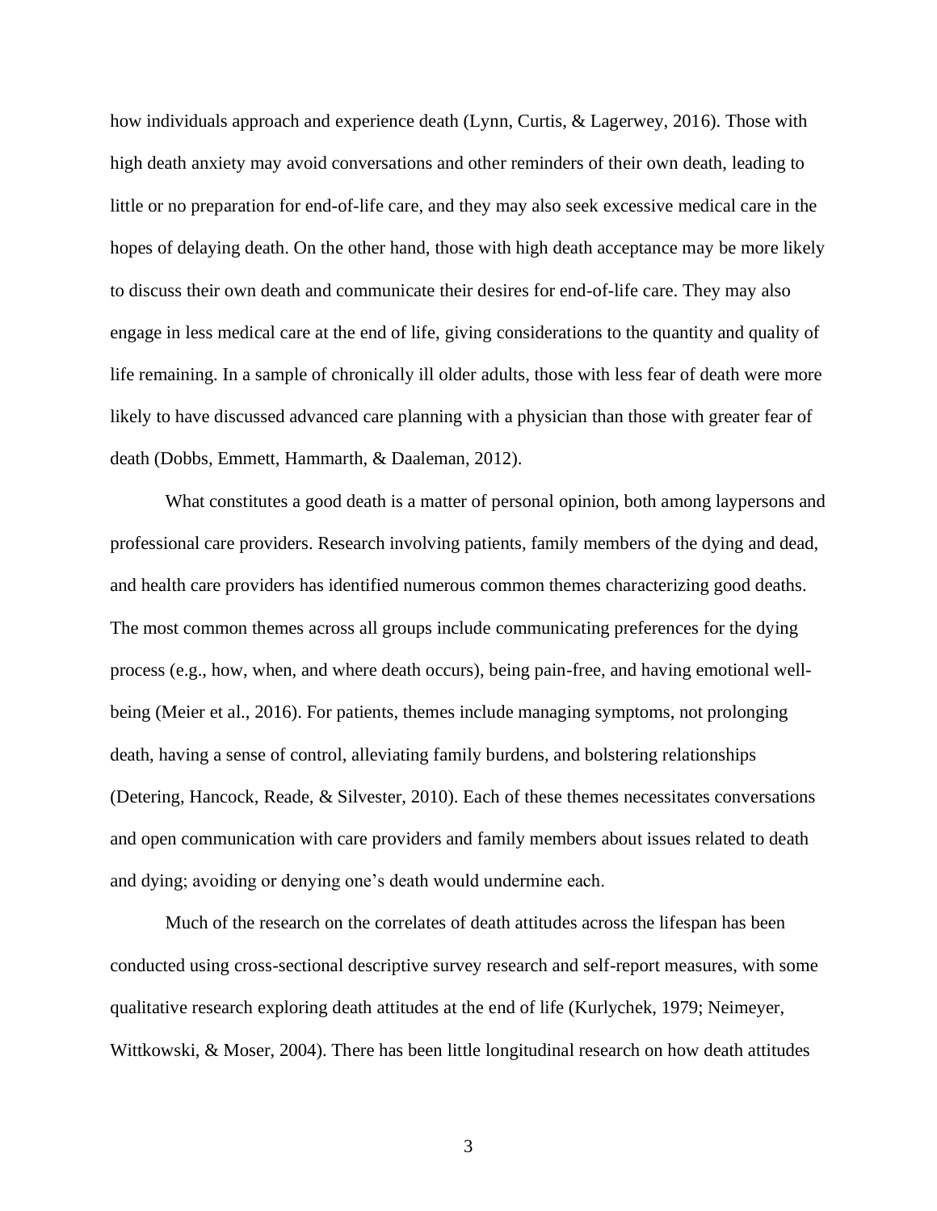how individuals approach and experience death (Lynn, Curtis, & Lagerwey, 2016). Those with high death anxiety may avoid conversations and other reminders of their own death, leading to little or no preparation for end-of-life care, and they may also seek excessive medical care in the hopes of delaying death. On the other hand, those with high death acceptance may be more likely to discuss their own death and communicate their desires for end-of-life care. They may also engage in less medical care at the end of life, giving considerations to the quantity and quality of life remaining. In a sample of chronically ill older adults, those with less fear of death were more likely to have discussed advanced care planning with a physician than those with greater fear of death (Dobbs, Emmett, Hammarth, & Daaleman, 2012).

What constitutes a good death is a matter of personal opinion, both among laypersons and professional care providers. Research involving patients, family members of the dying and dead, and health care providers has identified numerous common themes characterizing good deaths. The most common themes across all groups include communicating preferences for the dying process (e.g., how, when, and where death occurs), being pain-free, and having emotional well-being (Meier et al., 2016). For patients, themes include managing symptoms, not prolonging death, having a sense of control, alleviating family burdens, and bolstering relationships (Detering, Hancock, Reade, & Silvester, 2010). Each of these themes necessitates conversations and open communication with care providers and family members about issues related to death and dying; avoiding or denying one's death would undermine each.

Much of the research on the correlates of death attitudes across the lifespan has been conducted using cross-sectional descriptive survey research and self-report measures, with some qualitative research exploring death attitudes at the end of life (Kurlychek, 1979; Neimeyer, Wittkowski, & Moser, 2004). There has been little longitudinal research on how death attitudes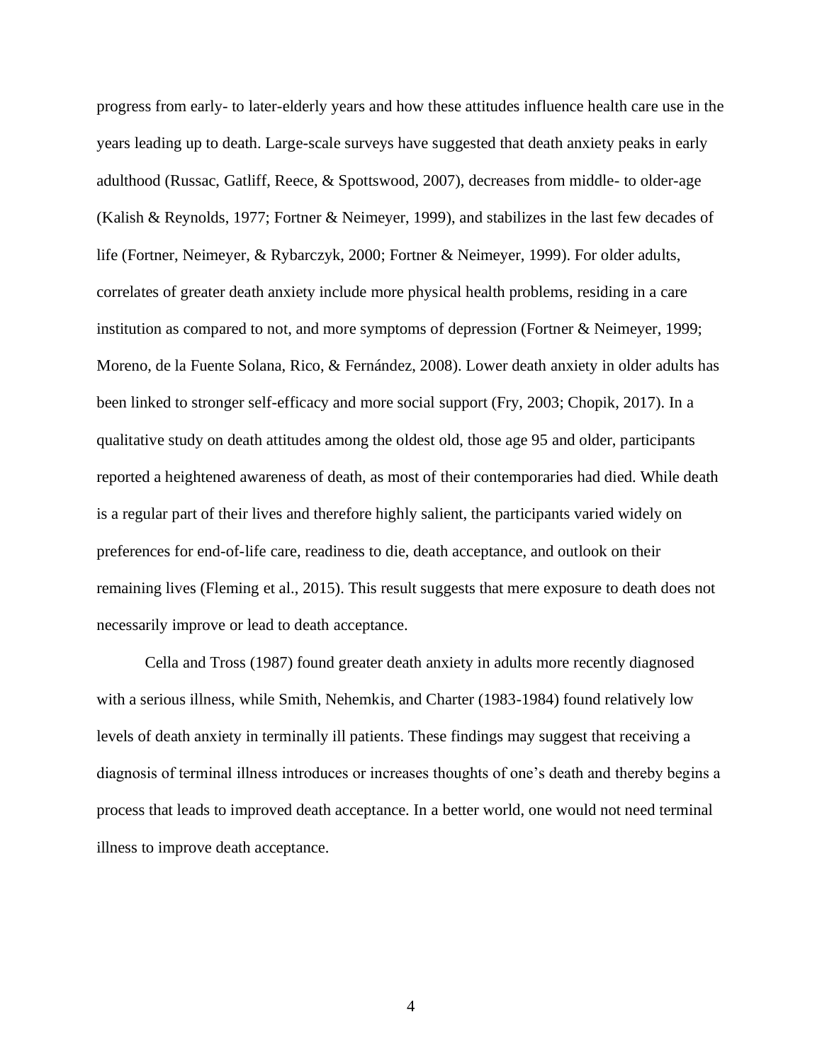progress from early- to later-elderly years and how these attitudes influence health care use in the years leading up to death. Large-scale surveys have suggested that death anxiety peaks in early adulthood (Russac, Gatliff, Reece, & Spottswood, 2007), decreases from middle- to older-age (Kalish & Reynolds, 1977; Fortner & Neimeyer, 1999), and stabilizes in the last few decades of life (Fortner, Neimeyer, & Rybarczyk, 2000; Fortner & Neimeyer, 1999). For older adults, correlates of greater death anxiety include more physical health problems, residing in a care institution as compared to not, and more symptoms of depression (Fortner & Neimeyer, 1999; Moreno, de la Fuente Solana, Rico, & Fernández, 2008). Lower death anxiety in older adults has been linked to stronger self-efficacy and more social support (Fry, 2003; Chopik, 2017). In a qualitative study on death attitudes among the oldest old, those age 95 and older, participants reported a heightened awareness of death, as most of their contemporaries had died. While death is a regular part of their lives and therefore highly salient, the participants varied widely on preferences for end-of-life care, readiness to die, death acceptance, and outlook on their remaining lives (Fleming et al., 2015). This result suggests that mere exposure to death does not necessarily improve or lead to death acceptance.

Cella and Tross (1987) found greater death anxiety in adults more recently diagnosed with a serious illness, while Smith, Nehemkis, and Charter (1983-1984) found relatively low levels of death anxiety in terminally ill patients. These findings may suggest that receiving a diagnosis of terminal illness introduces or increases thoughts of one's death and thereby begins a process that leads to improved death acceptance. In a better world, one would not need terminal illness to improve death acceptance.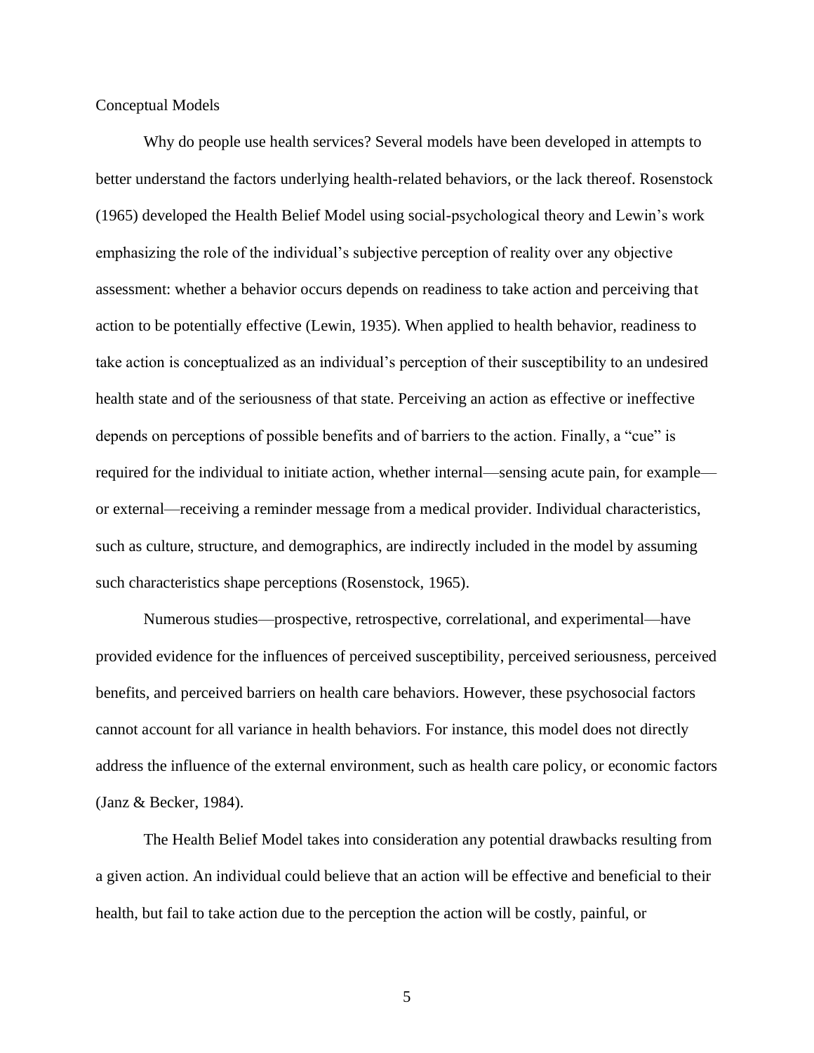## Conceptual Models

Why do people use health services? Several models have been developed in attempts to better understand the factors underlying health-related behaviors, or the lack thereof. Rosenstock (1965) developed the Health Belief Model using social-psychological theory and Lewin's work emphasizing the role of the individual's subjective perception of reality over any objective assessment: whether a behavior occurs depends on readiness to take action and perceiving that action to be potentially effective (Lewin, 1935). When applied to health behavior, readiness to take action is conceptualized as an individual's perception of their susceptibility to an undesired health state and of the seriousness of that state. Perceiving an action as effective or ineffective depends on perceptions of possible benefits and of barriers to the action. Finally, a "cue" is required for the individual to initiate action, whether internal—sensing acute pain, for example—or external—receiving a reminder message from a medical provider. Individual characteristics, such as culture, structure, and demographics, are indirectly included in the model by assuming such characteristics shape perceptions (Rosenstock, 1965).

Numerous studies—prospective, retrospective, correlational, and experimental—have provided evidence for the influences of perceived susceptibility, perceived seriousness, perceived benefits, and perceived barriers on health care behaviors. However, these psychosocial factors cannot account for all variance in health behaviors. For instance, this model does not directly address the influence of the external environment, such as health care policy, or economic factors (Janz & Becker, 1984).

The Health Belief Model takes into consideration any potential drawbacks resulting from a given action. An individual could believe that an action will be effective and beneficial to their health, but fail to take action due to the perception the action will be costly, painful, or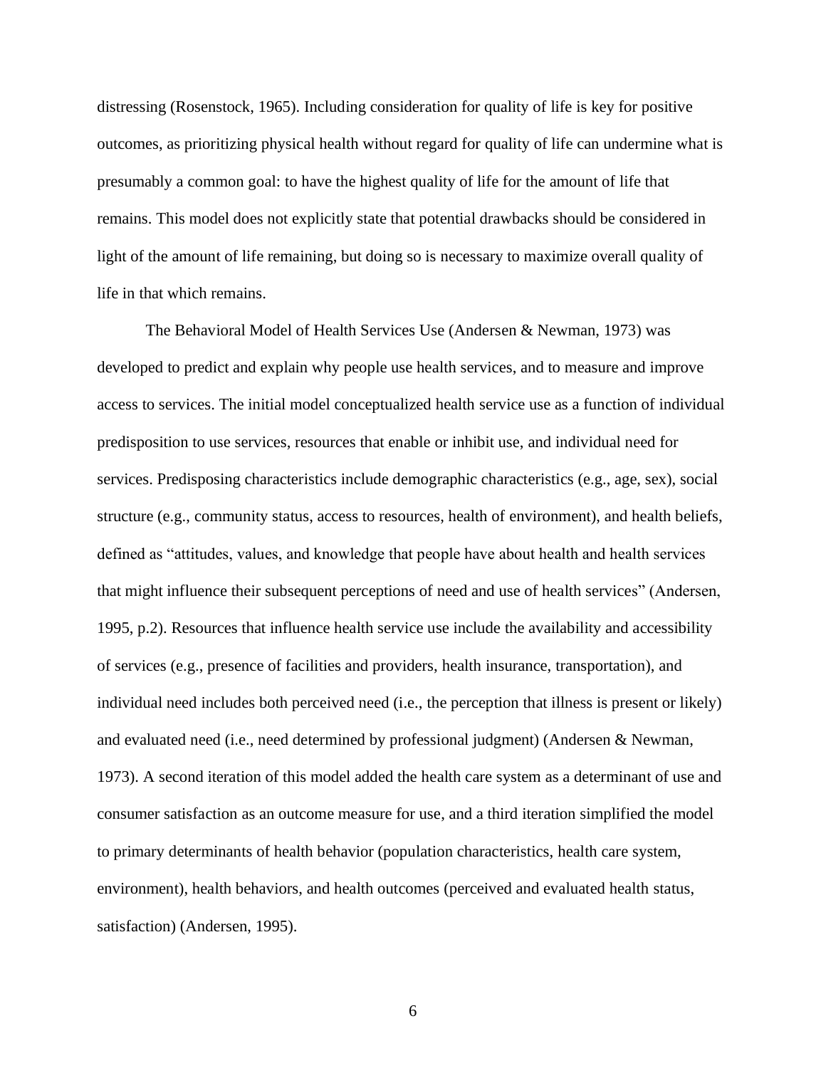distressing (Rosenstock, 1965). Including consideration for quality of life is key for positive outcomes, as prioritizing physical health without regard for quality of life can undermine what is presumably a common goal: to have the highest quality of life for the amount of life that remains. This model does not explicitly state that potential drawbacks should be considered in light of the amount of life remaining, but doing so is necessary to maximize overall quality of life in that which remains.

The Behavioral Model of Health Services Use (Andersen & Newman, 1973) was developed to predict and explain why people use health services, and to measure and improve access to services. The initial model conceptualized health service use as a function of individual predisposition to use services, resources that enable or inhibit use, and individual need for services. Predisposing characteristics include demographic characteristics (e.g., age, sex), social structure (e.g., community status, access to resources, health of environment), and health beliefs, defined as "attitudes, values, and knowledge that people have about health and health services that might influence their subsequent perceptions of need and use of health services" (Andersen, 1995, p.2). Resources that influence health service use include the availability and accessibility of services (e.g., presence of facilities and providers, health insurance, transportation), and individual need includes both perceived need (i.e., the perception that illness is present or likely) and evaluated need (i.e., need determined by professional judgment) (Andersen & Newman, 1973). A second iteration of this model added the health care system as a determinant of use and consumer satisfaction as an outcome measure for use, and a third iteration simplified the model to primary determinants of health behavior (population characteristics, health care system, environment), health behaviors, and health outcomes (perceived and evaluated health status, satisfaction) (Andersen, 1995).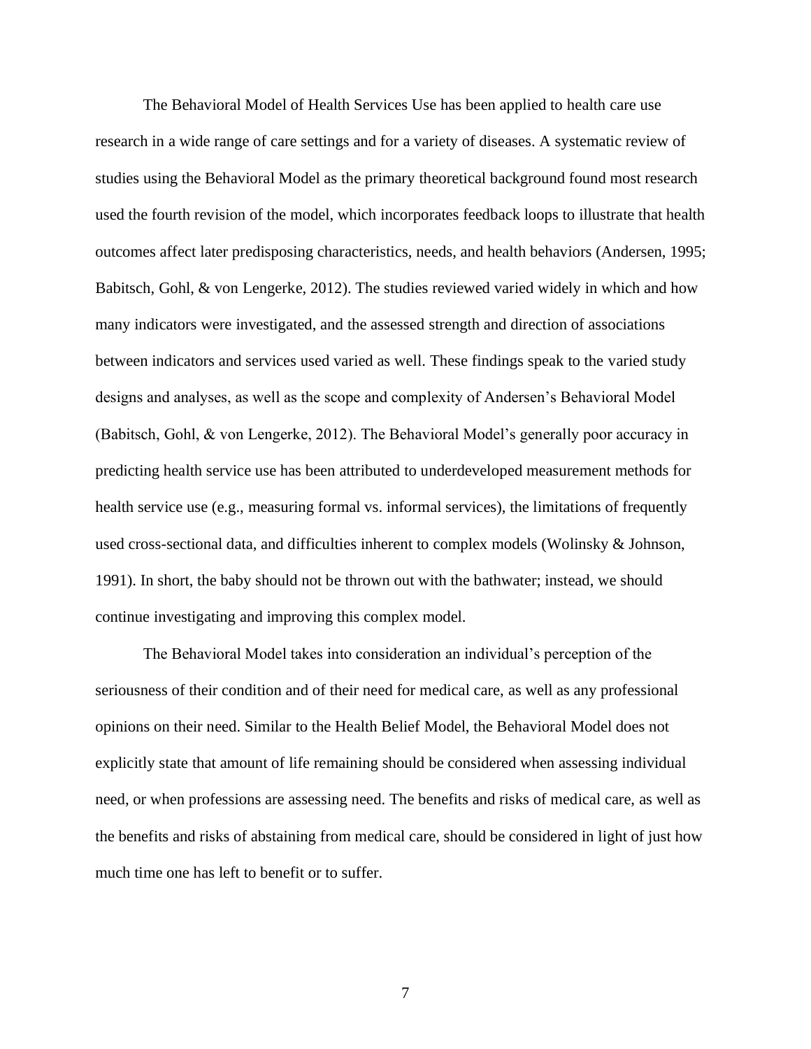The Behavioral Model of Health Services Use has been applied to health care use research in a wide range of care settings and for a variety of diseases. A systematic review of studies using the Behavioral Model as the primary theoretical background found most research used the fourth revision of the model, which incorporates feedback loops to illustrate that health outcomes affect later predisposing characteristics, needs, and health behaviors (Andersen, 1995; Babitsch, Gohl, & von Lengerke, 2012). The studies reviewed varied widely in which and how many indicators were investigated, and the assessed strength and direction of associations between indicators and services used varied as well. These findings speak to the varied study designs and analyses, as well as the scope and complexity of Andersen's Behavioral Model (Babitsch, Gohl, & von Lengerke, 2012). The Behavioral Model's generally poor accuracy in predicting health service use has been attributed to underdeveloped measurement methods for health service use (e.g., measuring formal vs. informal services), the limitations of frequently used cross-sectional data, and difficulties inherent to complex models (Wolinsky & Johnson, 1991). In short, the baby should not be thrown out with the bathwater; instead, we should continue investigating and improving this complex model.

The Behavioral Model takes into consideration an individual's perception of the seriousness of their condition and of their need for medical care, as well as any professional opinions on their need. Similar to the Health Belief Model, the Behavioral Model does not explicitly state that amount of life remaining should be considered when assessing individual need, or when professions are assessing need. The benefits and risks of medical care, as well as the benefits and risks of abstaining from medical care, should be considered in light of just how much time one has left to benefit or to suffer.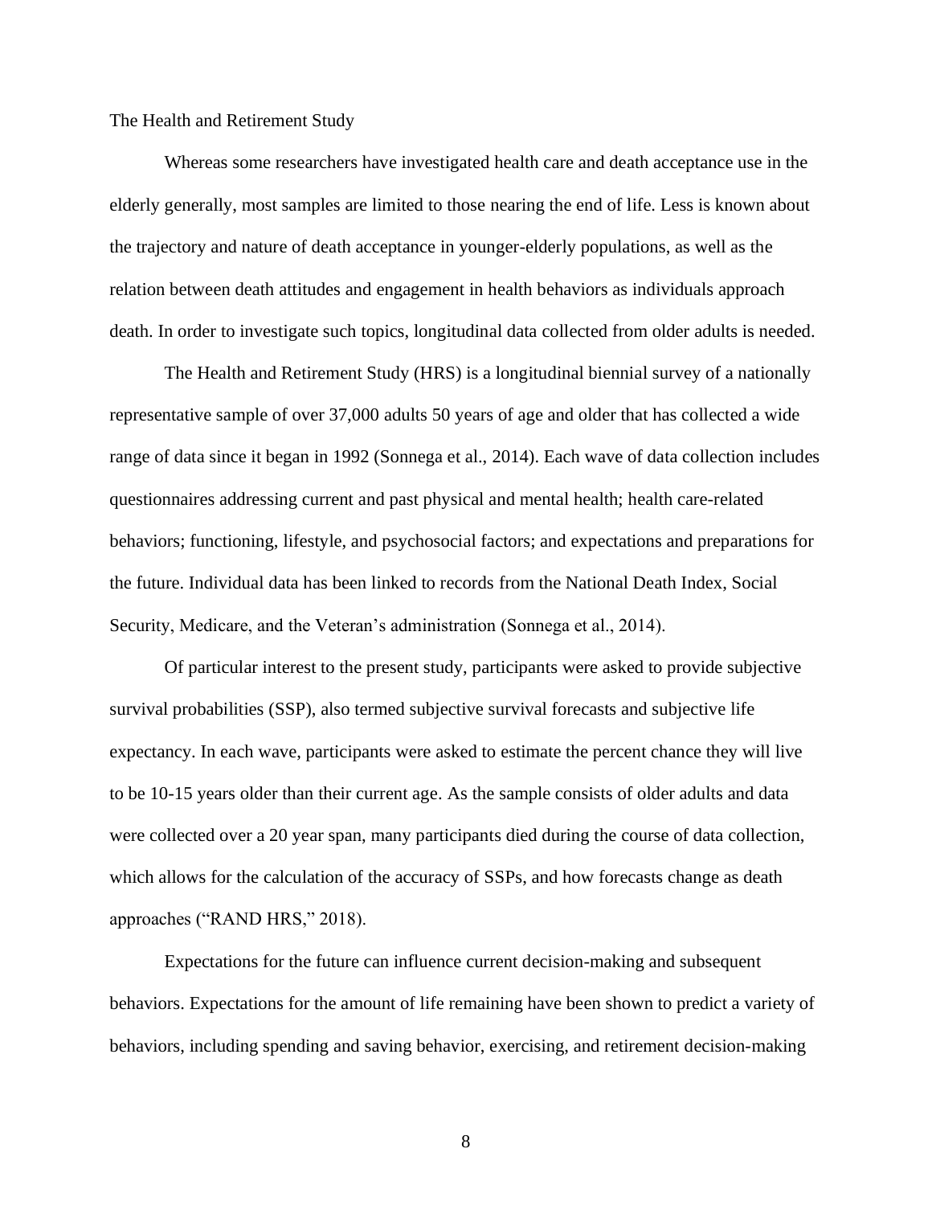## The Health and Retirement Study

Whereas some researchers have investigated health care and death acceptance use in the elderly generally, most samples are limited to those nearing the end of life. Less is known about the trajectory and nature of death acceptance in younger-elderly populations, as well as the relation between death attitudes and engagement in health behaviors as individuals approach death. In order to investigate such topics, longitudinal data collected from older adults is needed.

The Health and Retirement Study (HRS) is a longitudinal biennial survey of a nationally representative sample of over 37,000 adults 50 years of age and older that has collected a wide range of data since it began in 1992 (Sonnega et al., 2014). Each wave of data collection includes questionnaires addressing current and past physical and mental health; health care-related behaviors; functioning, lifestyle, and psychosocial factors; and expectations and preparations for the future. Individual data has been linked to records from the National Death Index, Social Security, Medicare, and the Veteran's administration (Sonnega et al., 2014).

Of particular interest to the present study, participants were asked to provide subjective survival probabilities (SSP), also termed subjective survival forecasts and subjective life expectancy. In each wave, participants were asked to estimate the percent chance they will live to be 10-15 years older than their current age. As the sample consists of older adults and data were collected over a 20 year span, many participants died during the course of data collection, which allows for the calculation of the accuracy of SSPs, and how forecasts change as death approaches ("RAND HRS," 2018).

Expectations for the future can influence current decision-making and subsequent behaviors. Expectations for the amount of life remaining have been shown to predict a variety of behaviors, including spending and saving behavior, exercising, and retirement decision-making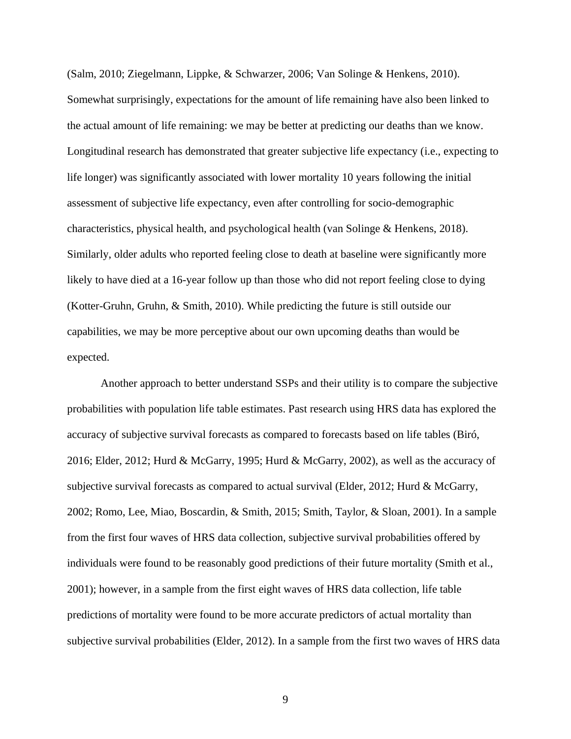(Salm, 2010; Ziegelmann, Lippke, & Schwarzer, 2006; Van Solinge & Henkens, 2010). Somewhat surprisingly, expectations for the amount of life remaining have also been linked to the actual amount of life remaining: we may be better at predicting our deaths than we know. Longitudinal research has demonstrated that greater subjective life expectancy (i.e., expecting to life longer) was significantly associated with lower mortality 10 years following the initial assessment of subjective life expectancy, even after controlling for socio-demographic characteristics, physical health, and psychological health (van Solinge & Henkens, 2018). Similarly, older adults who reported feeling close to death at baseline were significantly more likely to have died at a 16-year follow up than those who did not report feeling close to dying (Kotter-Gruhn, Gruhn, & Smith, 2010). While predicting the future is still outside our capabilities, we may be more perceptive about our own upcoming deaths than would be expected.

Another approach to better understand SSPs and their utility is to compare the subjective probabilities with population life table estimates. Past research using HRS data has explored the accuracy of subjective survival forecasts as compared to forecasts based on life tables (Biró, 2016; Elder, 2012; Hurd & McGarry, 1995; Hurd & McGarry, 2002), as well as the accuracy of subjective survival forecasts as compared to actual survival (Elder, 2012; Hurd & McGarry, 2002; Romo, Lee, Miao, Boscardin, & Smith, 2015; Smith, Taylor, & Sloan, 2001). In a sample from the first four waves of HRS data collection, subjective survival probabilities offered by individuals were found to be reasonably good predictions of their future mortality (Smith et al., 2001); however, in a sample from the first eight waves of HRS data collection, life table predictions of mortality were found to be more accurate predictors of actual mortality than subjective survival probabilities (Elder, 2012). In a sample from the first two waves of HRS data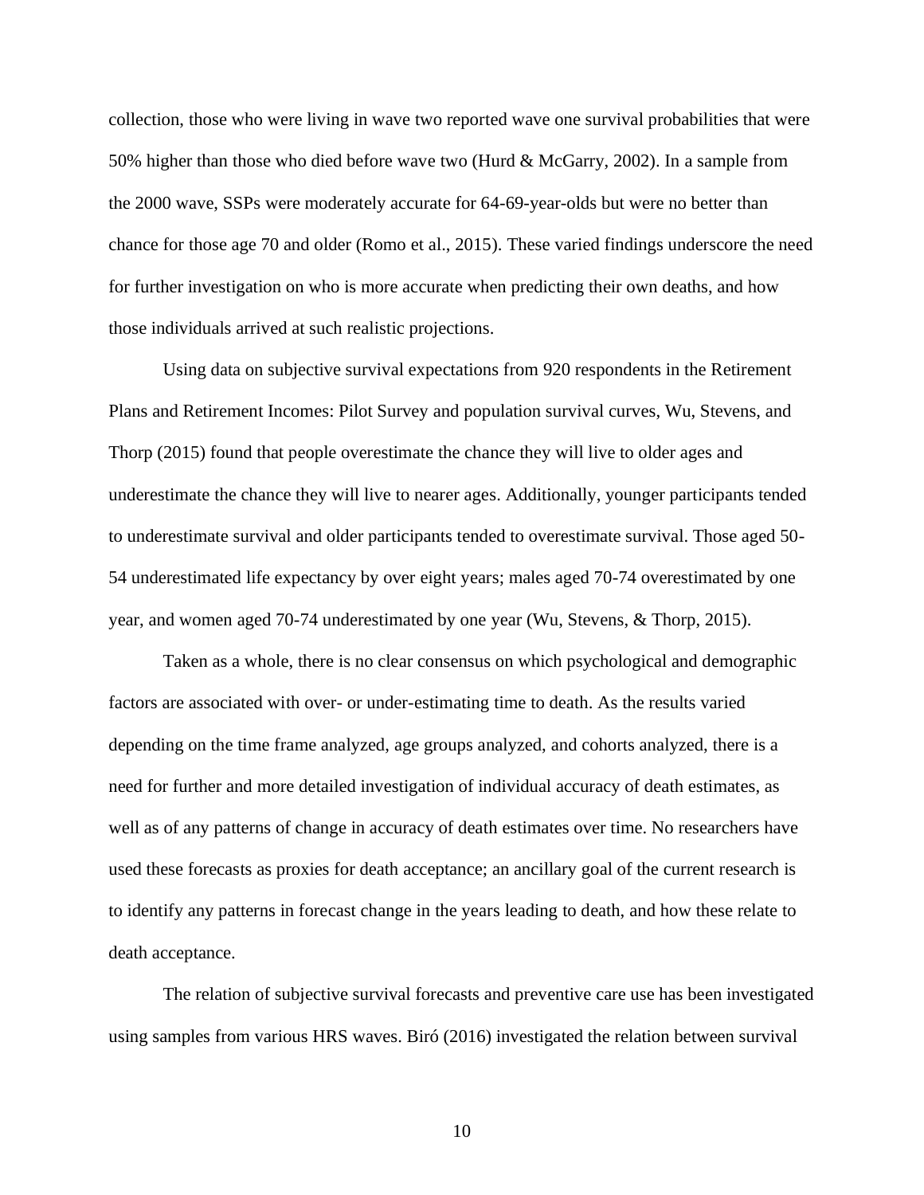collection, those who were living in wave two reported wave one survival probabilities that were 50% higher than those who died before wave two (Hurd & McGarry, 2002). In a sample from the 2000 wave, SSPs were moderately accurate for 64-69-year-olds but were no better than chance for those age 70 and older (Romo et al., 2015). These varied findings underscore the need for further investigation on who is more accurate when predicting their own deaths, and how those individuals arrived at such realistic projections.

Using data on subjective survival expectations from 920 respondents in the Retirement Plans and Retirement Incomes: Pilot Survey and population survival curves, Wu, Stevens, and Thorp (2015) found that people overestimate the chance they will live to older ages and underestimate the chance they will live to nearer ages. Additionally, younger participants tended to underestimate survival and older participants tended to overestimate survival. Those aged 50-54 underestimated life expectancy by over eight years; males aged 70-74 overestimated by one year, and women aged 70-74 underestimated by one year (Wu, Stevens, & Thorp, 2015).

Taken as a whole, there is no clear consensus on which psychological and demographic factors are associated with over- or under-estimating time to death. As the results varied depending on the time frame analyzed, age groups analyzed, and cohorts analyzed, there is a need for further and more detailed investigation of individual accuracy of death estimates, as well as of any patterns of change in accuracy of death estimates over time. No researchers have used these forecasts as proxies for death acceptance; an ancillary goal of the current research is to identify any patterns in forecast change in the years leading to death, and how these relate to death acceptance.

The relation of subjective survival forecasts and preventive care use has been investigated using samples from various HRS waves. Biró (2016) investigated the relation between survival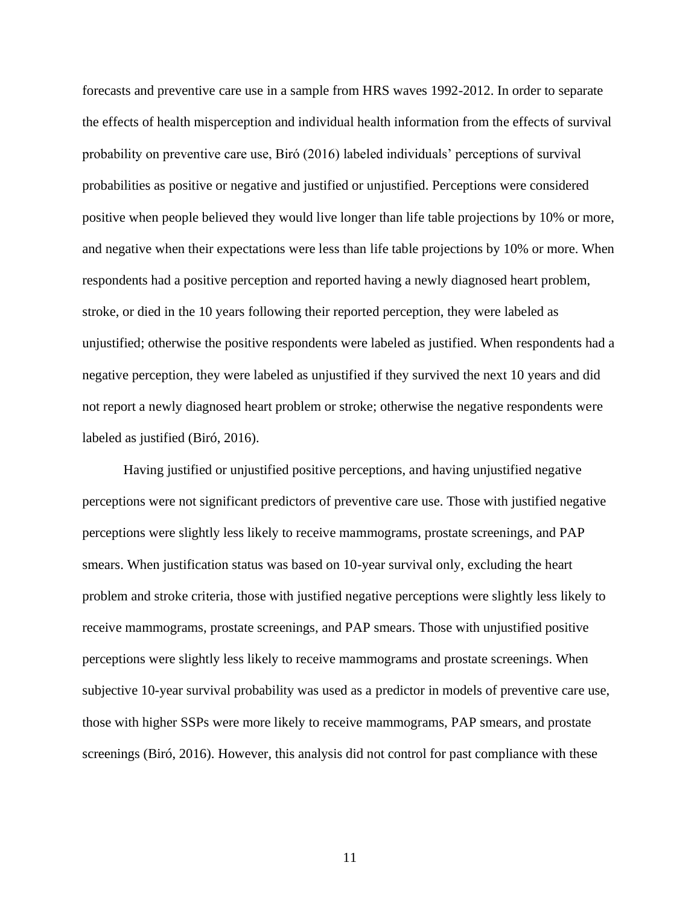forecasts and preventive care use in a sample from HRS waves 1992-2012. In order to separate the effects of health misperception and individual health information from the effects of survival probability on preventive care use, Biró (2016) labeled individuals' perceptions of survival probabilities as positive or negative and justified or unjustified. Perceptions were considered positive when people believed they would live longer than life table projections by 10% or more, and negative when their expectations were less than life table projections by 10% or more. When respondents had a positive perception and reported having a newly diagnosed heart problem, stroke, or died in the 10 years following their reported perception, they were labeled as unjustified; otherwise the positive respondents were labeled as justified. When respondents had a negative perception, they were labeled as unjustified if they survived the next 10 years and did not report a newly diagnosed heart problem or stroke; otherwise the negative respondents were labeled as justified (Biró, 2016).

Having justified or unjustified positive perceptions, and having unjustified negative perceptions were not significant predictors of preventive care use. Those with justified negative perceptions were slightly less likely to receive mammograms, prostate screenings, and PAP smears. When justification status was based on 10-year survival only, excluding the heart problem and stroke criteria, those with justified negative perceptions were slightly less likely to receive mammograms, prostate screenings, and PAP smears. Those with unjustified positive perceptions were slightly less likely to receive mammograms and prostate screenings. When subjective 10-year survival probability was used as a predictor in models of preventive care use, those with higher SSPs were more likely to receive mammograms, PAP smears, and prostate screenings (Biró, 2016). However, this analysis did not control for past compliance with these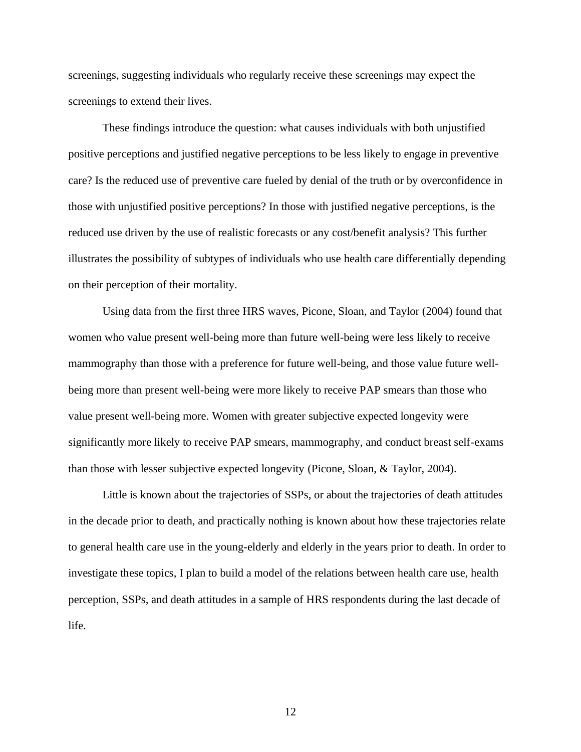screenings, suggesting individuals who regularly receive these screenings may expect the screenings to extend their lives.

These findings introduce the question: what causes individuals with both unjustified positive perceptions and justified negative perceptions to be less likely to engage in preventive care? Is the reduced use of preventive care fueled by denial of the truth or by overconfidence in those with unjustified positive perceptions? In those with justified negative perceptions, is the reduced use driven by the use of realistic forecasts or any cost/benefit analysis? This further illustrates the possibility of subtypes of individuals who use health care differentially depending on their perception of their mortality.

Using data from the first three HRS waves, Picone, Sloan, and Taylor (2004) found that women who value present well-being more than future well-being were less likely to receive mammography than those with a preference for future well-being, and those value future well-being more than present well-being were more likely to receive PAP smears than those who value present well-being more. Women with greater subjective expected longevity were significantly more likely to receive PAP smears, mammography, and conduct breast self-exams than those with lesser subjective expected longevity (Picone, Sloan, & Taylor, 2004).

Little is known about the trajectories of SSPs, or about the trajectories of death attitudes in the decade prior to death, and practically nothing is known about how these trajectories relate to general health care use in the young-elderly and elderly in the years prior to death. In order to investigate these topics, I plan to build a model of the relations between health care use, health perception, SSPs, and death attitudes in a sample of HRS respondents during the last decade of life.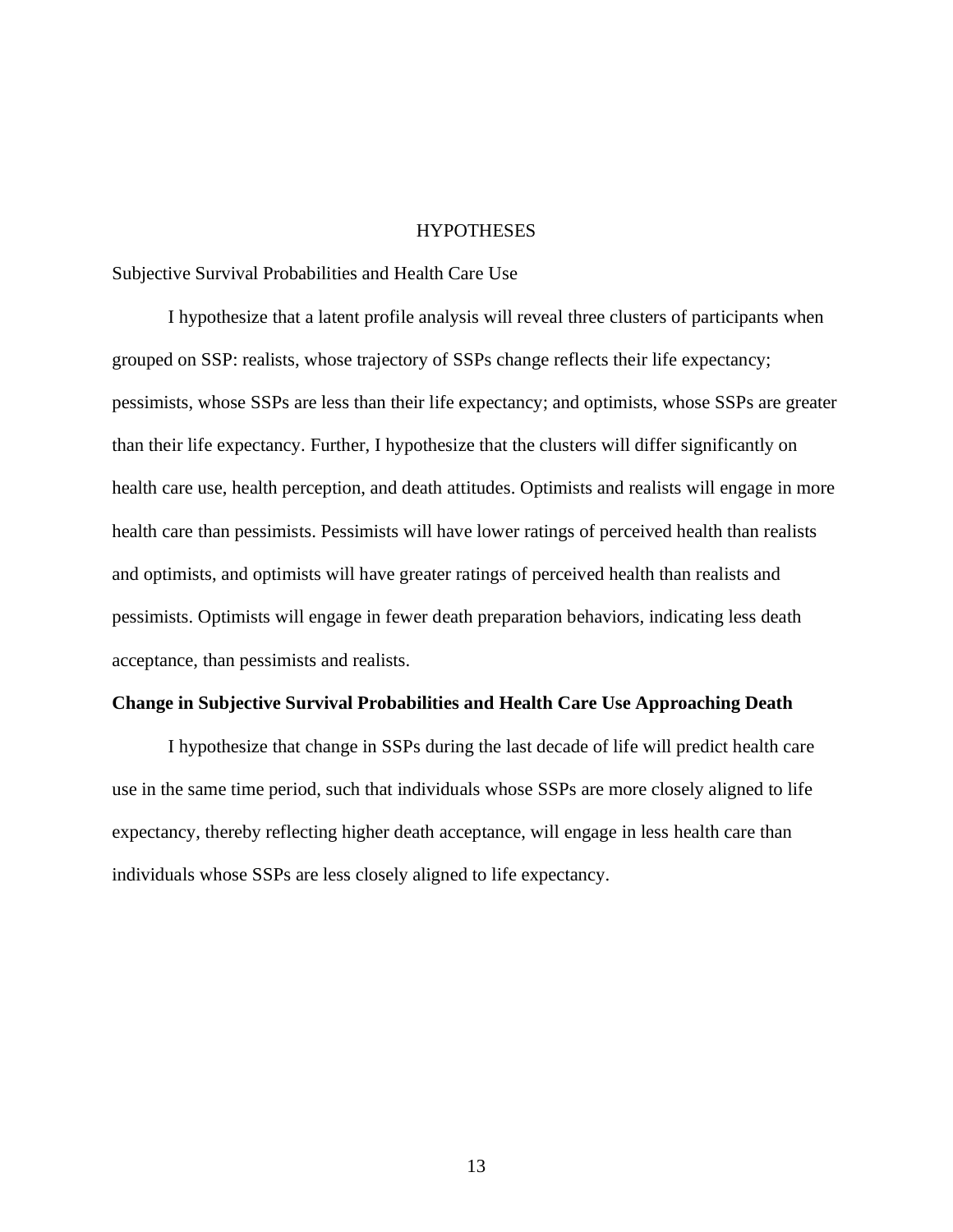# HYPOTHESES

## Subjective Survival Probabilities and Health Care Use

I hypothesize that a latent profile analysis will reveal three clusters of participants when grouped on SSP: realists, whose trajectory of SSPs change reflects their life expectancy; pessimists, whose SSPs are less than their life expectancy; and optimists, whose SSPs are greater than their life expectancy. Further, I hypothesize that the clusters will differ significantly on health care use, health perception, and death attitudes. Optimists and realists will engage in more health care than pessimists. Pessimists will have lower ratings of perceived health than realists and optimists, and optimists will have greater ratings of perceived health than realists and pessimists. Optimists will engage in fewer death preparation behaviors, indicating less death acceptance, than pessimists and realists.

## **Change in Subjective Survival Probabilities and Health Care Use Approaching Death**

I hypothesize that change in SSPs during the last decade of life will predict health care use in the same time period, such that individuals whose SSPs are more closely aligned to life expectancy, thereby reflecting higher death acceptance, will engage in less health care than individuals whose SSPs are less closely aligned to life expectancy.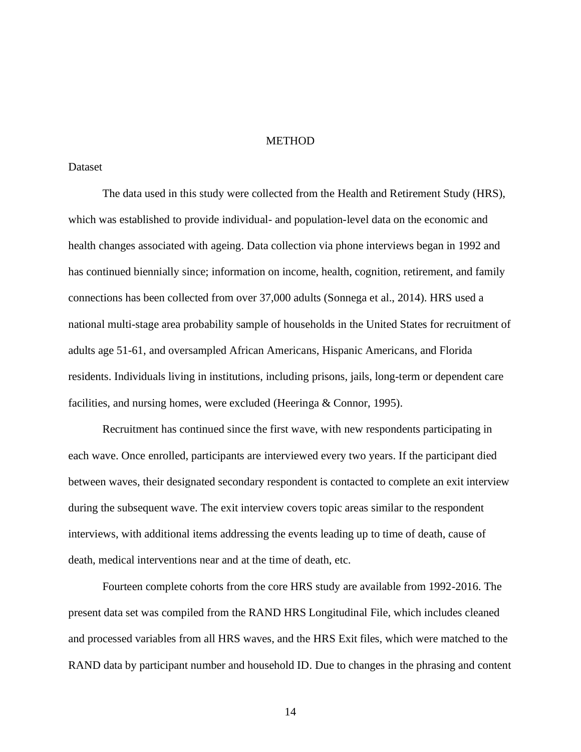# METHOD

## Dataset

The data used in this study were collected from the Health and Retirement Study (HRS), which was established to provide individual- and population-level data on the economic and health changes associated with ageing. Data collection via phone interviews began in 1992 and has continued biennially since; information on income, health, cognition, retirement, and family connections has been collected from over 37,000 adults (Sonnega et al., 2014). HRS used a national multi-stage area probability sample of households in the United States for recruitment of adults age 51-61, and oversampled African Americans, Hispanic Americans, and Florida residents. Individuals living in institutions, including prisons, jails, long-term or dependent care facilities, and nursing homes, were excluded (Heeringa & Connor, 1995).

Recruitment has continued since the first wave, with new respondents participating in each wave. Once enrolled, participants are interviewed every two years. If the participant died between waves, their designated secondary respondent is contacted to complete an exit interview during the subsequent wave. The exit interview covers topic areas similar to the respondent interviews, with additional items addressing the events leading up to time of death, cause of death, medical interventions near and at the time of death, etc.

Fourteen complete cohorts from the core HRS study are available from 1992-2016. The present data set was compiled from the RAND HRS Longitudinal File, which includes cleaned and processed variables from all HRS waves, and the HRS Exit files, which were matched to the RAND data by participant number and household ID. Due to changes in the phrasing and content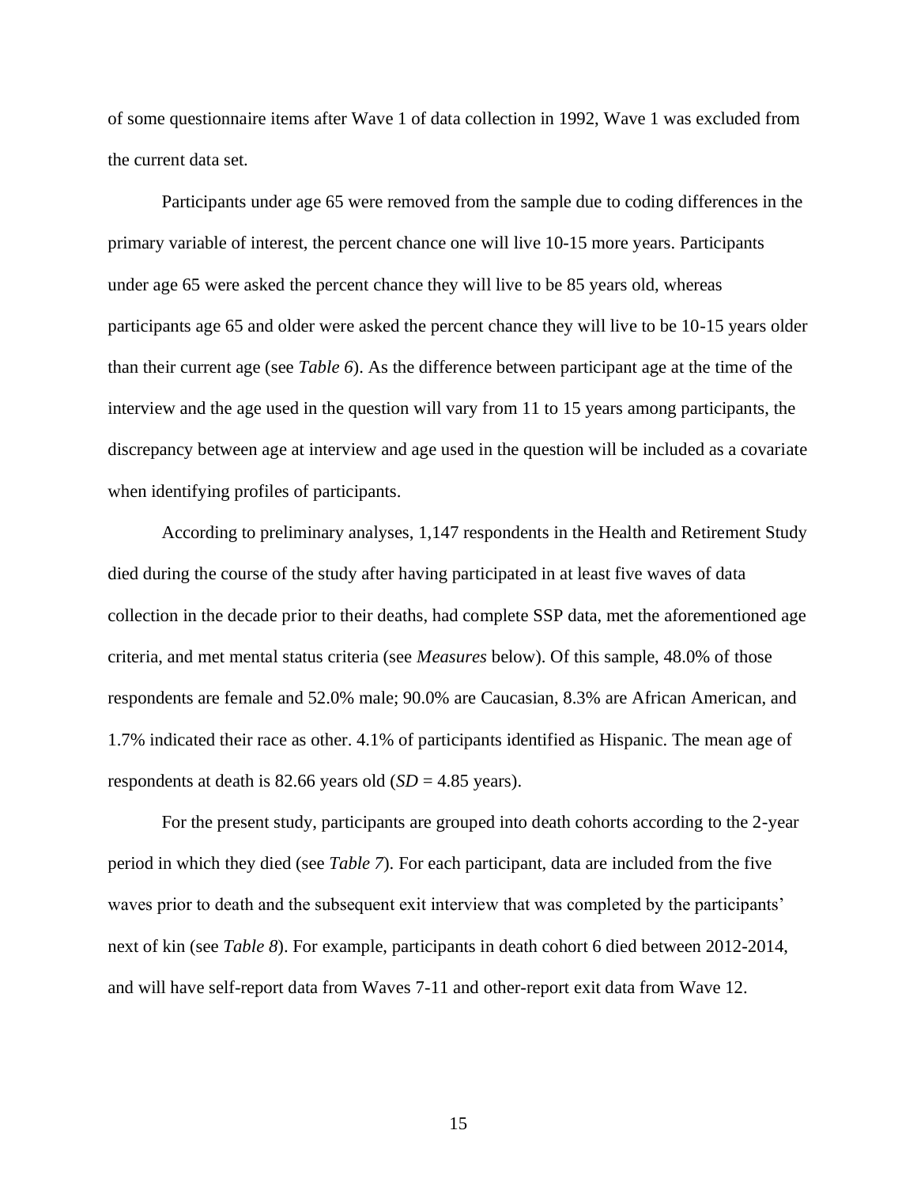of some questionnaire items after Wave 1 of data collection in 1992, Wave 1 was excluded from the current data set.

Participants under age 65 were removed from the sample due to coding differences in the primary variable of interest, the percent chance one will live 10-15 more years. Participants under age 65 were asked the percent chance they will live to be 85 years old, whereas participants age 65 and older were asked the percent chance they will live to be 10-15 years older than their current age (see *Table 6*). As the difference between participant age at the time of the interview and the age used in the question will vary from 11 to 15 years among participants, the discrepancy between age at interview and age used in the question will be included as a covariate when identifying profiles of participants.

According to preliminary analyses, 1,147 respondents in the Health and Retirement Study died during the course of the study after having participated in at least five waves of data collection in the decade prior to their deaths, had complete SSP data, met the aforementioned age criteria, and met mental status criteria (see *Measures* below). Of this sample, 48.0% of those respondents are female and 52.0% male; 90.0% are Caucasian, 8.3% are African American, and 1.7% indicated their race as other. 4.1% of participants identified as Hispanic. The mean age of respondents at death is 82.66 years old (*SD* = 4.85 years).

For the present study, participants are grouped into death cohorts according to the 2-year period in which they died (see *Table 7*). For each participant, data are included from the five waves prior to death and the subsequent exit interview that was completed by the participants' next of kin (see *Table 8*). For example, participants in death cohort 6 died between 2012-2014, and will have self-report data from Waves 7-11 and other-report exit data from Wave 12.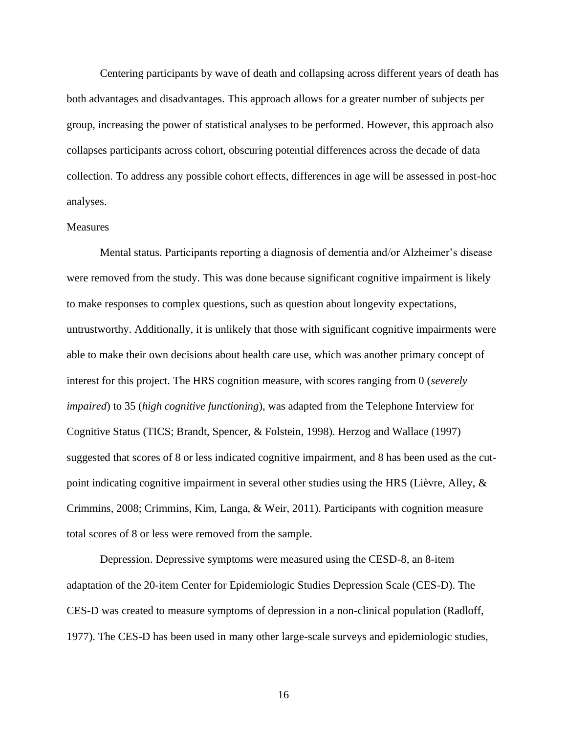Centering participants by wave of death and collapsing across different years of death has both advantages and disadvantages. This approach allows for a greater number of subjects per group, increasing the power of statistical analyses to be performed. However, this approach also collapses participants across cohort, obscuring potential differences across the decade of data collection. To address any possible cohort effects, differences in age will be assessed in post-hoc analyses.

## Measures

Mental status. Participants reporting a diagnosis of dementia and/or Alzheimer's disease were removed from the study. This was done because significant cognitive impairment is likely to make responses to complex questions, such as question about longevity expectations, untrustworthy. Additionally, it is unlikely that those with significant cognitive impairments were able to make their own decisions about health care use, which was another primary concept of interest for this project. The HRS cognition measure, with scores ranging from 0 (*severely impaired*) to 35 (*high cognitive functioning*), was adapted from the Telephone Interview for Cognitive Status (TICS; Brandt, Spencer, & Folstein, 1998). Herzog and Wallace (1997) suggested that scores of 8 or less indicated cognitive impairment, and 8 has been used as the cut-point indicating cognitive impairment in several other studies using the HRS (Lièvre, Alley, & Crimmins, 2008; Crimmins, Kim, Langa, & Weir, 2011). Participants with cognition measure total scores of 8 or less were removed from the sample.

Depression. Depressive symptoms were measured using the CESD-8, an 8-item adaptation of the 20-item Center for Epidemiologic Studies Depression Scale (CES-D). The CES-D was created to measure symptoms of depression in a non-clinical population (Radloff, 1977). The CES-D has been used in many other large-scale surveys and epidemiologic studies,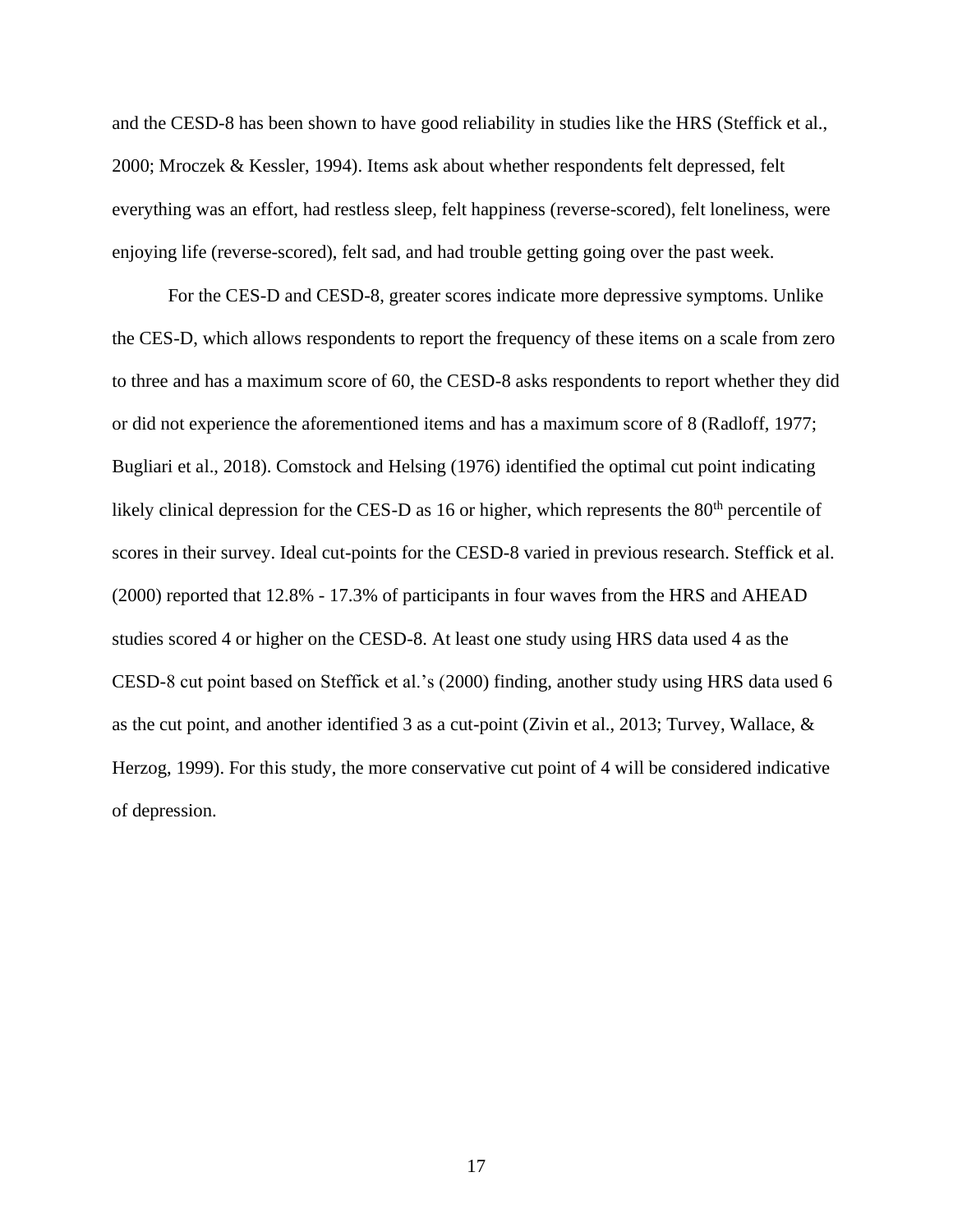and the CESD-8 has been shown to have good reliability in studies like the HRS (Steffick et al., 2000; Mroczek & Kessler, 1994). Items ask about whether respondents felt depressed, felt everything was an effort, had restless sleep, felt happiness (reverse-scored), felt loneliness, were enjoying life (reverse-scored), felt sad, and had trouble getting going over the past week.

For the CES-D and CESD-8, greater scores indicate more depressive symptoms. Unlike the CES-D, which allows respondents to report the frequency of these items on a scale from zero to three and has a maximum score of 60, the CESD-8 asks respondents to report whether they did or did not experience the aforementioned items and has a maximum score of 8 (Radloff, 1977; Bugliari et al., 2018). Comstock and Helsing (1976) identified the optimal cut point indicating likely clinical depression for the CES-D as 16 or higher, which represents the 80th percentile of scores in their survey. Ideal cut-points for the CESD-8 varied in previous research. Steffick et al. (2000) reported that 12.8% - 17.3% of participants in four waves from the HRS and AHEAD studies scored 4 or higher on the CESD-8. At least one study using HRS data used 4 as the CESD-8 cut point based on Steffick et al.'s (2000) finding, another study using HRS data used 6 as the cut point, and another identified 3 as a cut-point (Zivin et al., 2013; Turvey, Wallace, & Herzog, 1999). For this study, the more conservative cut point of 4 will be considered indicative of depression.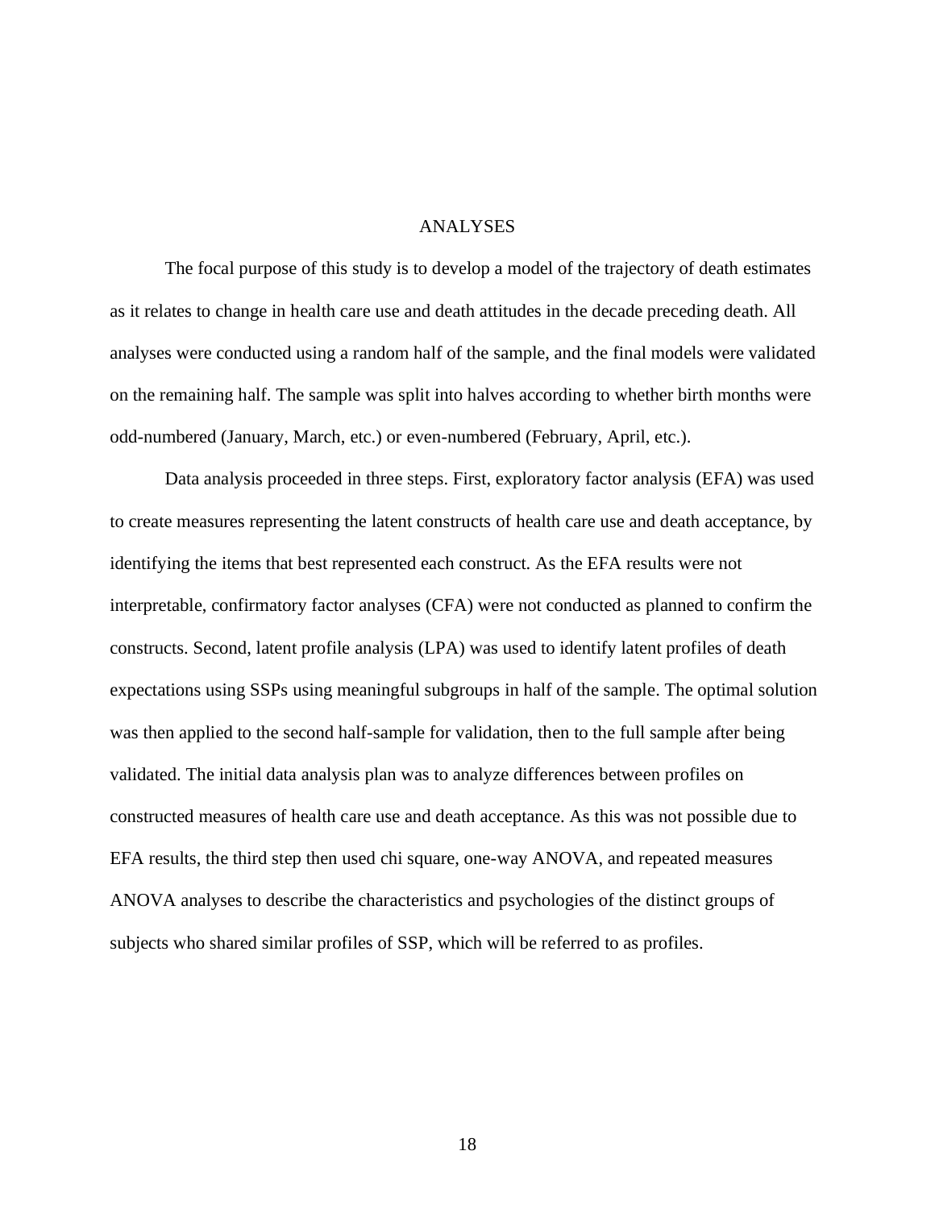# ANALYSES

The focal purpose of this study is to develop a model of the trajectory of death estimates as it relates to change in health care use and death attitudes in the decade preceding death. All analyses were conducted using a random half of the sample, and the final models were validated on the remaining half. The sample was split into halves according to whether birth months were odd-numbered (January, March, etc.) or even-numbered (February, April, etc.).

Data analysis proceeded in three steps. First, exploratory factor analysis (EFA) was used to create measures representing the latent constructs of health care use and death acceptance, by identifying the items that best represented each construct. As the EFA results were not interpretable, confirmatory factor analyses (CFA) were not conducted as planned to confirm the constructs. Second, latent profile analysis (LPA) was used to identify latent profiles of death expectations using SSPs using meaningful subgroups in half of the sample. The optimal solution was then applied to the second half-sample for validation, then to the full sample after being validated. The initial data analysis plan was to analyze differences between profiles on constructed measures of health care use and death acceptance. As this was not possible due to EFA results, the third step then used chi square, one-way ANOVA, and repeated measures ANOVA analyses to describe the characteristics and psychologies of the distinct groups of subjects who shared similar profiles of SSP, which will be referred to as profiles.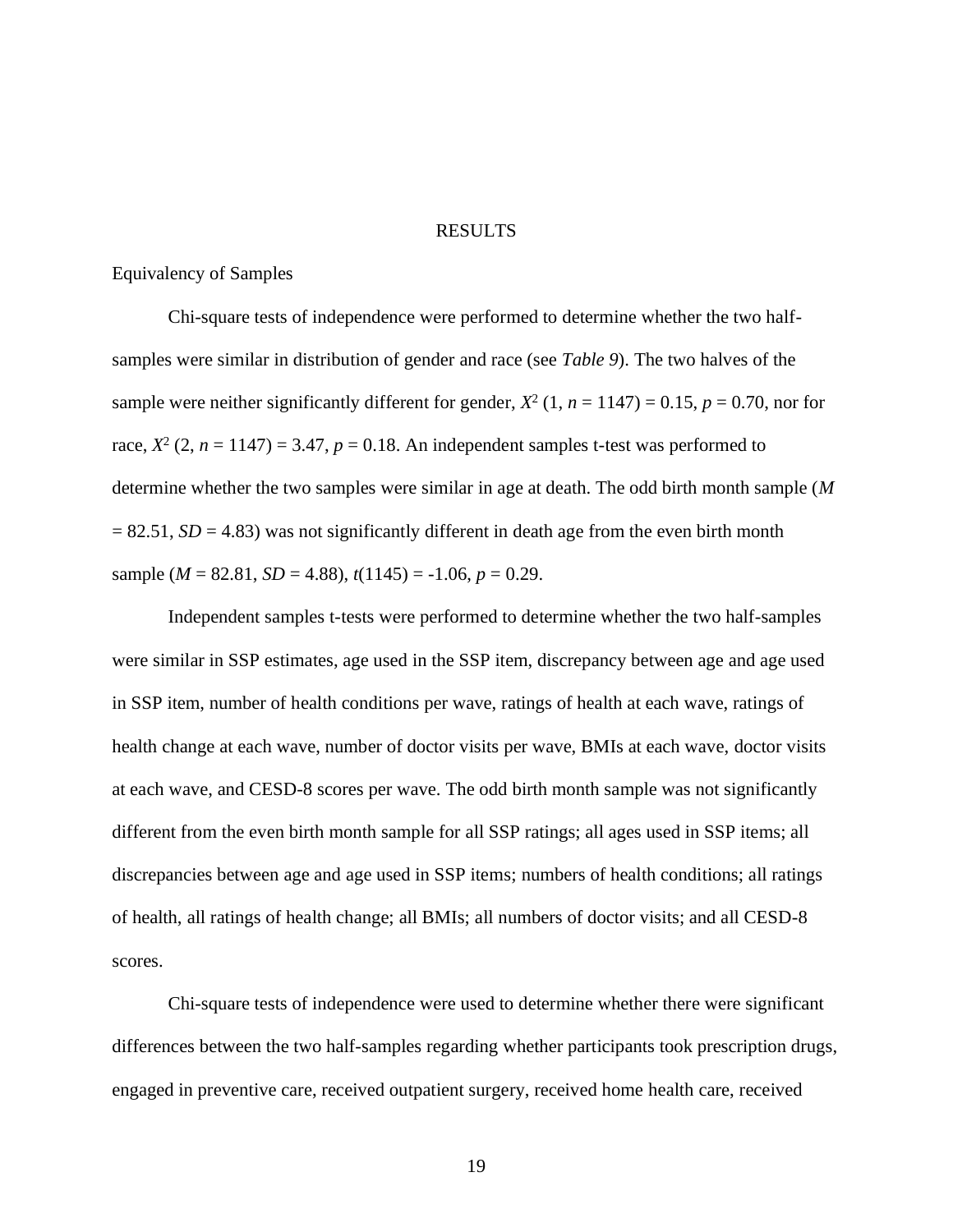# RESULTS

## Equivalency of Samples

Chi-square tests of independence were performed to determine whether the two half-samples were similar in distribution of gender and race (see *Table 9*). The two halves of the sample were neither significantly different for gender, $X^2$ (1, $n$ = 1147) = 0.15, $p$ = 0.70, nor for race, $X^2$ (2, $n$ = 1147) = 3.47, $p$ = 0.18. An independent samples t-test was performed to determine whether the two samples were similar in age at death. The odd birth month sample ($M$ = 82.51, $SD$ = 4.83) was not significantly different in death age from the even birth month sample ($M$ = 82.81, $SD$ = 4.88), $t$(1145) = -1.06, $p$ = 0.29.

Independent samples t-tests were performed to determine whether the two half-samples were similar in SSP estimates, age used in the SSP item, discrepancy between age and age used in SSP item, number of health conditions per wave, ratings of health at each wave, ratings of health change at each wave, number of doctor visits per wave, BMIs at each wave, doctor visits at each wave, and CESD-8 scores per wave. The odd birth month sample was not significantly different from the even birth month sample for all SSP ratings; all ages used in SSP items; all discrepancies between age and age used in SSP items; numbers of health conditions; all ratings of health, all ratings of health change; all BMIs; all numbers of doctor visits; and all CESD-8 scores.

Chi-square tests of independence were used to determine whether there were significant differences between the two half-samples regarding whether participants took prescription drugs, engaged in preventive care, received outpatient surgery, received home health care, received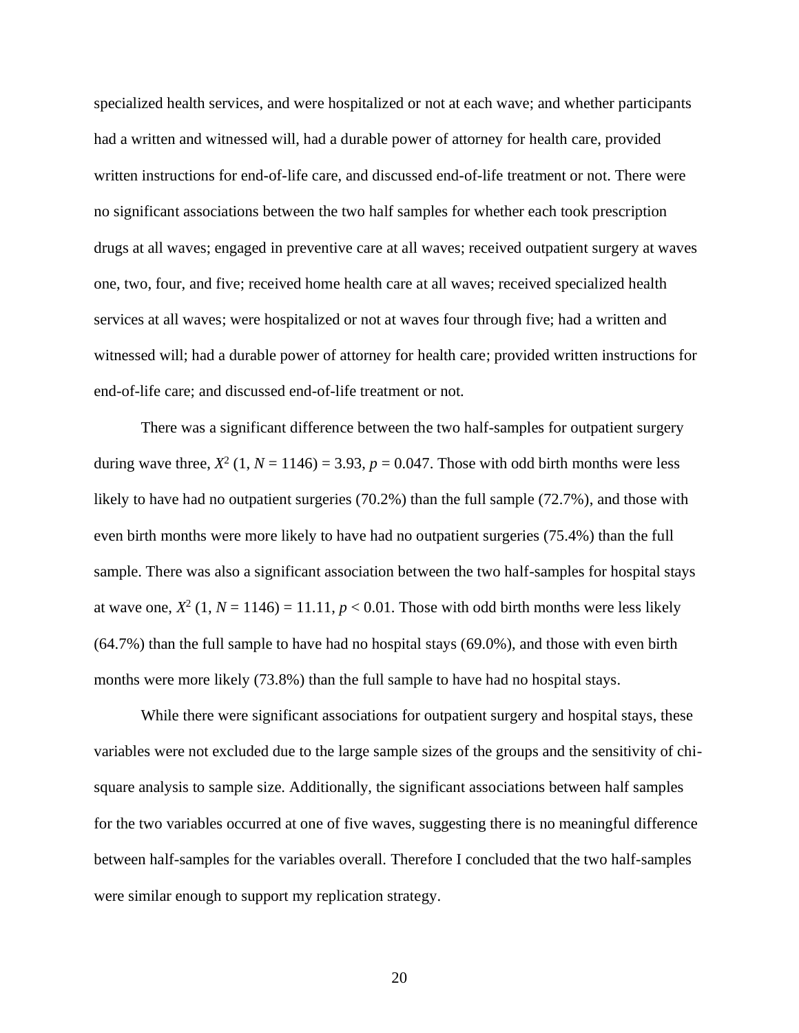specialized health services, and were hospitalized or not at each wave; and whether participants had a written and witnessed will, had a durable power of attorney for health care, provided written instructions for end-of-life care, and discussed end-of-life treatment or not. There were no significant associations between the two half samples for whether each took prescription drugs at all waves; engaged in preventive care at all waves; received outpatient surgery at waves one, two, four, and five; received home health care at all waves; received specialized health services at all waves; were hospitalized or not at waves four through five; had a written and witnessed will; had a durable power of attorney for health care; provided written instructions for end-of-life care; and discussed end-of-life treatment or not.

There was a significant difference between the two half-samples for outpatient surgery during wave three, $X^2$ (1, $N$ = 1146) = 3.93, $p$ = 0.047. Those with odd birth months were less likely to have had no outpatient surgeries (70.2%) than the full sample (72.7%), and those with even birth months were more likely to have had no outpatient surgeries (75.4%) than the full sample. There was also a significant association between the two half-samples for hospital stays at wave one, $X^2$ (1, $N$ = 1146) = 11.11, $p$ < 0.01. Those with odd birth months were less likely (64.7%) than the full sample to have had no hospital stays (69.0%), and those with even birth months were more likely (73.8%) than the full sample to have had no hospital stays.

While there were significant associations for outpatient surgery and hospital stays, these variables were not excluded due to the large sample sizes of the groups and the sensitivity of chi-square analysis to sample size. Additionally, the significant associations between half samples for the two variables occurred at one of five waves, suggesting there is no meaningful difference between half-samples for the variables overall. Therefore I concluded that the two half-samples were similar enough to support my replication strategy.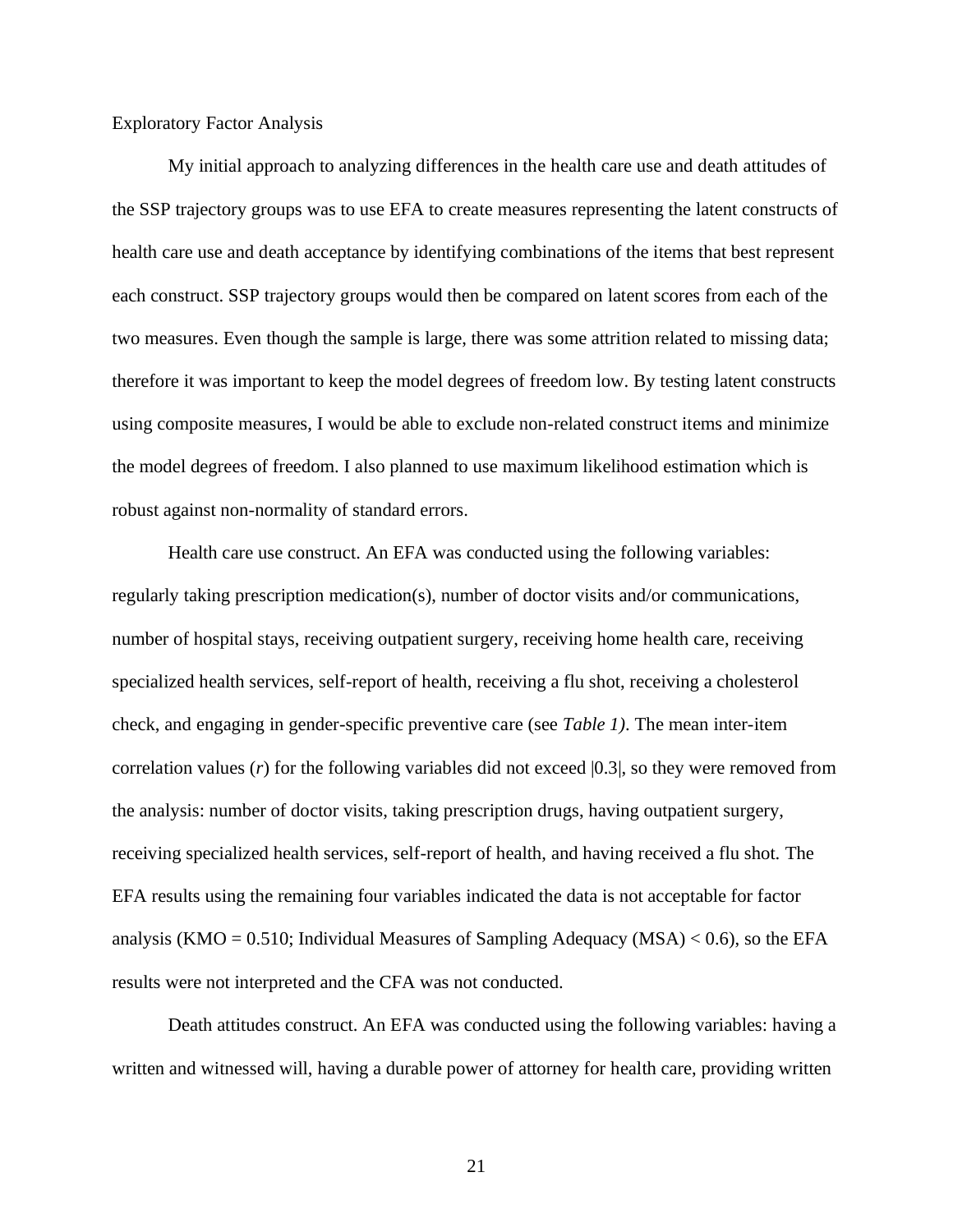## Exploratory Factor Analysis

My initial approach to analyzing differences in the health care use and death attitudes of the SSP trajectory groups was to use EFA to create measures representing the latent constructs of health care use and death acceptance by identifying combinations of the items that best represent each construct. SSP trajectory groups would then be compared on latent scores from each of the two measures. Even though the sample is large, there was some attrition related to missing data; therefore it was important to keep the model degrees of freedom low. By testing latent constructs using composite measures, I would be able to exclude non-related construct items and minimize the model degrees of freedom. I also planned to use maximum likelihood estimation which is robust against non-normality of standard errors.

Health care use construct. An EFA was conducted using the following variables: regularly taking prescription medication(s), number of doctor visits and/or communications, number of hospital stays, receiving outpatient surgery, receiving home health care, receiving specialized health services, self-report of health, receiving a flu shot, receiving a cholesterol check, and engaging in gender-specific preventive care (see *Table 1)*. The mean inter-item correlation values (*r*) for the following variables did not exceed |0.3|, so they were removed from the analysis: number of doctor visits, taking prescription drugs, having outpatient surgery, receiving specialized health services, self-report of health, and having received a flu shot. The EFA results using the remaining four variables indicated the data is not acceptable for factor analysis (KMO = 0.510; Individual Measures of Sampling Adequacy (MSA) < 0.6), so the EFA results were not interpreted and the CFA was not conducted.

Death attitudes construct. An EFA was conducted using the following variables: having a written and witnessed will, having a durable power of attorney for health care, providing written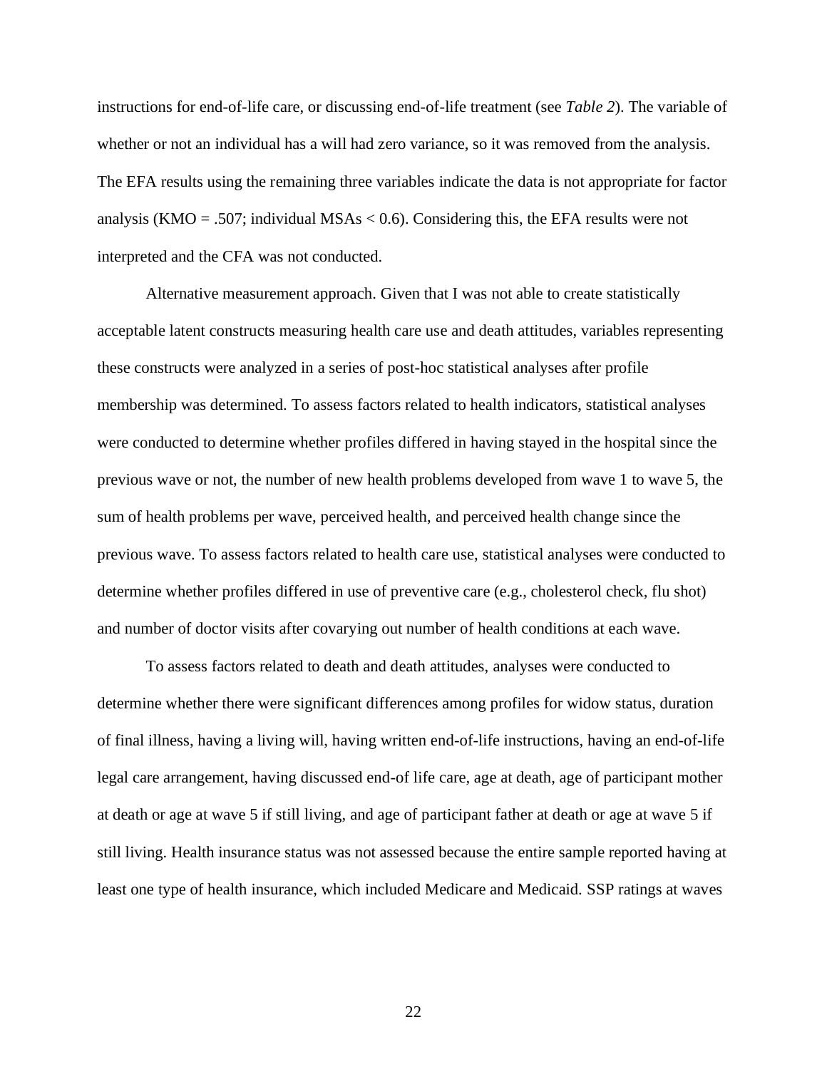instructions for end-of-life care, or discussing end-of-life treatment (see *Table 2*). The variable of whether or not an individual has a will had zero variance, so it was removed from the analysis. The EFA results using the remaining three variables indicate the data is not appropriate for factor analysis (KMO = .507; individual MSAs < 0.6). Considering this, the EFA results were not interpreted and the CFA was not conducted.

Alternative measurement approach. Given that I was not able to create statistically acceptable latent constructs measuring health care use and death attitudes, variables representing these constructs were analyzed in a series of post-hoc statistical analyses after profile membership was determined. To assess factors related to health indicators, statistical analyses were conducted to determine whether profiles differed in having stayed in the hospital since the previous wave or not, the number of new health problems developed from wave 1 to wave 5, the sum of health problems per wave, perceived health, and perceived health change since the previous wave. To assess factors related to health care use, statistical analyses were conducted to determine whether profiles differed in use of preventive care (e.g., cholesterol check, flu shot) and number of doctor visits after covarying out number of health conditions at each wave.

To assess factors related to death and death attitudes, analyses were conducted to determine whether there were significant differences among profiles for widow status, duration of final illness, having a living will, having written end-of-life instructions, having an end-of-life legal care arrangement, having discussed end-of life care, age at death, age of participant mother at death or age at wave 5 if still living, and age of participant father at death or age at wave 5 if still living. Health insurance status was not assessed because the entire sample reported having at least one type of health insurance, which included Medicare and Medicaid. SSP ratings at waves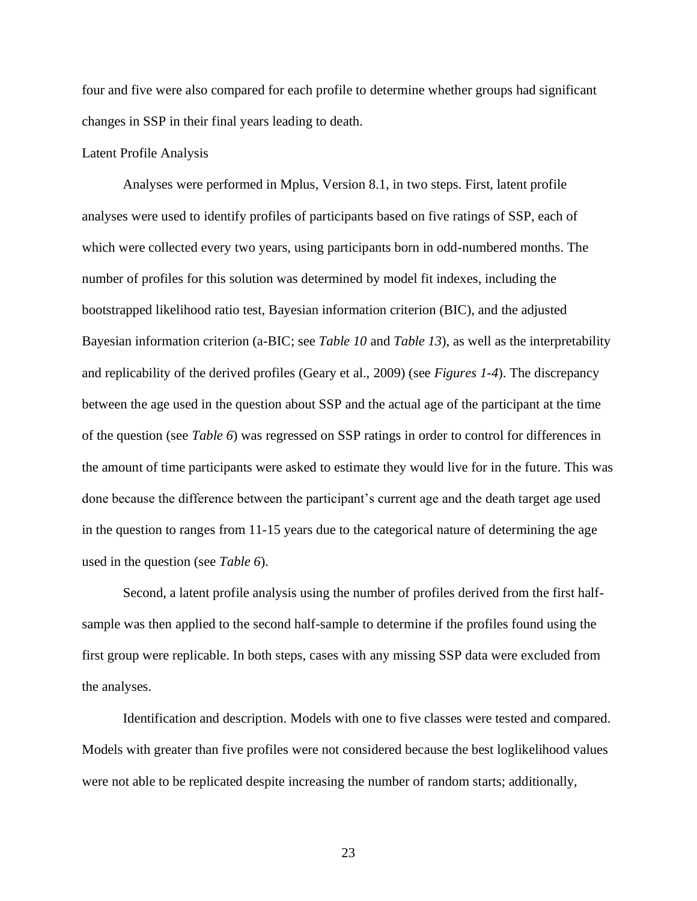four and five were also compared for each profile to determine whether groups had significant changes in SSP in their final years leading to death.

## Latent Profile Analysis

Analyses were performed in Mplus, Version 8.1, in two steps. First, latent profile analyses were used to identify profiles of participants based on five ratings of SSP, each of which were collected every two years, using participants born in odd-numbered months. The number of profiles for this solution was determined by model fit indexes, including the bootstrapped likelihood ratio test, Bayesian information criterion (BIC), and the adjusted Bayesian information criterion (a-BIC; see *Table 10* and *Table 13*), as well as the interpretability and replicability of the derived profiles (Geary et al., 2009) (see *Figures 1-4*). The discrepancy between the age used in the question about SSP and the actual age of the participant at the time of the question (see *Table 6*) was regressed on SSP ratings in order to control for differences in the amount of time participants were asked to estimate they would live for in the future. This was done because the difference between the participant's current age and the death target age used in the question to ranges from 11-15 years due to the categorical nature of determining the age used in the question (see *Table 6*).

Second, a latent profile analysis using the number of profiles derived from the first half-sample was then applied to the second half-sample to determine if the profiles found using the first group were replicable. In both steps, cases with any missing SSP data were excluded from the analyses.

Identification and description. Models with one to five classes were tested and compared. Models with greater than five profiles were not considered because the best loglikelihood values were not able to be replicated despite increasing the number of random starts; additionally,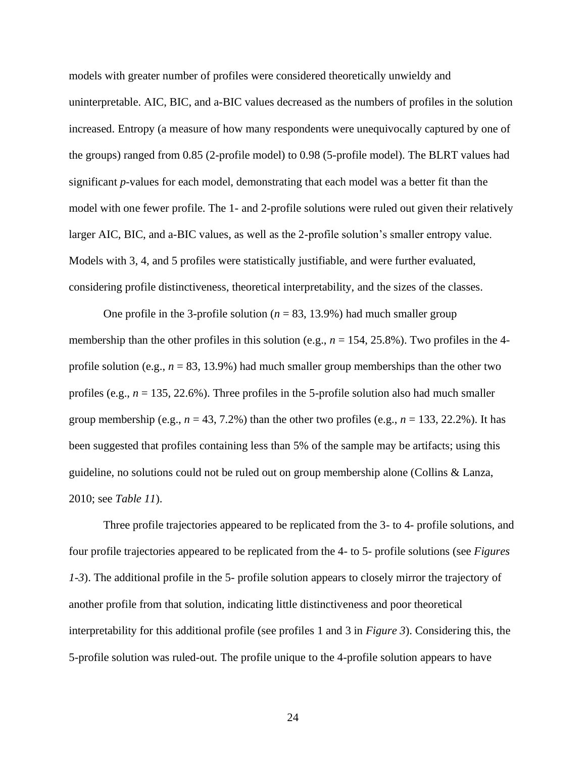models with greater number of profiles were considered theoretically unwieldy and uninterpretable. AIC, BIC, and a-BIC values decreased as the numbers of profiles in the solution increased. Entropy (a measure of how many respondents were unequivocally captured by one of the groups) ranged from 0.85 (2-profile model) to 0.98 (5-profile model). The BLRT values had significant *p*-values for each model, demonstrating that each model was a better fit than the model with one fewer profile. The 1- and 2-profile solutions were ruled out given their relatively larger AIC, BIC, and a-BIC values, as well as the 2-profile solution's smaller entropy value. Models with 3, 4, and 5 profiles were statistically justifiable, and were further evaluated, considering profile distinctiveness, theoretical interpretability, and the sizes of the classes.

One profile in the 3-profile solution ($n$ = 83, 13.9%) had much smaller group membership than the other profiles in this solution (e.g., $n$ = 154, 25.8%). Two profiles in the 4-profile solution (e.g., $n$ = 83, 13.9%) had much smaller group memberships than the other two profiles (e.g., $n$ = 135, 22.6%). Three profiles in the 5-profile solution also had much smaller group membership (e.g., $n$ = 43, 7.2%) than the other two profiles (e.g., $n$ = 133, 22.2%). It has been suggested that profiles containing less than 5% of the sample may be artifacts; using this guideline, no solutions could not be ruled out on group membership alone (Collins & Lanza, 2010; see *Table 11*).

Three profile trajectories appeared to be replicated from the 3- to 4- profile solutions, and four profile trajectories appeared to be replicated from the 4- to 5- profile solutions (see *Figures 1-3*). The additional profile in the 5- profile solution appears to closely mirror the trajectory of another profile from that solution, indicating little distinctiveness and poor theoretical interpretability for this additional profile (see profiles 1 and 3 in *Figure 3*). Considering this, the 5-profile solution was ruled-out. The profile unique to the 4-profile solution appears to have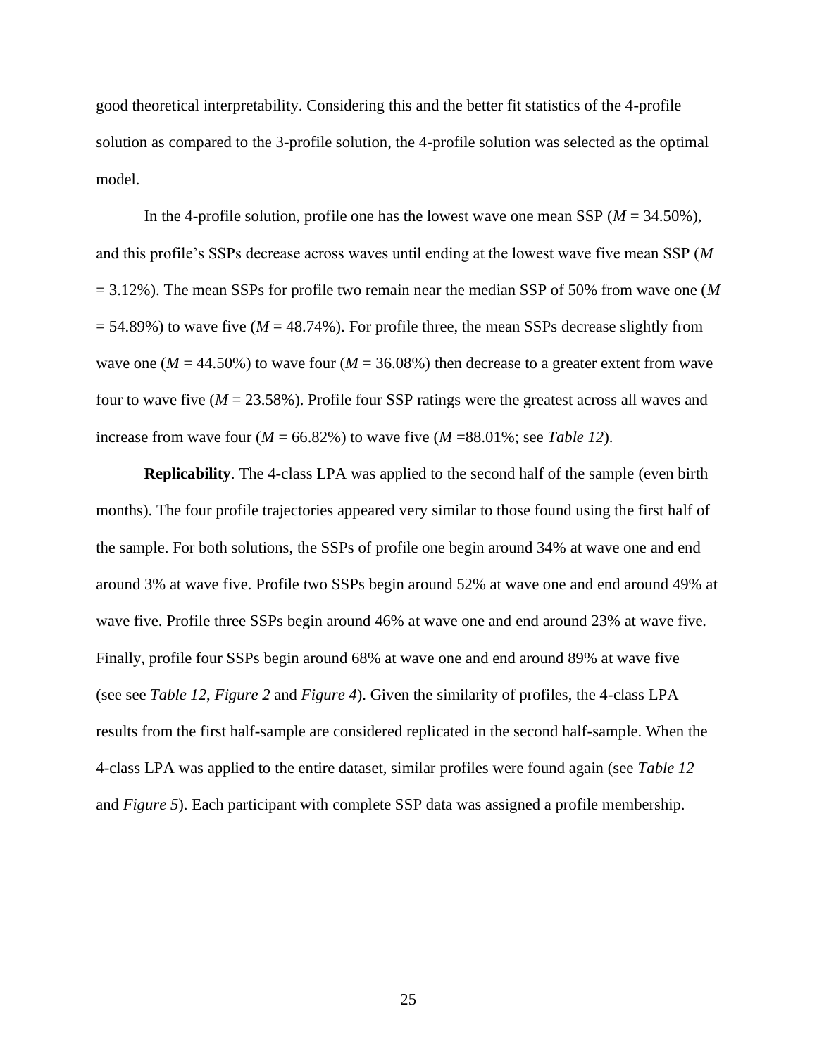good theoretical interpretability. Considering this and the better fit statistics of the 4-profile solution as compared to the 3-profile solution, the 4-profile solution was selected as the optimal model.

In the 4-profile solution, profile one has the lowest wave one mean SSP (*M* = 34.50%), and this profile's SSPs decrease across waves until ending at the lowest wave five mean SSP (*M* = 3.12%). The mean SSPs for profile two remain near the median SSP of 50% from wave one (*M* = 54.89%) to wave five (*M* = 48.74%). For profile three, the mean SSPs decrease slightly from wave one (*M* = 44.50%) to wave four (*M* = 36.08%) then decrease to a greater extent from wave four to wave five (*M* = 23.58%). Profile four SSP ratings were the greatest across all waves and increase from wave four (*M* = 66.82%) to wave five (*M* =88.01%; see *Table 12*).

**Replicability**. The 4-class LPA was applied to the second half of the sample (even birth months). The four profile trajectories appeared very similar to those found using the first half of the sample. For both solutions, the SSPs of profile one begin around 34% at wave one and end around 3% at wave five. Profile two SSPs begin around 52% at wave one and end around 49% at wave five. Profile three SSPs begin around 46% at wave one and end around 23% at wave five. Finally, profile four SSPs begin around 68% at wave one and end around 89% at wave five (see see *Table 12*, *Figure 2* and *Figure 4*). Given the similarity of profiles, the 4-class LPA results from the first half-sample are considered replicated in the second half-sample. When the 4-class LPA was applied to the entire dataset, similar profiles were found again (see *Table 12* and *Figure 5*). Each participant with complete SSP data was assigned a profile membership.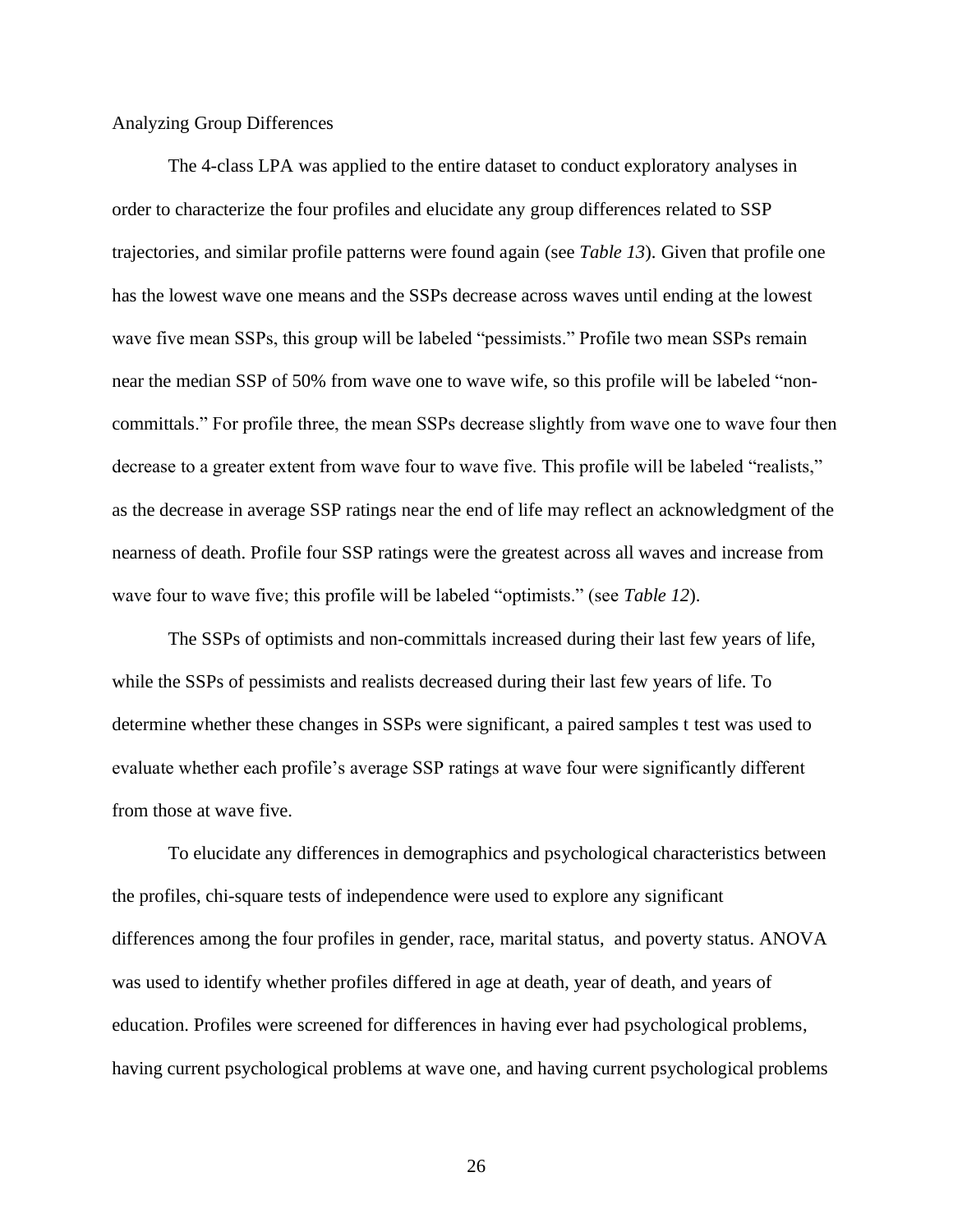Analyzing Group Differences

The 4-class LPA was applied to the entire dataset to conduct exploratory analyses in order to characterize the four profiles and elucidate any group differences related to SSP trajectories, and similar profile patterns were found again (see *Table 13*). Given that profile one has the lowest wave one means and the SSPs decrease across waves until ending at the lowest wave five mean SSPs, this group will be labeled "pessimists." Profile two mean SSPs remain near the median SSP of 50% from wave one to wave wife, so this profile will be labeled "non-committals." For profile three, the mean SSPs decrease slightly from wave one to wave four then decrease to a greater extent from wave four to wave five. This profile will be labeled "realists," as the decrease in average SSP ratings near the end of life may reflect an acknowledgment of the nearness of death. Profile four SSP ratings were the greatest across all waves and increase from wave four to wave five; this profile will be labeled "optimists." (see *Table 12*).

The SSPs of optimists and non-committals increased during their last few years of life, while the SSPs of pessimists and realists decreased during their last few years of life. To determine whether these changes in SSPs were significant, a paired samples t test was used to evaluate whether each profile's average SSP ratings at wave four were significantly different from those at wave five.

To elucidate any differences in demographics and psychological characteristics between the profiles, chi-square tests of independence were used to explore any significant differences among the four profiles in gender, race, marital status, and poverty status. ANOVA was used to identify whether profiles differed in age at death, year of death, and years of education. Profiles were screened for differences in having ever had psychological problems, having current psychological problems at wave one, and having current psychological problems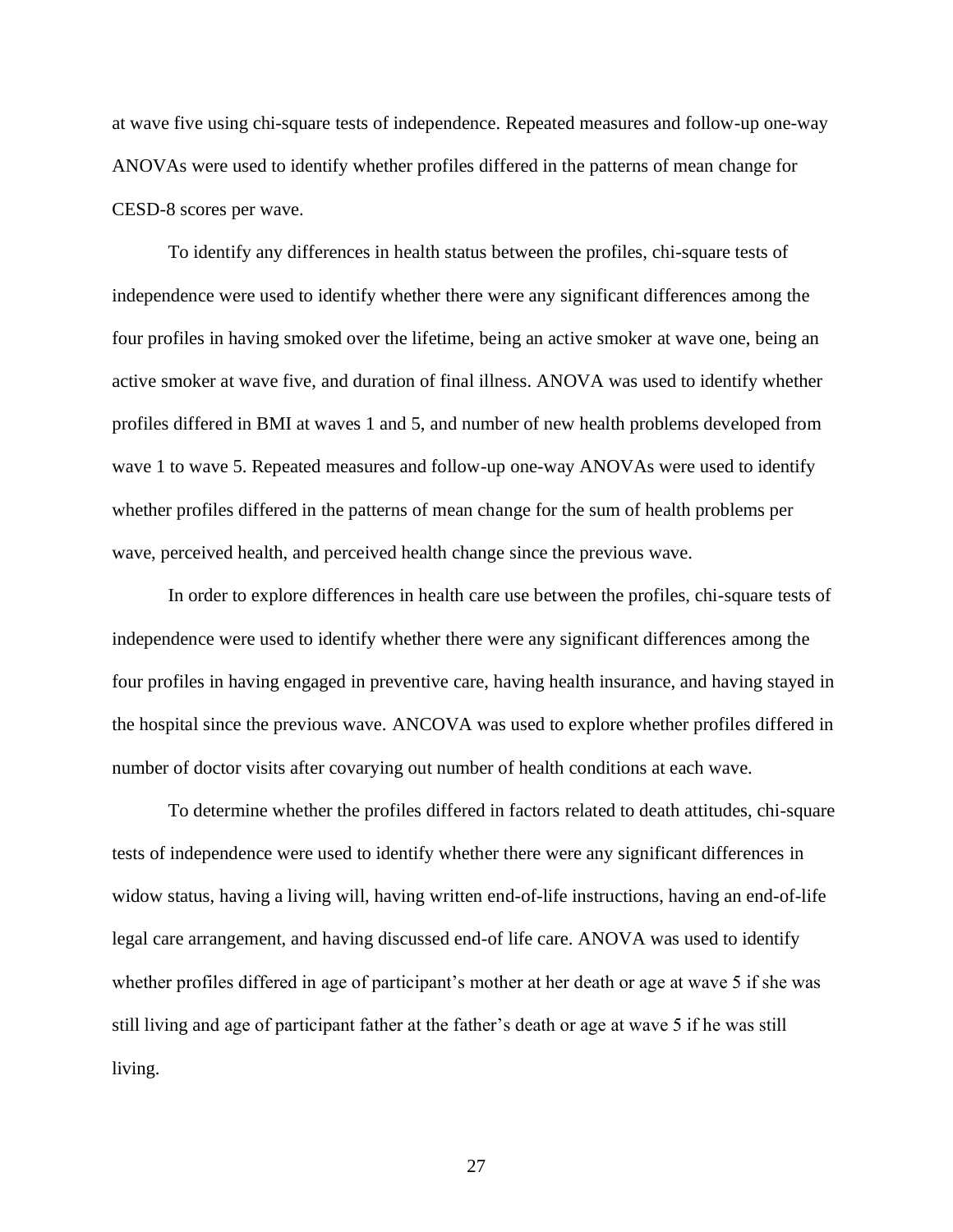at wave five using chi-square tests of independence. Repeated measures and follow-up one-way ANOVAs were used to identify whether profiles differed in the patterns of mean change for CESD-8 scores per wave.

To identify any differences in health status between the profiles, chi-square tests of independence were used to identify whether there were any significant differences among the four profiles in having smoked over the lifetime, being an active smoker at wave one, being an active smoker at wave five, and duration of final illness. ANOVA was used to identify whether profiles differed in BMI at waves 1 and 5, and number of new health problems developed from wave 1 to wave 5. Repeated measures and follow-up one-way ANOVAs were used to identify whether profiles differed in the patterns of mean change for the sum of health problems per wave, perceived health, and perceived health change since the previous wave.

In order to explore differences in health care use between the profiles, chi-square tests of independence were used to identify whether there were any significant differences among the four profiles in having engaged in preventive care, having health insurance, and having stayed in the hospital since the previous wave. ANCOVA was used to explore whether profiles differed in number of doctor visits after covarying out number of health conditions at each wave.

To determine whether the profiles differed in factors related to death attitudes, chi-square tests of independence were used to identify whether there were any significant differences in widow status, having a living will, having written end-of-life instructions, having an end-of-life legal care arrangement, and having discussed end-of life care. ANOVA was used to identify whether profiles differed in age of participant's mother at her death or age at wave 5 if she was still living and age of participant father at the father's death or age at wave 5 if he was still living.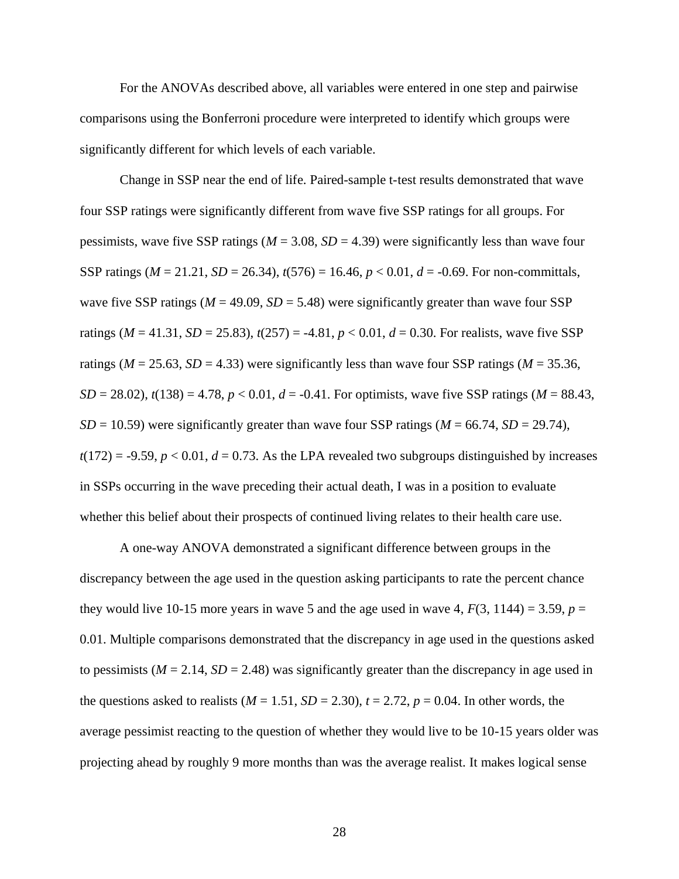For the ANOVAs described above, all variables were entered in one step and pairwise comparisons using the Bonferroni procedure were interpreted to identify which groups were significantly different for which levels of each variable.

Change in SSP near the end of life. Paired-sample t-test results demonstrated that wave four SSP ratings were significantly different from wave five SSP ratings for all groups. For pessimists, wave five SSP ratings ($M$ = 3.08, $SD$ = 4.39) were significantly less than wave four SSP ratings ($M$ = 21.21, $SD$ = 26.34), $t$(576) = 16.46, $p$ < 0.01, $d$ = -0.69. For non-committals, wave five SSP ratings ($M$ = 49.09, $SD$ = 5.48) were significantly greater than wave four SSP ratings ($M$ = 41.31, $SD$ = 25.83), $t$(257) = -4.81, $p$ < 0.01, $d$ = 0.30. For realists, wave five SSP ratings ($M$ = 25.63, $SD$ = 4.33) were significantly less than wave four SSP ratings ($M$ = 35.36, $SD$ = 28.02), $t$(138) = 4.78, $p$ < 0.01, $d$ = -0.41. For optimists, wave five SSP ratings ($M$ = 88.43, $SD$ = 10.59) were significantly greater than wave four SSP ratings ($M$ = 66.74, $SD$ = 29.74), $t$(172) = -9.59, $p$ < 0.01, $d$ = 0.73. As the LPA revealed two subgroups distinguished by increases in SSPs occurring in the wave preceding their actual death, I was in a position to evaluate whether this belief about their prospects of continued living relates to their health care use.

A one-way ANOVA demonstrated a significant difference between groups in the discrepancy between the age used in the question asking participants to rate the percent chance they would live 10-15 more years in wave 5 and the age used in wave 4, $F$(3, 1144) = 3.59, $p$ = 0.01. Multiple comparisons demonstrated that the discrepancy in age used in the questions asked to pessimists ($M$ = 2.14, $SD$ = 2.48) was significantly greater than the discrepancy in age used in the questions asked to realists ($M$ = 1.51, $SD$ = 2.30), $t$ = 2.72, $p$ = 0.04. In other words, the average pessimist reacting to the question of whether they would live to be 10-15 years older was projecting ahead by roughly 9 more months than was the average realist. It makes logical sense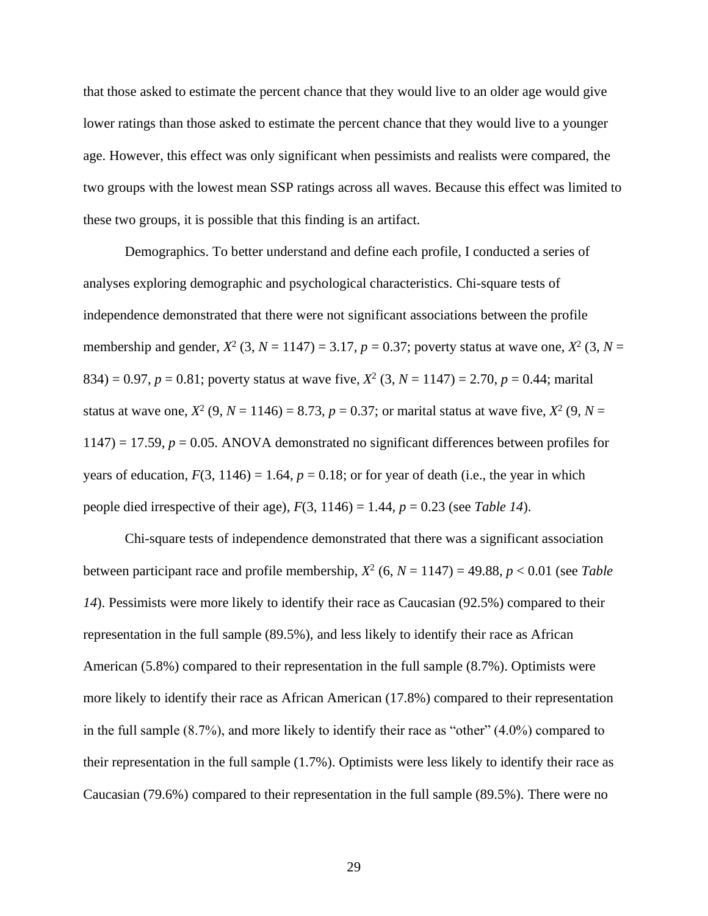that those asked to estimate the percent chance that they would live to an older age would give lower ratings than those asked to estimate the percent chance that they would live to a younger age. However, this effect was only significant when pessimists and realists were compared, the two groups with the lowest mean SSP ratings across all waves. Because this effect was limited to these two groups, it is possible that this finding is an artifact.

Demographics. To better understand and define each profile, I conducted a series of analyses exploring demographic and psychological characteristics. Chi-square tests of independence demonstrated that there were not significant associations between the profile membership and gender, $X^2$ (3, $N$ = 1147) = 3.17, $p$ = 0.37; poverty status at wave one, $X^2$ (3, $N$ = 834) = 0.97, $p$ = 0.81; poverty status at wave five, $X^2$ (3, $N$ = 1147) = 2.70, $p$ = 0.44; marital status at wave one, $X^2$ (9, $N$ = 1146) = 8.73, $p$ = 0.37; or marital status at wave five, $X^2$ (9, $N$ = 1147) = 17.59, $p$ = 0.05. ANOVA demonstrated no significant differences between profiles for years of education, $F$(3, 1146) = 1.64, $p$ = 0.18; or for year of death (i.e., the year in which people died irrespective of their age), $F$(3, 1146) = 1.44, $p$ = 0.23 (see *Table 14*).

Chi-square tests of independence demonstrated that there was a significant association between participant race and profile membership, $X^2$ (6, $N$ = 1147) = 49.88, $p$ < 0.01 (see *Table 14*). Pessimists were more likely to identify their race as Caucasian (92.5%) compared to their representation in the full sample (89.5%), and less likely to identify their race as African American (5.8%) compared to their representation in the full sample (8.7%). Optimists were more likely to identify their race as African American (17.8%) compared to their representation in the full sample (8.7%), and more likely to identify their race as "other" (4.0%) compared to their representation in the full sample (1.7%). Optimists were less likely to identify their race as Caucasian (79.6%) compared to their representation in the full sample (89.5%). There were no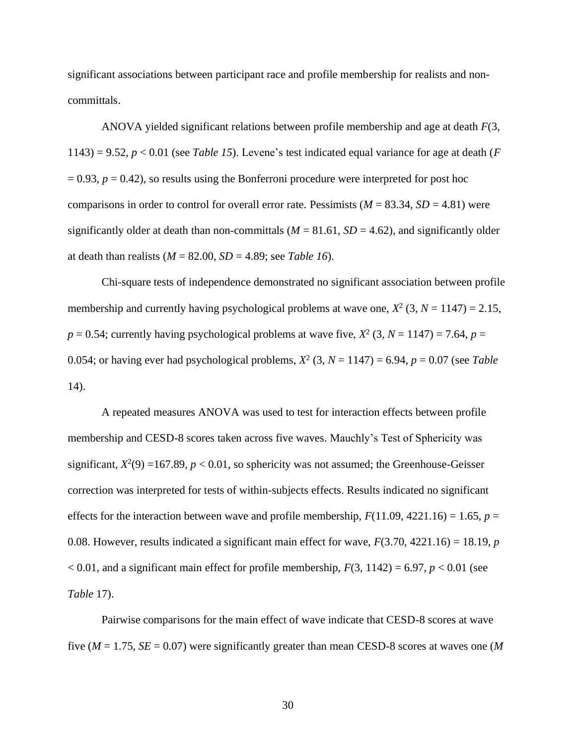significant associations between participant race and profile membership for realists and non-committals.

ANOVA yielded significant relations between profile membership and age at death $F(3, 1143) = 9.52$, $p < 0.01$ (see *Table 15*). Levene's test indicated equal variance for age at death ($F = 0.93$, $p = 0.42$), so results using the Bonferroni procedure were interpreted for post hoc comparisons in order to control for overall error rate. Pessimists ($M = 83.34$, $SD = 4.81$) were significantly older at death than non-committals ($M = 81.61$, $SD = 4.62$), and significantly older at death than realists ($M = 82.00$, $SD = 4.89$; see *Table 16*).

Chi-square tests of independence demonstrated no significant association between profile membership and currently having psychological problems at wave one, $X^2$ (3, $N = 1147$) = 2.15, $p = 0.54$; currently having psychological problems at wave five, $X^2$ (3, $N = 1147$) = 7.64, $p = 0.054$; or having ever had psychological problems, $X^2$ (3, $N = 1147$) = 6.94, $p = 0.07$ (see *Table* 14).

A repeated measures ANOVA was used to test for interaction effects between profile membership and CESD-8 scores taken across five waves. Mauchly's Test of Sphericity was significant, $X^2(9) = 167.89$, $p < 0.01$, so sphericity was not assumed; the Greenhouse-Geisser correction was interpreted for tests of within-subjects effects. Results indicated no significant effects for the interaction between wave and profile membership, $F(11.09, 4221.16) = 1.65$, $p = 0.08$. However, results indicated a significant main effect for wave, $F(3.70, 4221.16) = 18.19$, $p < 0.01$, and a significant main effect for profile membership, $F(3, 1142) = 6.97$, $p < 0.01$ (see *Table* 17).

Pairwise comparisons for the main effect of wave indicate that CESD-8 scores at wave five ($M = 1.75$, $SE = 0.07$) were significantly greater than mean CESD-8 scores at waves one ($M$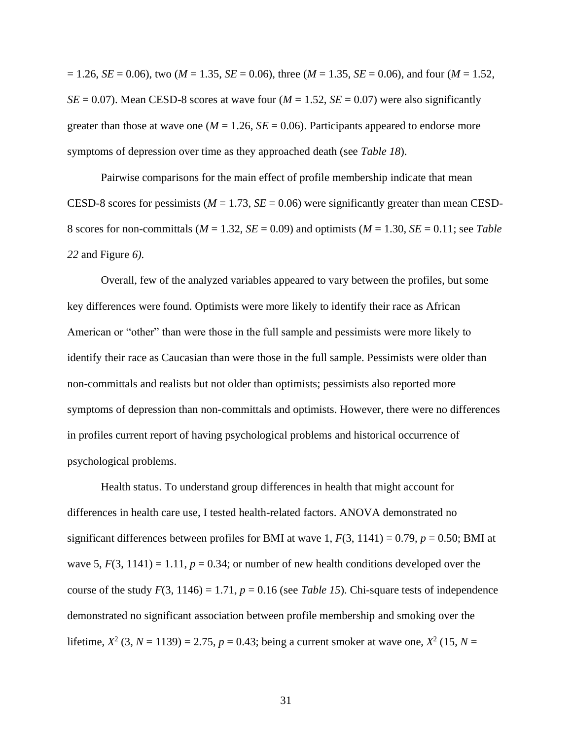= 1.26, $SE$ = 0.06), two ($M$ = 1.35, $SE$ = 0.06), three ($M$ = 1.35, $SE$ = 0.06), and four ($M$ = 1.52, $SE$ = 0.07). Mean CESD-8 scores at wave four ($M$ = 1.52, $SE$ = 0.07) were also significantly greater than those at wave one ($M$ = 1.26, $SE$ = 0.06). Participants appeared to endorse more symptoms of depression over time as they approached death (see *Table 18*).

Pairwise comparisons for the main effect of profile membership indicate that mean CESD-8 scores for pessimists ($M$ = 1.73, $SE$ = 0.06) were significantly greater than mean CESD-8 scores for non-committals ($M$ = 1.32, $SE$ = 0.09) and optimists ($M$ = 1.30, $SE$ = 0.11; see *Table 22* and Figure *6)*.

Overall, few of the analyzed variables appeared to vary between the profiles, but some key differences were found. Optimists were more likely to identify their race as African American or "other" than were those in the full sample and pessimists were more likely to identify their race as Caucasian than were those in the full sample. Pessimists were older than non-committals and realists but not older than optimists; pessimists also reported more symptoms of depression than non-committals and optimists. However, there were no differences in profiles current report of having psychological problems and historical occurrence of psychological problems.

Health status. To understand group differences in health that might account for differences in health care use, I tested health-related factors. ANOVA demonstrated no significant differences between profiles for BMI at wave 1, $F(3, 1141) = 0.79$, $p = 0.50$; BMI at wave 5, $F(3, 1141) = 1.11$, $p = 0.34$; or number of new health conditions developed over the course of the study $F(3, 1146) = 1.71$, $p = 0.16$ (see *Table 15*). Chi-square tests of independence demonstrated no significant association between profile membership and smoking over the lifetime, $X^2$ (3, $N$ = 1139) = 2.75, $p = 0.43$; being a current smoker at wave one, $X^2$ (15, $N$ =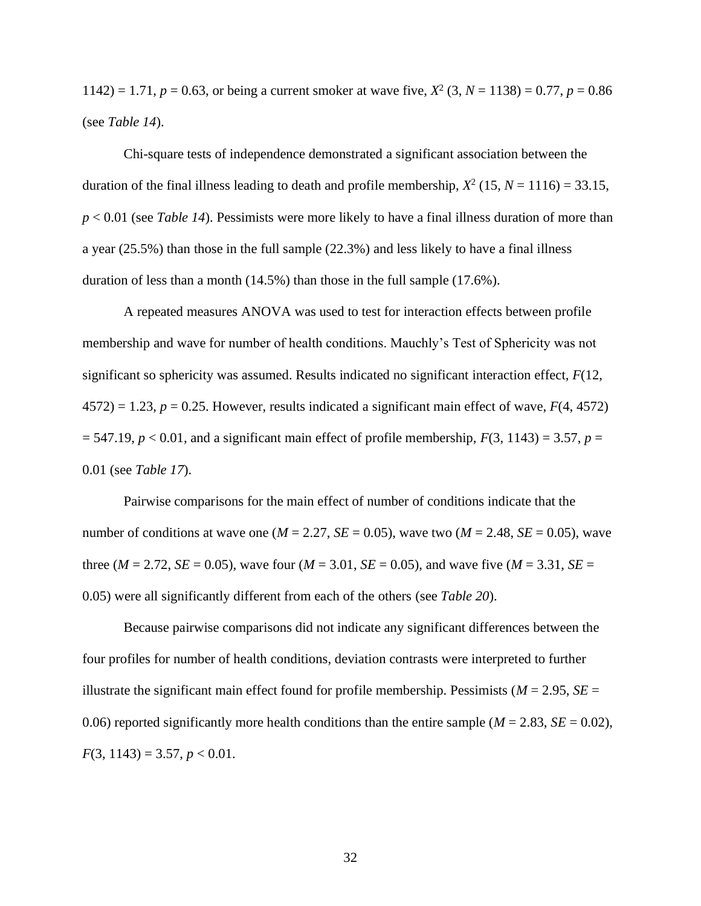1142) = 1.71, $p = 0.63$, or being a current smoker at wave five, $X^2$ (3, $N$ = 1138) = 0.77, $p = 0.86$ (see *Table 14*).

Chi-square tests of independence demonstrated a significant association between the duration of the final illness leading to death and profile membership, $X^2$ (15, $N$ = 1116) = 33.15, $p < 0.01$ (see *Table 14*). Pessimists were more likely to have a final illness duration of more than a year (25.5%) than those in the full sample (22.3%) and less likely to have a final illness duration of less than a month (14.5%) than those in the full sample (17.6%).

A repeated measures ANOVA was used to test for interaction effects between profile membership and wave for number of health conditions. Mauchly's Test of Sphericity was not significant so sphericity was assumed. Results indicated no significant interaction effect, $F(12, 4572) = 1.23$, $p = 0.25$. However, results indicated a significant main effect of wave, $F(4, 4572) = 547.19$, $p < 0.01$, and a significant main effect of profile membership, $F(3, 1143) = 3.57$, $p = 0.01$ (see *Table 17*).

Pairwise comparisons for the main effect of number of conditions indicate that the number of conditions at wave one ($M$ = 2.27, $SE$ = 0.05), wave two ($M$ = 2.48, $SE$ = 0.05), wave three ($M$ = 2.72, $SE$ = 0.05), wave four ($M$ = 3.01, $SE$ = 0.05), and wave five ($M$ = 3.31, $SE$ = 0.05) were all significantly different from each of the others (see *Table 20*).

Because pairwise comparisons did not indicate any significant differences between the four profiles for number of health conditions, deviation contrasts were interpreted to further illustrate the significant main effect found for profile membership. Pessimists ($M$ = 2.95, $SE$ = 0.06) reported significantly more health conditions than the entire sample ($M$ = 2.83, $SE$ = 0.02), $F(3, 1143) = 3.57$, $p < 0.01$.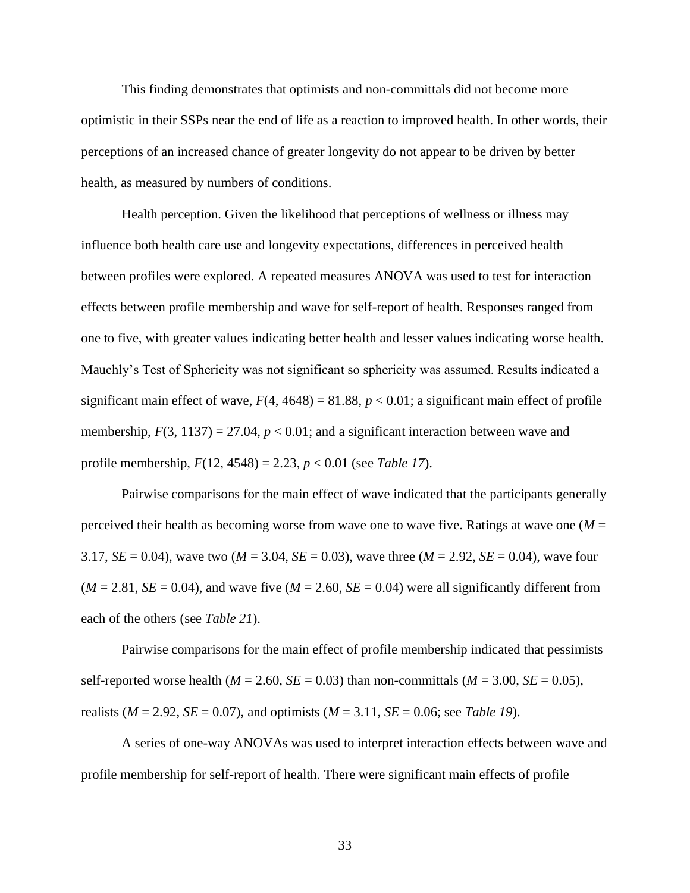This finding demonstrates that optimists and non-committals did not become more optimistic in their SSPs near the end of life as a reaction to improved health. In other words, their perceptions of an increased chance of greater longevity do not appear to be driven by better health, as measured by numbers of conditions.

Health perception. Given the likelihood that perceptions of wellness or illness may influence both health care use and longevity expectations, differences in perceived health between profiles were explored. A repeated measures ANOVA was used to test for interaction effects between profile membership and wave for self-report of health. Responses ranged from one to five, with greater values indicating better health and lesser values indicating worse health. Mauchly's Test of Sphericity was not significant so sphericity was assumed. Results indicated a significant main effect of wave, $F(4, 4648) = 81.88$, $p < 0.01$; a significant main effect of profile membership, $F(3, 1137) = 27.04$, $p < 0.01$; and a significant interaction between wave and profile membership, $F(12, 4548) = 2.23$, $p < 0.01$ (see *Table 17*).

Pairwise comparisons for the main effect of wave indicated that the participants generally perceived their health as becoming worse from wave one to wave five. Ratings at wave one ($M = 3.17$, $SE = 0.04$), wave two ($M = 3.04$, $SE = 0.03$), wave three ($M = 2.92$, $SE = 0.04$), wave four ($M = 2.81$, $SE = 0.04$), and wave five ($M = 2.60$, $SE = 0.04$) were all significantly different from each of the others (see *Table 21*).

Pairwise comparisons for the main effect of profile membership indicated that pessimists self-reported worse health ($M = 2.60$, $SE = 0.03$) than non-committals ($M = 3.00$, $SE = 0.05$), realists ($M = 2.92$, $SE = 0.07$), and optimists ($M = 3.11$, $SE = 0.06$; see *Table 19*).

A series of one-way ANOVAs was used to interpret interaction effects between wave and profile membership for self-report of health. There were significant main effects of profile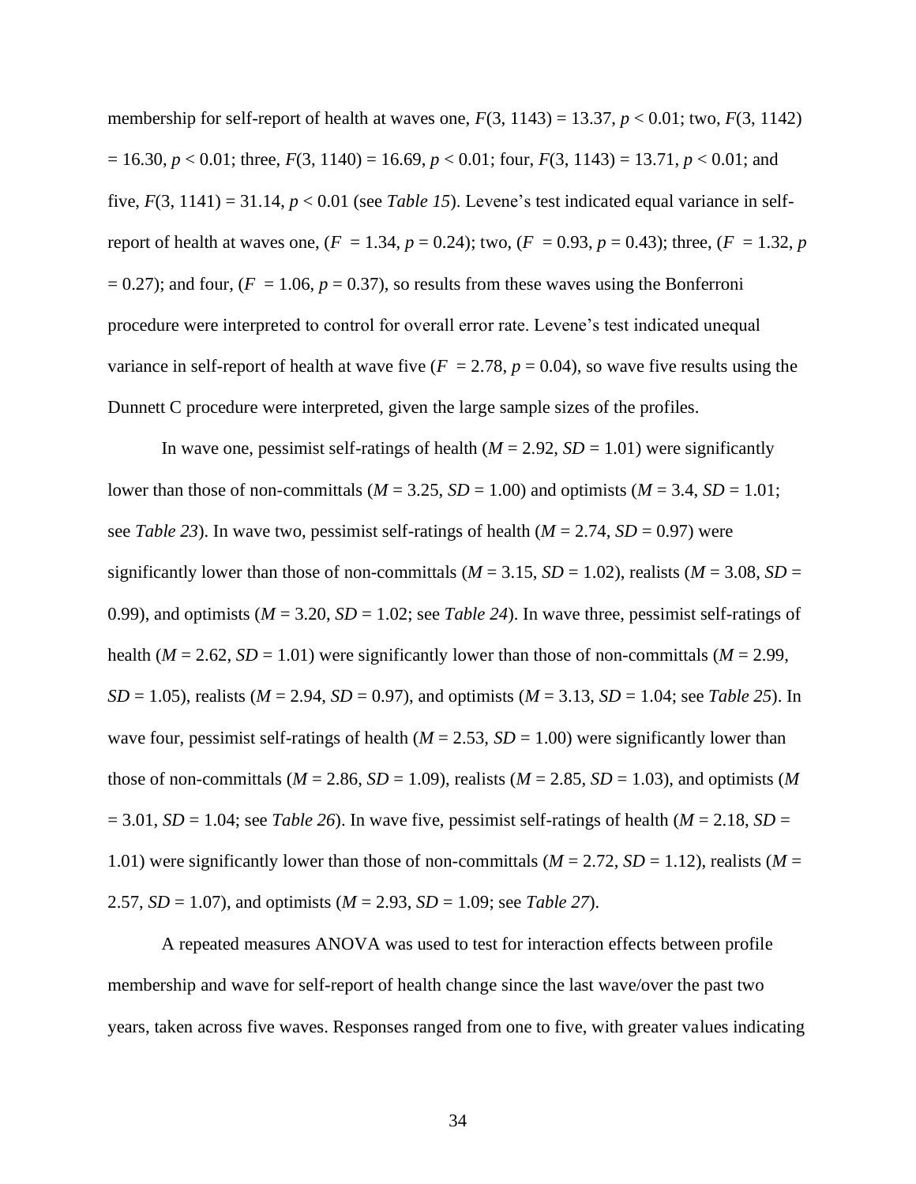membership for self-report of health at waves one, $F(3, 1143) = 13.37$, $p < 0.01$; two, $F(3, 1142) = 16.30$, $p < 0.01$; three, $F(3, 1140) = 16.69$, $p < 0.01$; four, $F(3, 1143) = 13.71$, $p < 0.01$; and five, $F(3, 1141) = 31.14$, $p < 0.01$ (see *Table 15*). Levene's test indicated equal variance in self-report of health at waves one, ($F = 1.34$, $p = 0.24$); two, ($F = 0.93$, $p = 0.43$); three, ($F = 1.32$, $p = 0.27$); and four, ($F = 1.06$, $p = 0.37$), so results from these waves using the Bonferroni procedure were interpreted to control for overall error rate. Levene's test indicated unequal variance in self-report of health at wave five ($F = 2.78$, $p = 0.04$), so wave five results using the Dunnett C procedure were interpreted, given the large sample sizes of the profiles.

In wave one, pessimist self-ratings of health ($M = 2.92$, $SD = 1.01$) were significantly lower than those of non-committals ($M = 3.25$, $SD = 1.00$) and optimists ($M = 3.4$, $SD = 1.01$; see *Table 23*). In wave two, pessimist self-ratings of health ($M = 2.74$, $SD = 0.97$) were significantly lower than those of non-committals ($M = 3.15$, $SD = 1.02$), realists ($M = 3.08$, $SD = 0.99$), and optimists ($M = 3.20$, $SD = 1.02$; see *Table 24*). In wave three, pessimist self-ratings of health ($M = 2.62$, $SD = 1.01$) were significantly lower than those of non-committals ($M = 2.99$, $SD = 1.05$), realists ($M = 2.94$, $SD = 0.97$), and optimists ($M = 3.13$, $SD = 1.04$; see *Table 25*). In wave four, pessimist self-ratings of health ($M = 2.53$, $SD = 1.00$) were significantly lower than those of non-committals ($M = 2.86$, $SD = 1.09$), realists ($M = 2.85$, $SD = 1.03$), and optimists ($M = 3.01$, $SD = 1.04$; see *Table 26*). In wave five, pessimist self-ratings of health ($M = 2.18$, $SD = 1.01$) were significantly lower than those of non-committals ($M = 2.72$, $SD = 1.12$), realists ($M = 2.57$, $SD = 1.07$), and optimists ($M = 2.93$, $SD = 1.09$; see *Table 27*).

A repeated measures ANOVA was used to test for interaction effects between profile membership and wave for self-report of health change since the last wave/over the past two years, taken across five waves. Responses ranged from one to five, with greater values indicating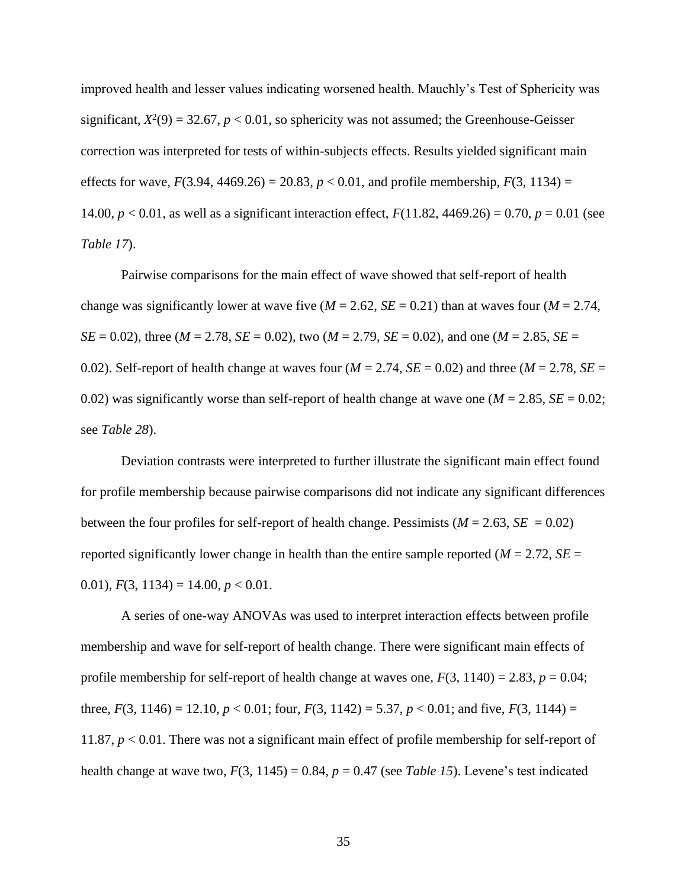improved health and lesser values indicating worsened health. Mauchly's Test of Sphericity was significant, $X^2(9) = 32.67$, $p < 0.01$, so sphericity was not assumed; the Greenhouse-Geisser correction was interpreted for tests of within-subjects effects. Results yielded significant main effects for wave, $F(3.94, 4469.26) = 20.83$, $p < 0.01$, and profile membership, $F(3, 1134) = 14.00$, $p < 0.01$, as well as a significant interaction effect, $F(11.82, 4469.26) = 0.70$, $p = 0.01$ (see *Table 17*).

Pairwise comparisons for the main effect of wave showed that self-report of health change was significantly lower at wave five ($M = 2.62$, $SE = 0.21$) than at waves four ($M = 2.74$, $SE = 0.02$), three ($M = 2.78$, $SE = 0.02$), two ($M = 2.79$, $SE = 0.02$), and one ($M = 2.85$, $SE = 0.02$). Self-report of health change at waves four ($M = 2.74$, $SE = 0.02$) and three ($M = 2.78$, $SE = 0.02$) was significantly worse than self-report of health change at wave one ($M = 2.85$, $SE = 0.02$; see *Table 28*).

Deviation contrasts were interpreted to further illustrate the significant main effect found for profile membership because pairwise comparisons did not indicate any significant differences between the four profiles for self-report of health change. Pessimists ($M = 2.63$, $SE = 0.02$) reported significantly lower change in health than the entire sample reported ($M = 2.72$, $SE = 0.01$), $F(3, 1134) = 14.00$, $p < 0.01$.

A series of one-way ANOVAs was used to interpret interaction effects between profile membership and wave for self-report of health change. There were significant main effects of profile membership for self-report of health change at waves one, $F(3, 1140) = 2.83$, $p = 0.04$; three, $F(3, 1146) = 12.10$, $p < 0.01$; four, $F(3, 1142) = 5.37$, $p < 0.01$; and five, $F(3, 1144) = 11.87$, $p < 0.01$. There was not a significant main effect of profile membership for self-report of health change at wave two, $F(3, 1145) = 0.84$, $p = 0.47$ (see *Table 15*). Levene's test indicated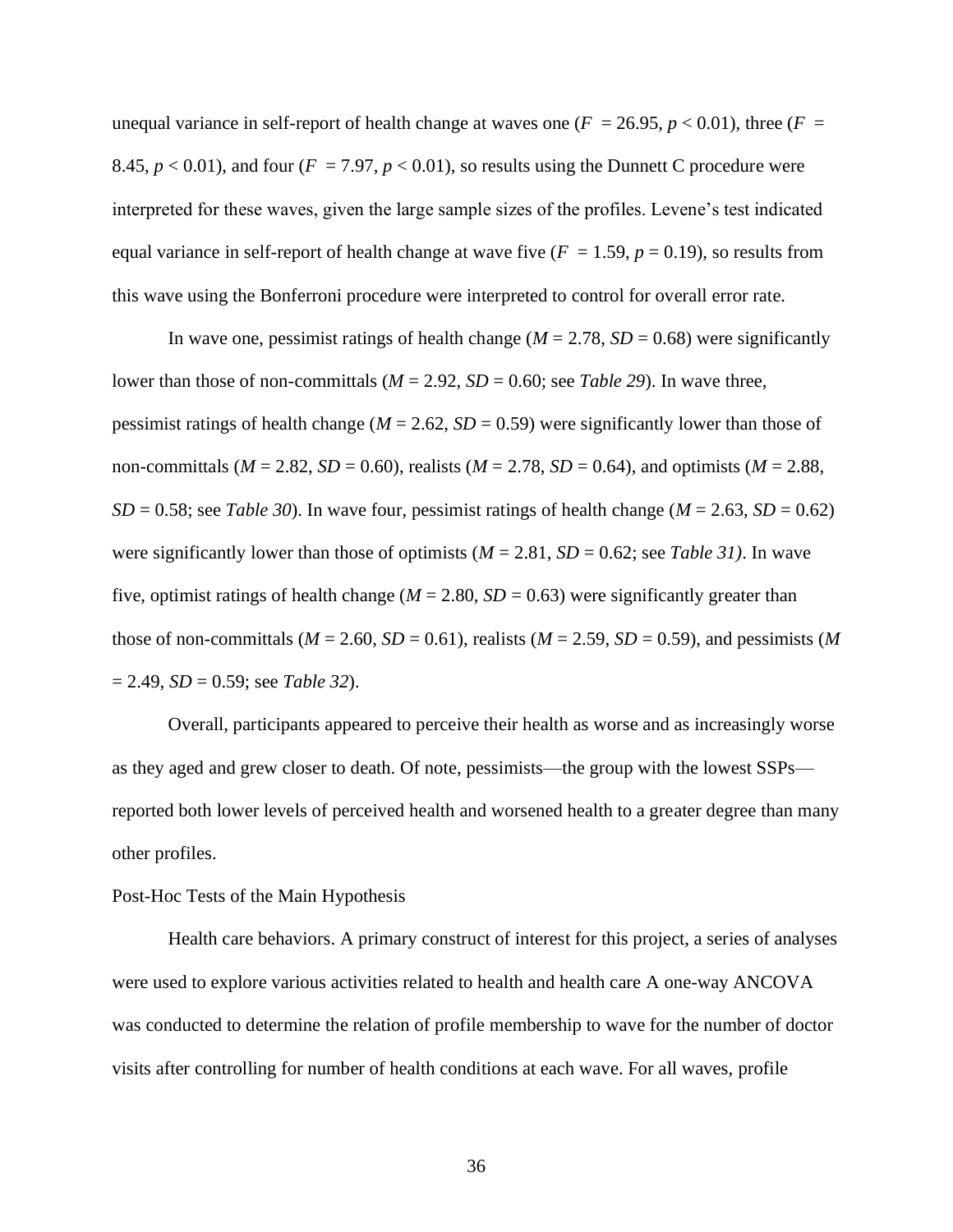unequal variance in self-report of health change at waves one ($F$ = 26.95, $p < 0.01$), three ($F$ = 8.45, $p < 0.01$), and four ($F$ = 7.97, $p < 0.01$), so results using the Dunnett C procedure were interpreted for these waves, given the large sample sizes of the profiles. Levene's test indicated equal variance in self-report of health change at wave five ($F$ = 1.59, $p$ = 0.19), so results from this wave using the Bonferroni procedure were interpreted to control for overall error rate.

In wave one, pessimist ratings of health change ($M$ = 2.78, $SD$ = 0.68) were significantly lower than those of non-committals ($M$ = 2.92, $SD$ = 0.60; see *Table 29*). In wave three, pessimist ratings of health change ($M$ = 2.62, $SD$ = 0.59) were significantly lower than those of non-committals ($M$ = 2.82, $SD$ = 0.60), realists ($M$ = 2.78, $SD$ = 0.64), and optimists ($M$ = 2.88, $SD$ = 0.58; see *Table 30*). In wave four, pessimist ratings of health change ($M$ = 2.63, $SD$ = 0.62) were significantly lower than those of optimists ($M$ = 2.81, $SD$ = 0.62; see *Table 31)*. In wave five, optimist ratings of health change ($M$ = 2.80, $SD$ = 0.63) were significantly greater than those of non-committals ($M$ = 2.60, $SD$ = 0.61), realists ($M$ = 2.59, $SD$ = 0.59), and pessimists ($M$ = 2.49, $SD$ = 0.59; see *Table 32*).

Overall, participants appeared to perceive their health as worse and as increasingly worse as they aged and grew closer to death. Of note, pessimists—the group with the lowest SSPs—reported both lower levels of perceived health and worsened health to a greater degree than many other profiles.

## Post-Hoc Tests of the Main Hypothesis

Health care behaviors. A primary construct of interest for this project, a series of analyses were used to explore various activities related to health and health care A one-way ANCOVA was conducted to determine the relation of profile membership to wave for the number of doctor visits after controlling for number of health conditions at each wave. For all waves, profile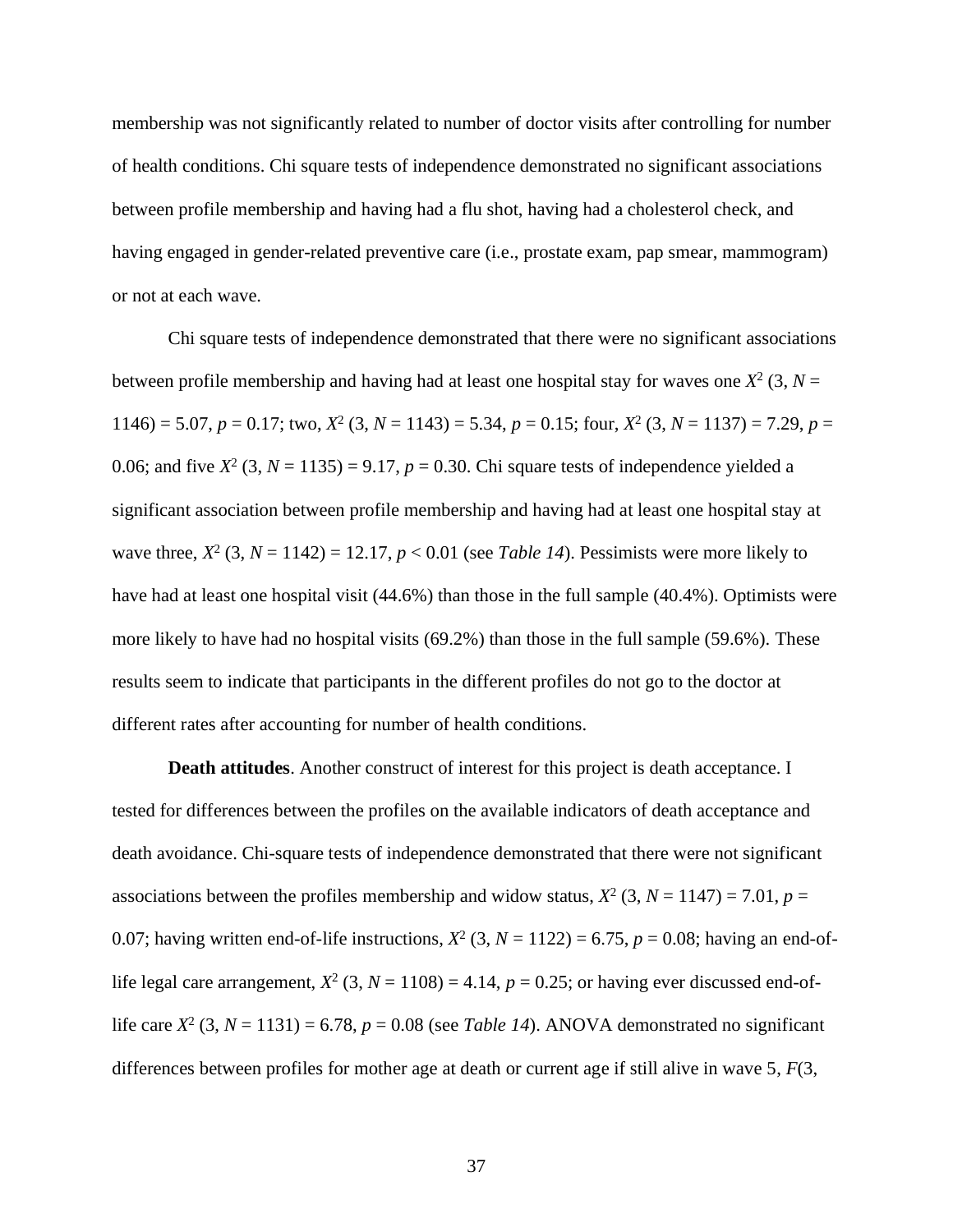membership was not significantly related to number of doctor visits after controlling for number of health conditions. Chi square tests of independence demonstrated no significant associations between profile membership and having had a flu shot, having had a cholesterol check, and having engaged in gender-related preventive care (i.e., prostate exam, pap smear, mammogram) or not at each wave.

Chi square tests of independence demonstrated that there were no significant associations between profile membership and having had at least one hospital stay for waves one $X^2$ (3, $N$ = 1146) = 5.07, $p$ = 0.17; two, $X^2$ (3, $N$ = 1143) = 5.34, $p$ = 0.15; four, $X^2$ (3, $N$ = 1137) = 7.29, $p$ = 0.06; and five $X^2$ (3, $N$ = 1135) = 9.17, $p$ = 0.30. Chi square tests of independence yielded a significant association between profile membership and having had at least one hospital stay at wave three, $X^2$ (3, $N$ = 1142) = 12.17, $p < 0.01$ (see *Table 14*). Pessimists were more likely to have had at least one hospital visit (44.6%) than those in the full sample (40.4%). Optimists were more likely to have had no hospital visits (69.2%) than those in the full sample (59.6%). These results seem to indicate that participants in the different profiles do not go to the doctor at different rates after accounting for number of health conditions.

**Death attitudes**. Another construct of interest for this project is death acceptance. I tested for differences between the profiles on the available indicators of death acceptance and death avoidance. Chi-square tests of independence demonstrated that there were not significant associations between the profiles membership and widow status, $X^2$ (3, $N$ = 1147) = 7.01, $p$ = 0.07; having written end-of-life instructions, $X^2$ (3, $N$ = 1122) = 6.75, $p$ = 0.08; having an end-of-life legal care arrangement, $X^2$ (3, $N$ = 1108) = 4.14, $p$ = 0.25; or having ever discussed end-of-life care $X^2$ (3, $N$ = 1131) = 6.78, $p$ = 0.08 (see *Table 14*). ANOVA demonstrated no significant differences between profiles for mother age at death or current age if still alive in wave 5, $F$(3,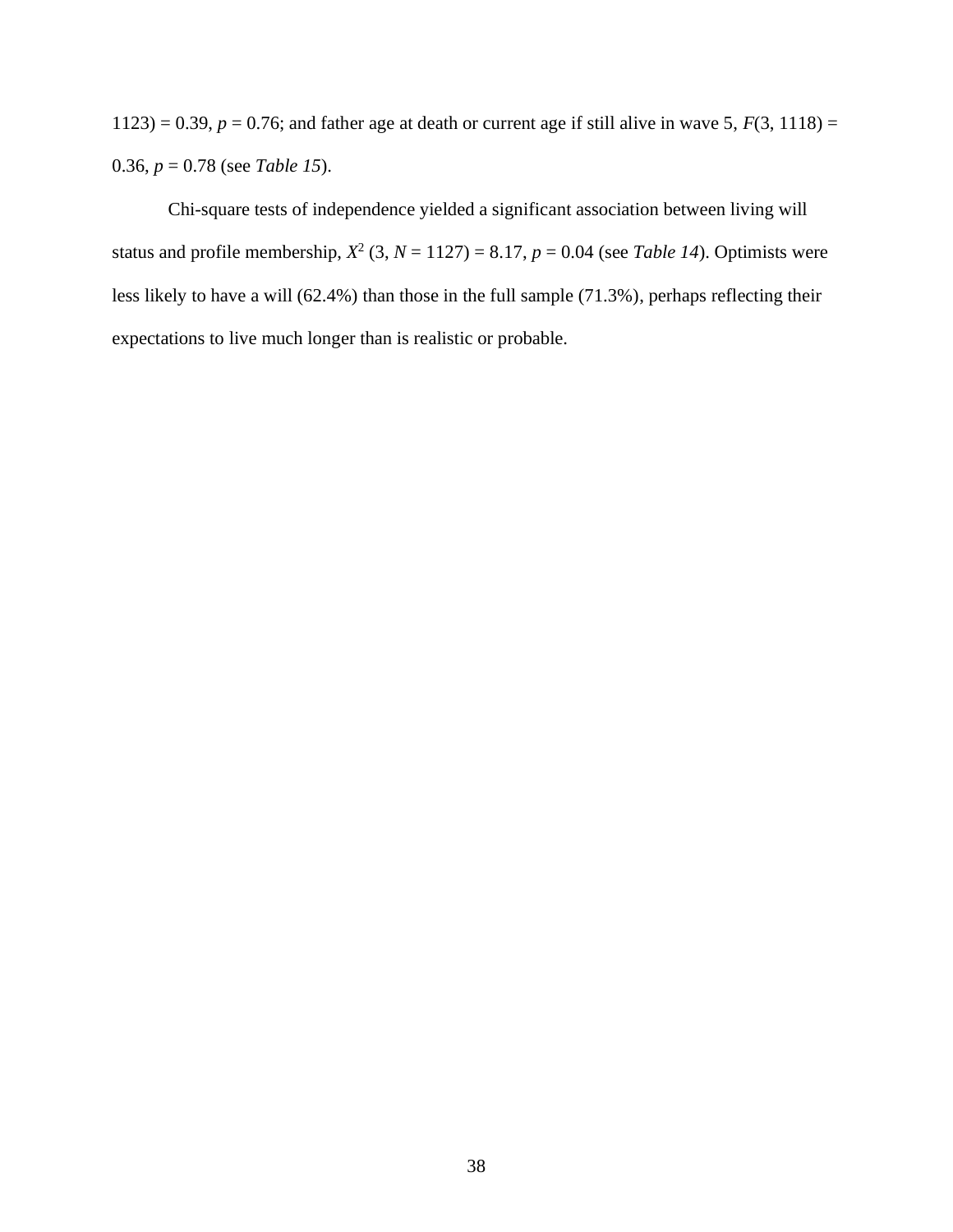1123) = 0.39, $p = 0.76$; and father age at death or current age if still alive in wave 5, $F(3, 1118) = 0.36$, $p = 0.78$ (see *Table 15*).

Chi-square tests of independence yielded a significant association between living will status and profile membership, $X^2 (3, N = 1127) = 8.17$, $p = 0.04$ (see *Table 14*). Optimists were less likely to have a will (62.4%) than those in the full sample (71.3%), perhaps reflecting their expectations to live much longer than is realistic or probable.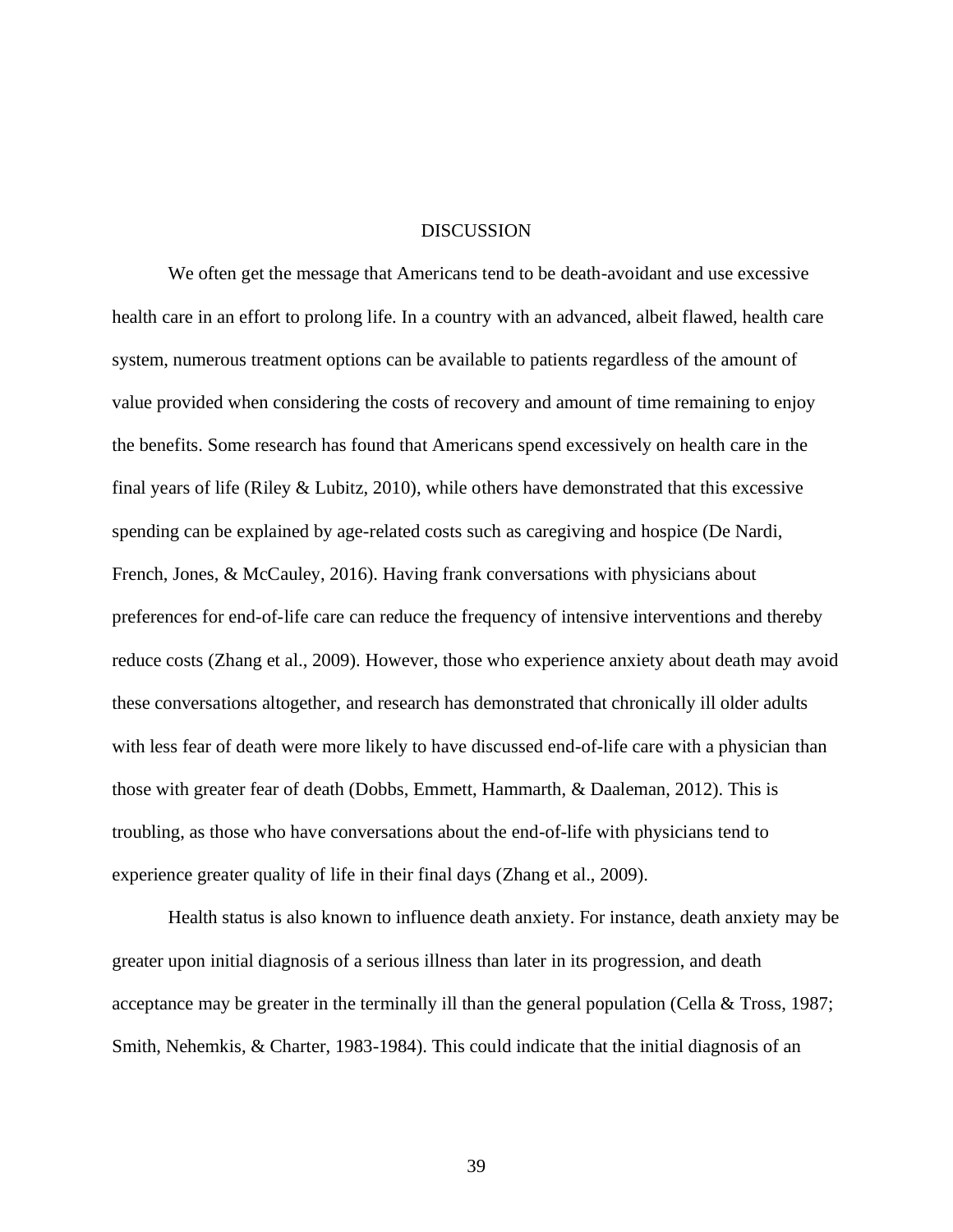# DISCUSSION

We often get the message that Americans tend to be death-avoidant and use excessive health care in an effort to prolong life. In a country with an advanced, albeit flawed, health care system, numerous treatment options can be available to patients regardless of the amount of value provided when considering the costs of recovery and amount of time remaining to enjoy the benefits. Some research has found that Americans spend excessively on health care in the final years of life (Riley & Lubitz, 2010), while others have demonstrated that this excessive spending can be explained by age-related costs such as caregiving and hospice (De Nardi, French, Jones, & McCauley, 2016). Having frank conversations with physicians about preferences for end-of-life care can reduce the frequency of intensive interventions and thereby reduce costs (Zhang et al., 2009). However, those who experience anxiety about death may avoid these conversations altogether, and research has demonstrated that chronically ill older adults with less fear of death were more likely to have discussed end-of-life care with a physician than those with greater fear of death (Dobbs, Emmett, Hammarth, & Daaleman, 2012). This is troubling, as those who have conversations about the end-of-life with physicians tend to experience greater quality of life in their final days (Zhang et al., 2009).

Health status is also known to influence death anxiety. For instance, death anxiety may be greater upon initial diagnosis of a serious illness than later in its progression, and death acceptance may be greater in the terminally ill than the general population (Cella & Tross, 1987; Smith, Nehemkis, & Charter, 1983-1984). This could indicate that the initial diagnosis of an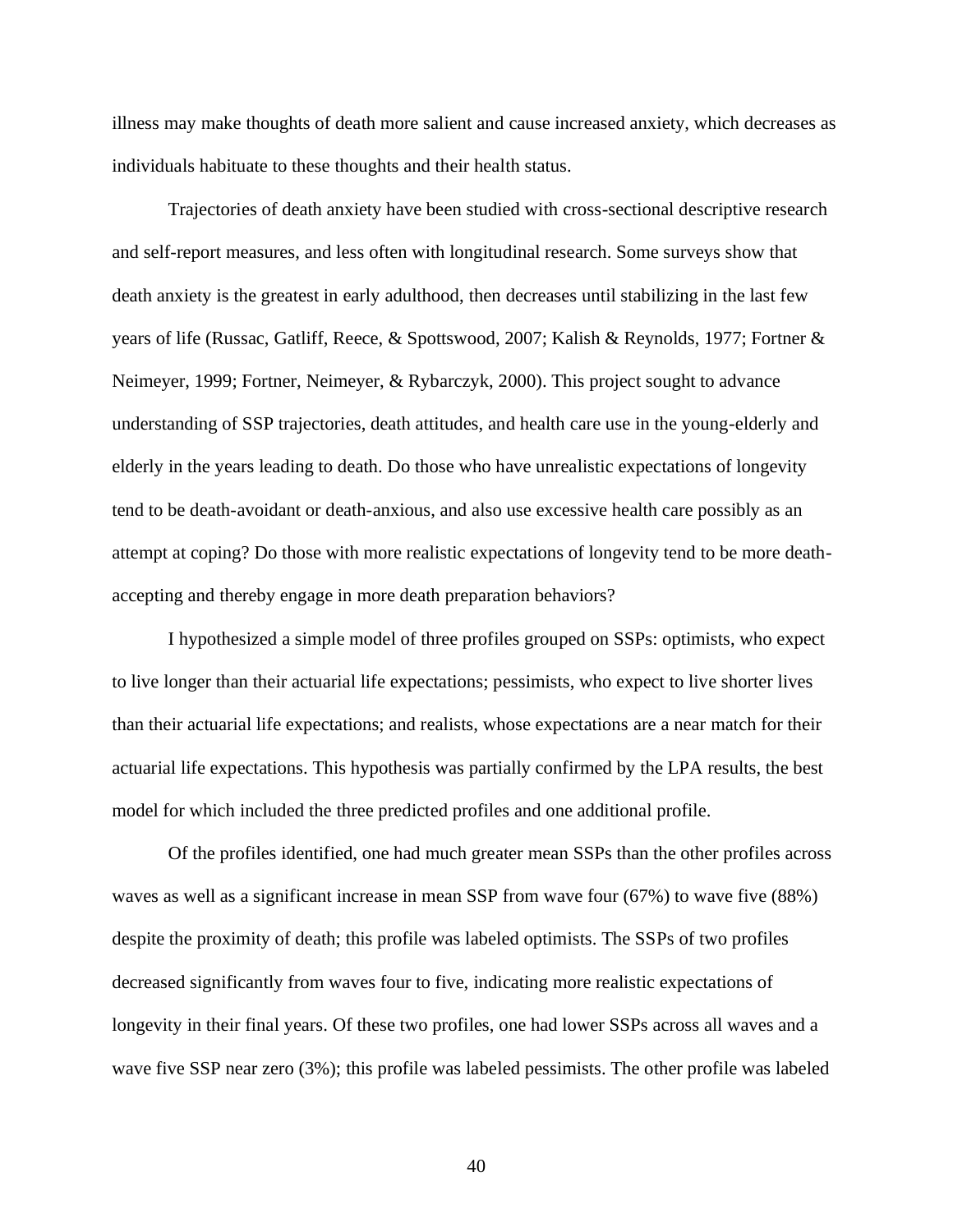illness may make thoughts of death more salient and cause increased anxiety, which decreases as individuals habituate to these thoughts and their health status.

Trajectories of death anxiety have been studied with cross-sectional descriptive research and self-report measures, and less often with longitudinal research. Some surveys show that death anxiety is the greatest in early adulthood, then decreases until stabilizing in the last few years of life (Russac, Gatliff, Reece, & Spottswood, 2007; Kalish & Reynolds, 1977; Fortner & Neimeyer, 1999; Fortner, Neimeyer, & Rybarczyk, 2000). This project sought to advance understanding of SSP trajectories, death attitudes, and health care use in the young-elderly and elderly in the years leading to death. Do those who have unrealistic expectations of longevity tend to be death-avoidant or death-anxious, and also use excessive health care possibly as an attempt at coping? Do those with more realistic expectations of longevity tend to be more death-accepting and thereby engage in more death preparation behaviors?

I hypothesized a simple model of three profiles grouped on SSPs: optimists, who expect to live longer than their actuarial life expectations; pessimists, who expect to live shorter lives than their actuarial life expectations; and realists, whose expectations are a near match for their actuarial life expectations. This hypothesis was partially confirmed by the LPA results, the best model for which included the three predicted profiles and one additional profile.

Of the profiles identified, one had much greater mean SSPs than the other profiles across waves as well as a significant increase in mean SSP from wave four (67%) to wave five (88%) despite the proximity of death; this profile was labeled optimists. The SSPs of two profiles decreased significantly from waves four to five, indicating more realistic expectations of longevity in their final years. Of these two profiles, one had lower SSPs across all waves and a wave five SSP near zero (3%); this profile was labeled pessimists. The other profile was labeled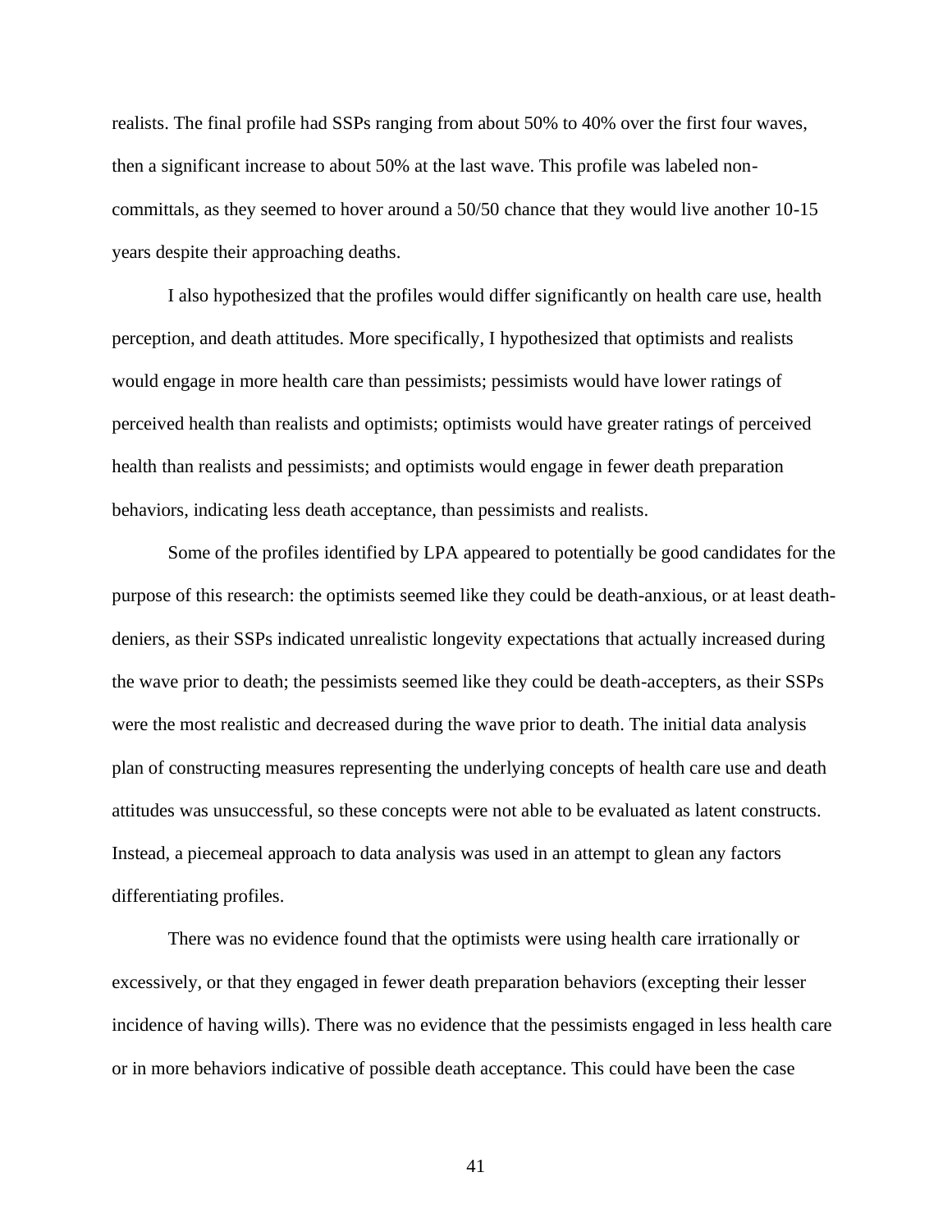realists. The final profile had SSPs ranging from about 50% to 40% over the first four waves, then a significant increase to about 50% at the last wave. This profile was labeled non-committals, as they seemed to hover around a 50/50 chance that they would live another 10-15 years despite their approaching deaths.

I also hypothesized that the profiles would differ significantly on health care use, health perception, and death attitudes. More specifically, I hypothesized that optimists and realists would engage in more health care than pessimists; pessimists would have lower ratings of perceived health than realists and optimists; optimists would have greater ratings of perceived health than realists and pessimists; and optimists would engage in fewer death preparation behaviors, indicating less death acceptance, than pessimists and realists.

Some of the profiles identified by LPA appeared to potentially be good candidates for the purpose of this research: the optimists seemed like they could be death-anxious, or at least death-deniers, as their SSPs indicated unrealistic longevity expectations that actually increased during the wave prior to death; the pessimists seemed like they could be death-accepters, as their SSPs were the most realistic and decreased during the wave prior to death. The initial data analysis plan of constructing measures representing the underlying concepts of health care use and death attitudes was unsuccessful, so these concepts were not able to be evaluated as latent constructs. Instead, a piecemeal approach to data analysis was used in an attempt to glean any factors differentiating profiles.

There was no evidence found that the optimists were using health care irrationally or excessively, or that they engaged in fewer death preparation behaviors (excepting their lesser incidence of having wills). There was no evidence that the pessimists engaged in less health care or in more behaviors indicative of possible death acceptance. This could have been the case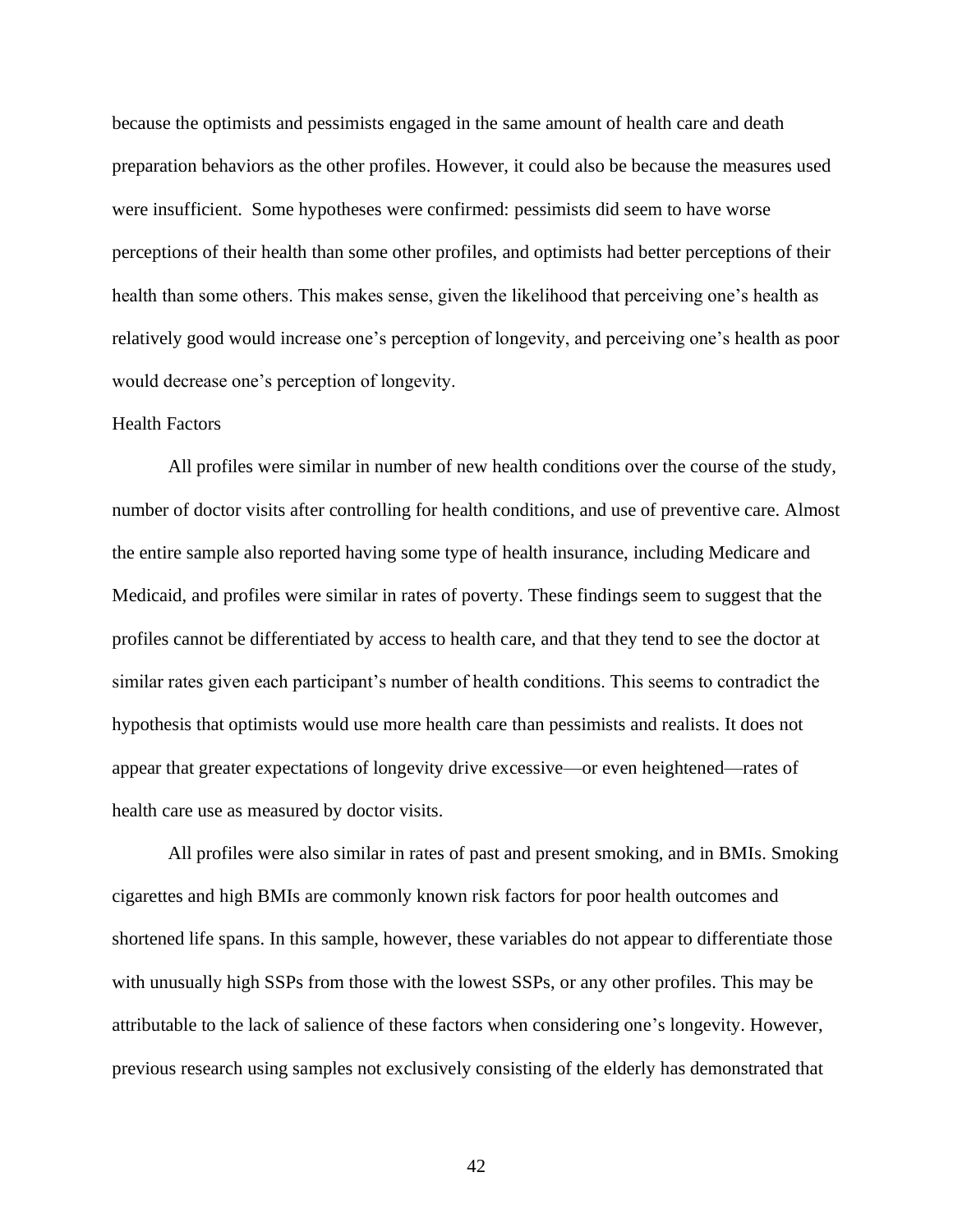because the optimists and pessimists engaged in the same amount of health care and death preparation behaviors as the other profiles. However, it could also be because the measures used were insufficient. Some hypotheses were confirmed: pessimists did seem to have worse perceptions of their health than some other profiles, and optimists had better perceptions of their health than some others. This makes sense, given the likelihood that perceiving one's health as relatively good would increase one's perception of longevity, and perceiving one's health as poor would decrease one's perception of longevity.

### Health Factors

All profiles were similar in number of new health conditions over the course of the study, number of doctor visits after controlling for health conditions, and use of preventive care. Almost the entire sample also reported having some type of health insurance, including Medicare and Medicaid, and profiles were similar in rates of poverty. These findings seem to suggest that the profiles cannot be differentiated by access to health care, and that they tend to see the doctor at similar rates given each participant's number of health conditions. This seems to contradict the hypothesis that optimists would use more health care than pessimists and realists. It does not appear that greater expectations of longevity drive excessive—or even heightened—rates of health care use as measured by doctor visits.

All profiles were also similar in rates of past and present smoking, and in BMIs. Smoking cigarettes and high BMIs are commonly known risk factors for poor health outcomes and shortened life spans. In this sample, however, these variables do not appear to differentiate those with unusually high SSPs from those with the lowest SSPs, or any other profiles. This may be attributable to the lack of salience of these factors when considering one's longevity. However, previous research using samples not exclusively consisting of the elderly has demonstrated that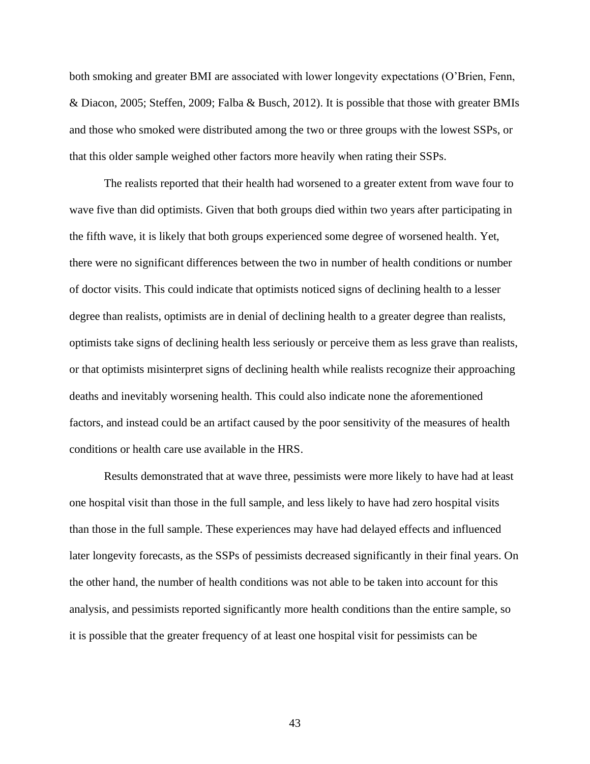both smoking and greater BMI are associated with lower longevity expectations (O'Brien, Fenn, & Diacon, 2005; Steffen, 2009; Falba & Busch, 2012). It is possible that those with greater BMIs and those who smoked were distributed among the two or three groups with the lowest SSPs, or that this older sample weighed other factors more heavily when rating their SSPs.

The realists reported that their health had worsened to a greater extent from wave four to wave five than did optimists. Given that both groups died within two years after participating in the fifth wave, it is likely that both groups experienced some degree of worsened health. Yet, there were no significant differences between the two in number of health conditions or number of doctor visits. This could indicate that optimists noticed signs of declining health to a lesser degree than realists, optimists are in denial of declining health to a greater degree than realists, optimists take signs of declining health less seriously or perceive them as less grave than realists, or that optimists misinterpret signs of declining health while realists recognize their approaching deaths and inevitably worsening health. This could also indicate none the aforementioned factors, and instead could be an artifact caused by the poor sensitivity of the measures of health conditions or health care use available in the HRS.

Results demonstrated that at wave three, pessimists were more likely to have had at least one hospital visit than those in the full sample, and less likely to have had zero hospital visits than those in the full sample. These experiences may have had delayed effects and influenced later longevity forecasts, as the SSPs of pessimists decreased significantly in their final years. On the other hand, the number of health conditions was not able to be taken into account for this analysis, and pessimists reported significantly more health conditions than the entire sample, so it is possible that the greater frequency of at least one hospital visit for pessimists can be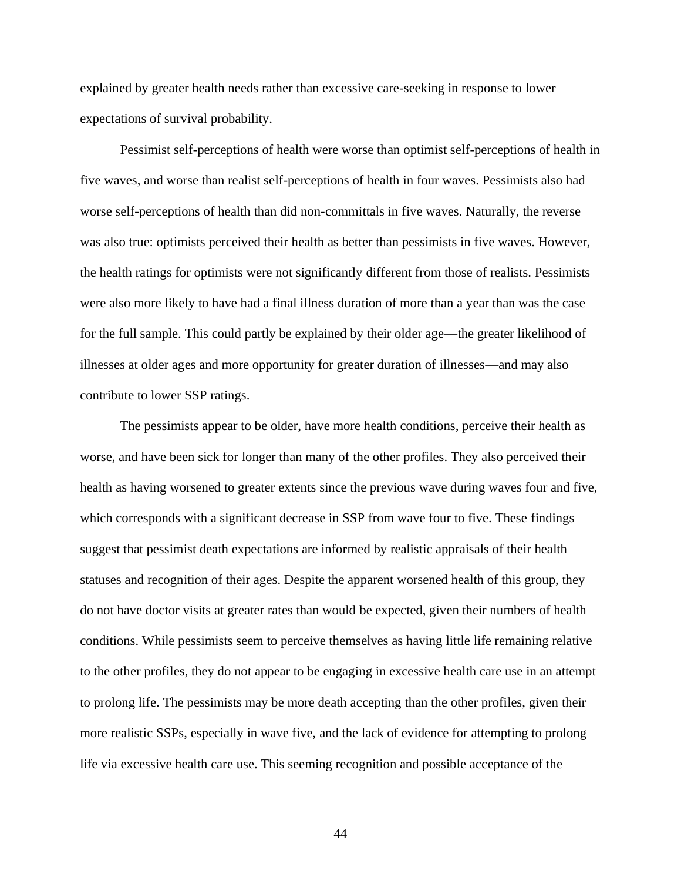explained by greater health needs rather than excessive care-seeking in response to lower expectations of survival probability.

Pessimist self-perceptions of health were worse than optimist self-perceptions of health in five waves, and worse than realist self-perceptions of health in four waves. Pessimists also had worse self-perceptions of health than did non-committals in five waves. Naturally, the reverse was also true: optimists perceived their health as better than pessimists in five waves. However, the health ratings for optimists were not significantly different from those of realists. Pessimists were also more likely to have had a final illness duration of more than a year than was the case for the full sample. This could partly be explained by their older age—the greater likelihood of illnesses at older ages and more opportunity for greater duration of illnesses—and may also contribute to lower SSP ratings.

The pessimists appear to be older, have more health conditions, perceive their health as worse, and have been sick for longer than many of the other profiles. They also perceived their health as having worsened to greater extents since the previous wave during waves four and five, which corresponds with a significant decrease in SSP from wave four to five. These findings suggest that pessimist death expectations are informed by realistic appraisals of their health statuses and recognition of their ages. Despite the apparent worsened health of this group, they do not have doctor visits at greater rates than would be expected, given their numbers of health conditions. While pessimists seem to perceive themselves as having little life remaining relative to the other profiles, they do not appear to be engaging in excessive health care use in an attempt to prolong life. The pessimists may be more death accepting than the other profiles, given their more realistic SSPs, especially in wave five, and the lack of evidence for attempting to prolong life via excessive health care use. This seeming recognition and possible acceptance of the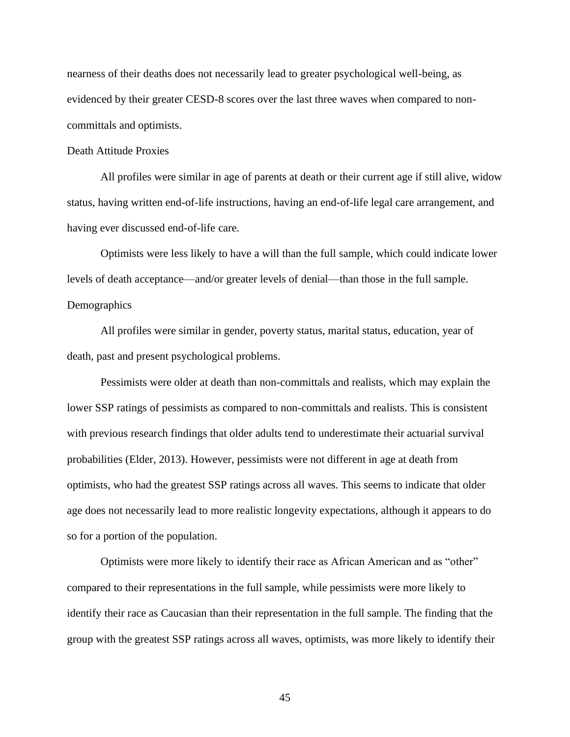nearness of their deaths does not necessarily lead to greater psychological well-being, as evidenced by their greater CESD-8 scores over the last three waves when compared to non-committals and optimists.

### Death Attitude Proxies

All profiles were similar in age of parents at death or their current age if still alive, widow status, having written end-of-life instructions, having an end-of-life legal care arrangement, and having ever discussed end-of-life care.

Optimists were less likely to have a will than the full sample, which could indicate lower levels of death acceptance—and/or greater levels of denial—than those in the full sample.

### Demographics

All profiles were similar in gender, poverty status, marital status, education, year of death, past and present psychological problems.

Pessimists were older at death than non-committals and realists, which may explain the lower SSP ratings of pessimists as compared to non-committals and realists. This is consistent with previous research findings that older adults tend to underestimate their actuarial survival probabilities (Elder, 2013). However, pessimists were not different in age at death from optimists, who had the greatest SSP ratings across all waves. This seems to indicate that older age does not necessarily lead to more realistic longevity expectations, although it appears to do so for a portion of the population.

Optimists were more likely to identify their race as African American and as "other" compared to their representations in the full sample, while pessimists were more likely to identify their race as Caucasian than their representation in the full sample. The finding that the group with the greatest SSP ratings across all waves, optimists, was more likely to identify their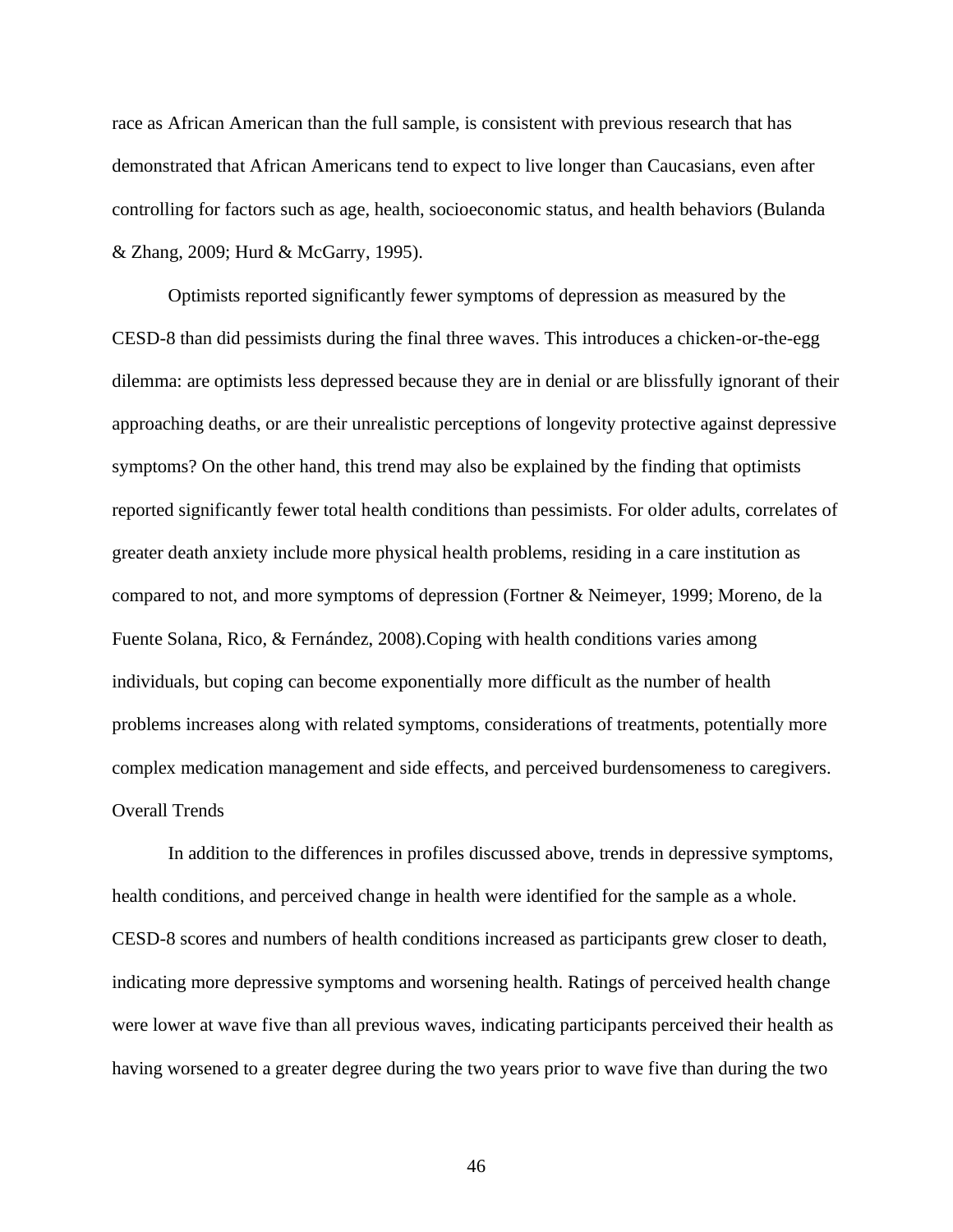race as African American than the full sample, is consistent with previous research that has demonstrated that African Americans tend to expect to live longer than Caucasians, even after controlling for factors such as age, health, socioeconomic status, and health behaviors (Bulanda & Zhang, 2009; Hurd & McGarry, 1995).

Optimists reported significantly fewer symptoms of depression as measured by the CESD-8 than did pessimists during the final three waves. This introduces a chicken-or-the-egg dilemma: are optimists less depressed because they are in denial or are blissfully ignorant of their approaching deaths, or are their unrealistic perceptions of longevity protective against depressive symptoms? On the other hand, this trend may also be explained by the finding that optimists reported significantly fewer total health conditions than pessimists. For older adults, correlates of greater death anxiety include more physical health problems, residing in a care institution as compared to not, and more symptoms of depression (Fortner & Neimeyer, 1999; Moreno, de la Fuente Solana, Rico, & Fernández, 2008).Coping with health conditions varies among individuals, but coping can become exponentially more difficult as the number of health problems increases along with related symptoms, considerations of treatments, potentially more complex medication management and side effects, and perceived burdensomeness to caregivers.

## Overall Trends

In addition to the differences in profiles discussed above, trends in depressive symptoms, health conditions, and perceived change in health were identified for the sample as a whole. CESD-8 scores and numbers of health conditions increased as participants grew closer to death, indicating more depressive symptoms and worsening health. Ratings of perceived health change were lower at wave five than all previous waves, indicating participants perceived their health as having worsened to a greater degree during the two years prior to wave five than during the two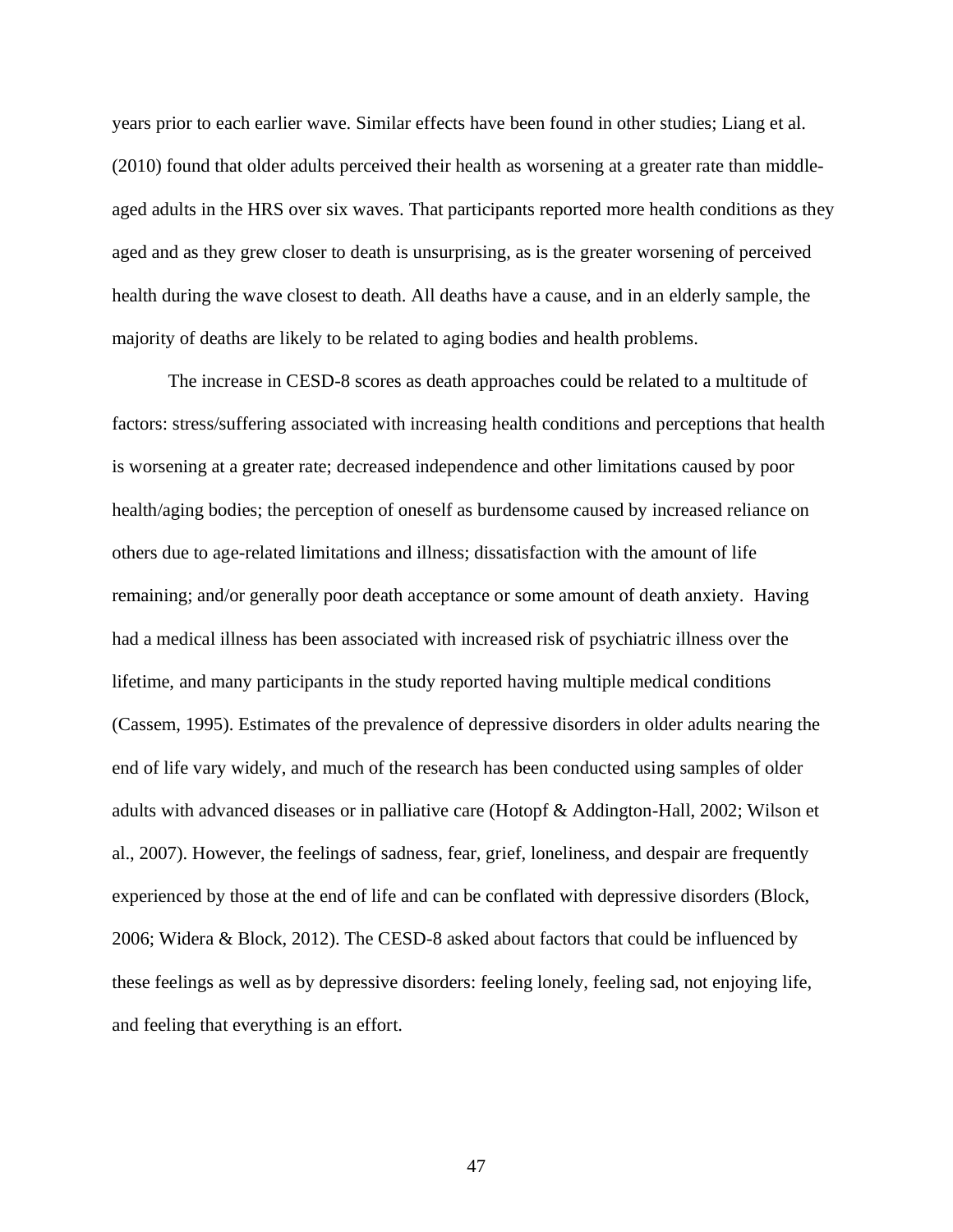years prior to each earlier wave. Similar effects have been found in other studies; Liang et al. (2010) found that older adults perceived their health as worsening at a greater rate than middle-aged adults in the HRS over six waves. That participants reported more health conditions as they aged and as they grew closer to death is unsurprising, as is the greater worsening of perceived health during the wave closest to death. All deaths have a cause, and in an elderly sample, the majority of deaths are likely to be related to aging bodies and health problems.

The increase in CESD-8 scores as death approaches could be related to a multitude of factors: stress/suffering associated with increasing health conditions and perceptions that health is worsening at a greater rate; decreased independence and other limitations caused by poor health/aging bodies; the perception of oneself as burdensome caused by increased reliance on others due to age-related limitations and illness; dissatisfaction with the amount of life remaining; and/or generally poor death acceptance or some amount of death anxiety. Having had a medical illness has been associated with increased risk of psychiatric illness over the lifetime, and many participants in the study reported having multiple medical conditions (Cassem, 1995). Estimates of the prevalence of depressive disorders in older adults nearing the end of life vary widely, and much of the research has been conducted using samples of older adults with advanced diseases or in palliative care (Hotopf & Addington-Hall, 2002; Wilson et al., 2007). However, the feelings of sadness, fear, grief, loneliness, and despair are frequently experienced by those at the end of life and can be conflated with depressive disorders (Block, 2006; Widera & Block, 2012). The CESD-8 asked about factors that could be influenced by these feelings as well as by depressive disorders: feeling lonely, feeling sad, not enjoying life, and feeling that everything is an effort.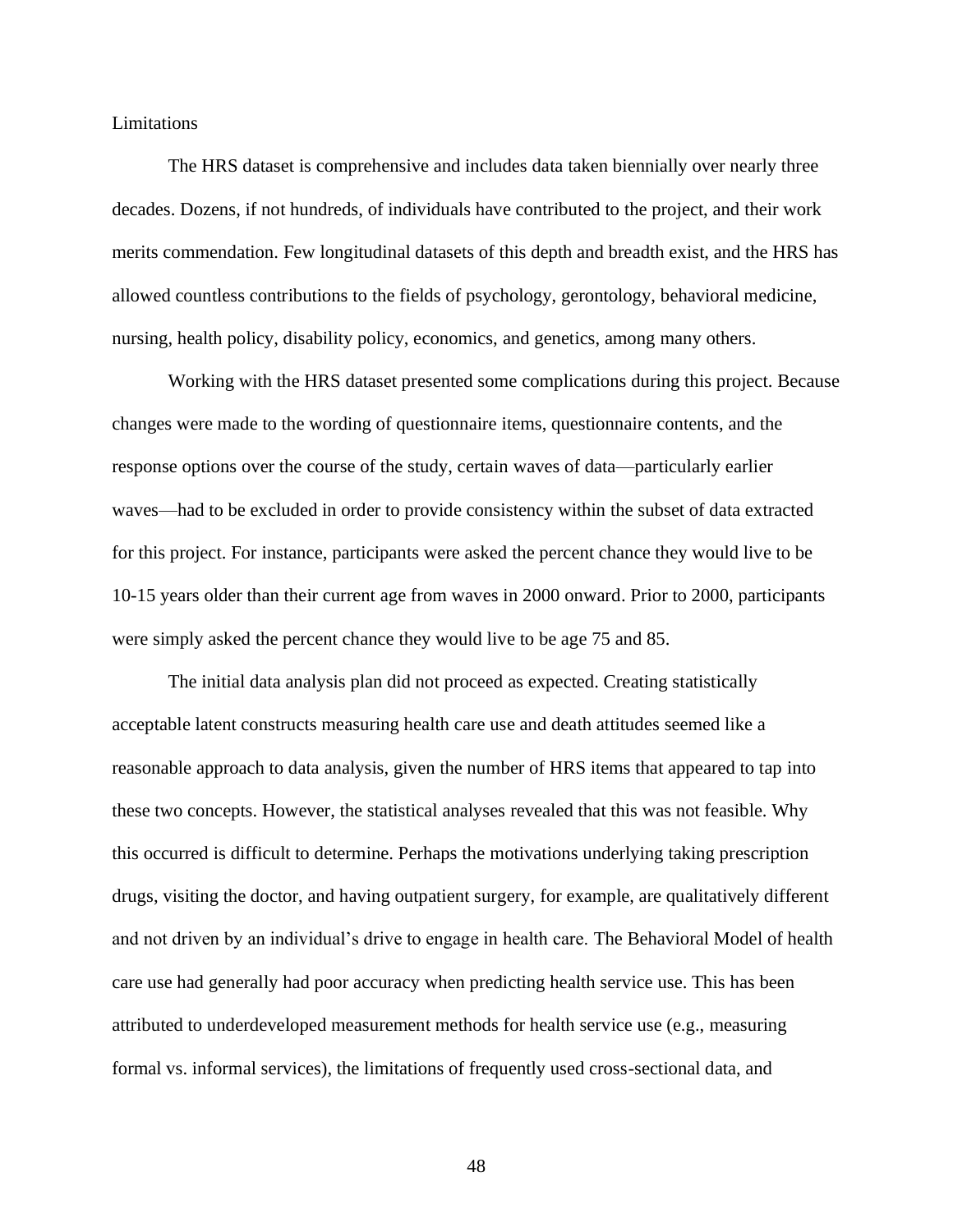## Limitations

The HRS dataset is comprehensive and includes data taken biennially over nearly three decades. Dozens, if not hundreds, of individuals have contributed to the project, and their work merits commendation. Few longitudinal datasets of this depth and breadth exist, and the HRS has allowed countless contributions to the fields of psychology, gerontology, behavioral medicine, nursing, health policy, disability policy, economics, and genetics, among many others.

Working with the HRS dataset presented some complications during this project. Because changes were made to the wording of questionnaire items, questionnaire contents, and the response options over the course of the study, certain waves of data—particularly earlier waves—had to be excluded in order to provide consistency within the subset of data extracted for this project. For instance, participants were asked the percent chance they would live to be 10-15 years older than their current age from waves in 2000 onward. Prior to 2000, participants were simply asked the percent chance they would live to be age 75 and 85.

The initial data analysis plan did not proceed as expected. Creating statistically acceptable latent constructs measuring health care use and death attitudes seemed like a reasonable approach to data analysis, given the number of HRS items that appeared to tap into these two concepts. However, the statistical analyses revealed that this was not feasible. Why this occurred is difficult to determine. Perhaps the motivations underlying taking prescription drugs, visiting the doctor, and having outpatient surgery, for example, are qualitatively different and not driven by an individual's drive to engage in health care. The Behavioral Model of health care use had generally had poor accuracy when predicting health service use. This has been attributed to underdeveloped measurement methods for health service use (e.g., measuring formal vs. informal services), the limitations of frequently used cross-sectional data, and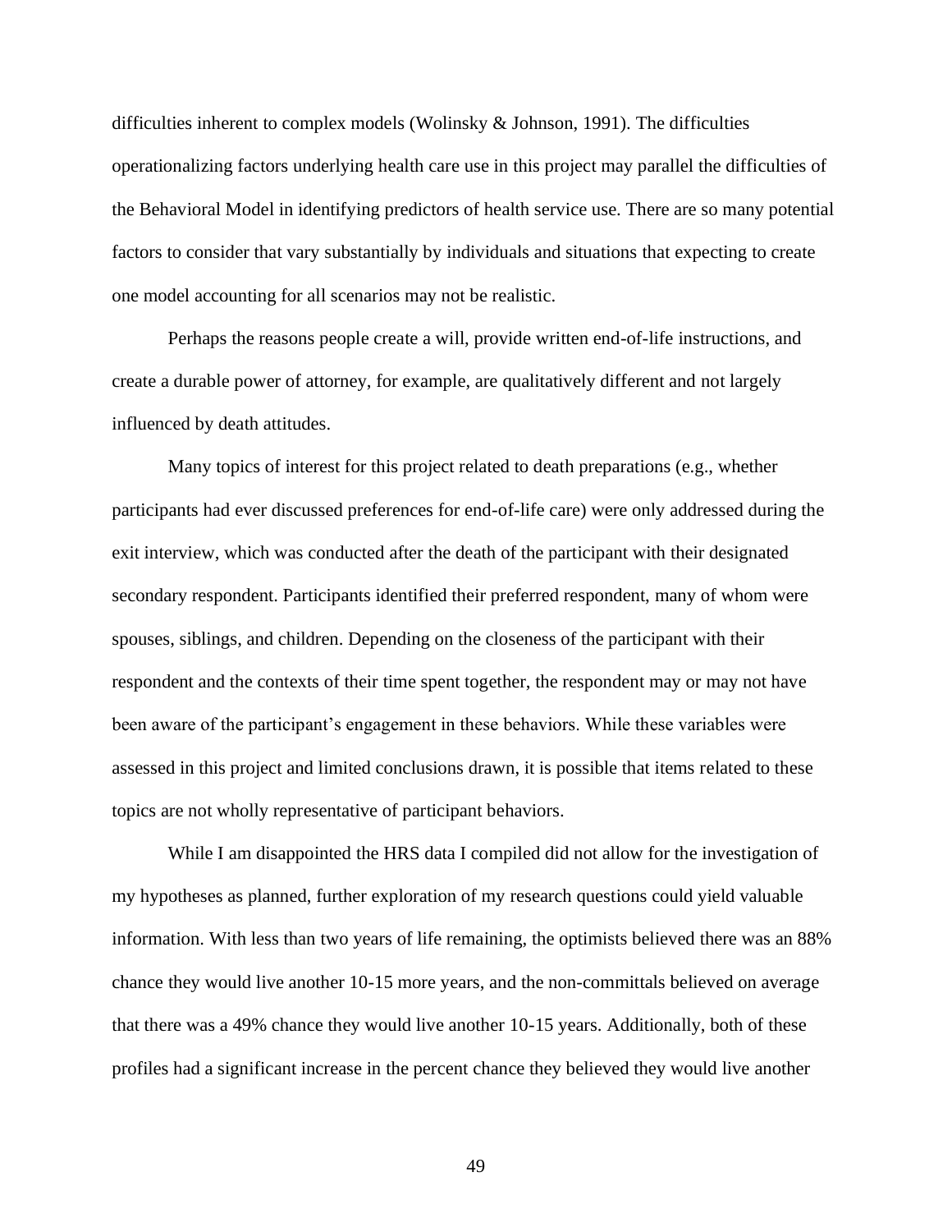difficulties inherent to complex models (Wolinsky & Johnson, 1991). The difficulties operationalizing factors underlying health care use in this project may parallel the difficulties of the Behavioral Model in identifying predictors of health service use. There are so many potential factors to consider that vary substantially by individuals and situations that expecting to create one model accounting for all scenarios may not be realistic.

Perhaps the reasons people create a will, provide written end-of-life instructions, and create a durable power of attorney, for example, are qualitatively different and not largely influenced by death attitudes.

Many topics of interest for this project related to death preparations (e.g., whether participants had ever discussed preferences for end-of-life care) were only addressed during the exit interview, which was conducted after the death of the participant with their designated secondary respondent. Participants identified their preferred respondent, many of whom were spouses, siblings, and children. Depending on the closeness of the participant with their respondent and the contexts of their time spent together, the respondent may or may not have been aware of the participant's engagement in these behaviors. While these variables were assessed in this project and limited conclusions drawn, it is possible that items related to these topics are not wholly representative of participant behaviors.

While I am disappointed the HRS data I compiled did not allow for the investigation of my hypotheses as planned, further exploration of my research questions could yield valuable information. With less than two years of life remaining, the optimists believed there was an 88% chance they would live another 10-15 more years, and the non-committals believed on average that there was a 49% chance they would live another 10-15 years. Additionally, both of these profiles had a significant increase in the percent chance they believed they would live another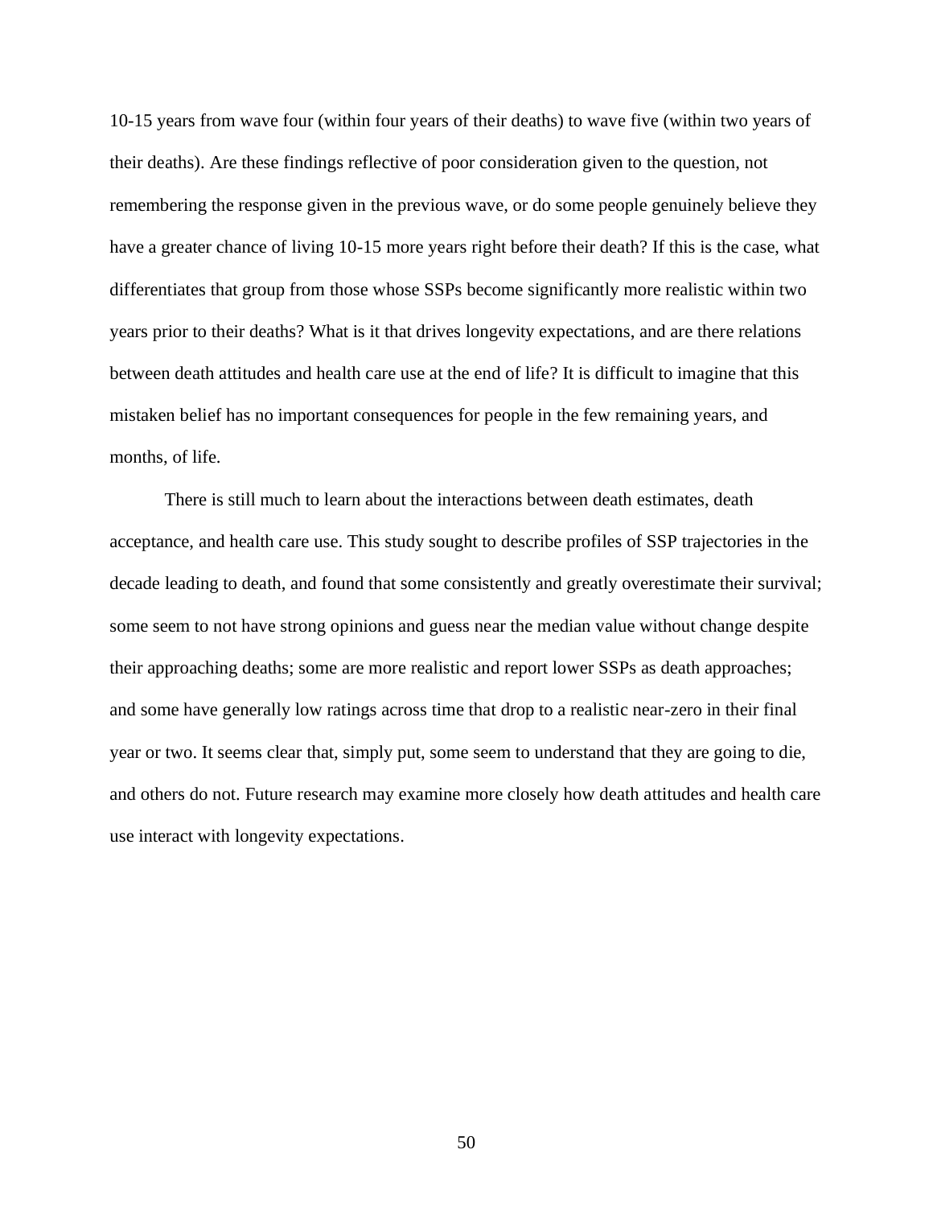10-15 years from wave four (within four years of their deaths) to wave five (within two years of their deaths). Are these findings reflective of poor consideration given to the question, not remembering the response given in the previous wave, or do some people genuinely believe they have a greater chance of living 10-15 more years right before their death? If this is the case, what differentiates that group from those whose SSPs become significantly more realistic within two years prior to their deaths? What is it that drives longevity expectations, and are there relations between death attitudes and health care use at the end of life? It is difficult to imagine that this mistaken belief has no important consequences for people in the few remaining years, and months, of life.

There is still much to learn about the interactions between death estimates, death acceptance, and health care use. This study sought to describe profiles of SSP trajectories in the decade leading to death, and found that some consistently and greatly overestimate their survival; some seem to not have strong opinions and guess near the median value without change despite their approaching deaths; some are more realistic and report lower SSPs as death approaches; and some have generally low ratings across time that drop to a realistic near-zero in their final year or two. It seems clear that, simply put, some seem to understand that they are going to die, and others do not. Future research may examine more closely how death attitudes and health care use interact with longevity expectations.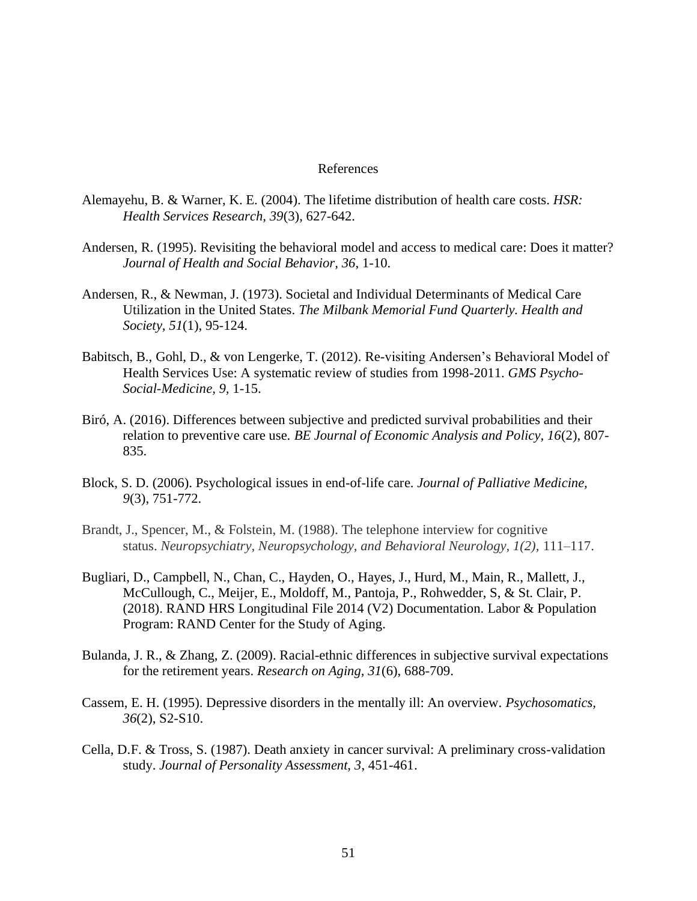# References

Alemayehu, B. & Warner, K. E. (2004). The lifetime distribution of health care costs. *HSR: Health Services Research, 39*(3), 627-642.

Andersen, R. (1995). Revisiting the behavioral model and access to medical care: Does it matter? *Journal of Health and Social Behavior, 36*, 1-10.

Andersen, R., & Newman, J. (1973). Societal and Individual Determinants of Medical Care Utilization in the United States. *The Milbank Memorial Fund Quarterly. Health and Society, 51*(1), 95-124.

Babitsch, B., Gohl, D., & von Lengerke, T. (2012). Re-visiting Andersen's Behavioral Model of Health Services Use: A systematic review of studies from 1998-2011. *GMS Psycho-Social-Medicine, 9,* 1-15.

Biró, A. (2016). Differences between subjective and predicted survival probabilities and their relation to preventive care use. *BE Journal of Economic Analysis and Policy, 16*(2), 807-835.

Block, S. D. (2006). Psychological issues in end-of-life care. *Journal of Palliative Medicine, 9*(3), 751-772.

Brandt, J., Spencer, M., & Folstein, M. (1988). The telephone interview for cognitive status. *Neuropsychiatry, Neuropsychology, and Behavioral Neurology, 1(2),* 111–117.

Bugliari, D., Campbell, N., Chan, C., Hayden, O., Hayes, J., Hurd, M., Main, R., Mallett, J., McCullough, C., Meijer, E., Moldoff, M., Pantoja, P., Rohwedder, S, & St. Clair, P. (2018). RAND HRS Longitudinal File 2014 (V2) Documentation. Labor & Population Program: RAND Center for the Study of Aging.

Bulanda, J. R., & Zhang, Z. (2009). Racial-ethnic differences in subjective survival expectations for the retirement years. *Research on Aging, 31*(6), 688-709.

Cassem, E. H. (1995). Depressive disorders in the mentally ill: An overview. *Psychosomatics, 36*(2), S2-S10.

Cella, D.F. & Tross, S. (1987). Death anxiety in cancer survival: A preliminary cross-validation study. *Journal of Personality Assessment, 3*, 451-461.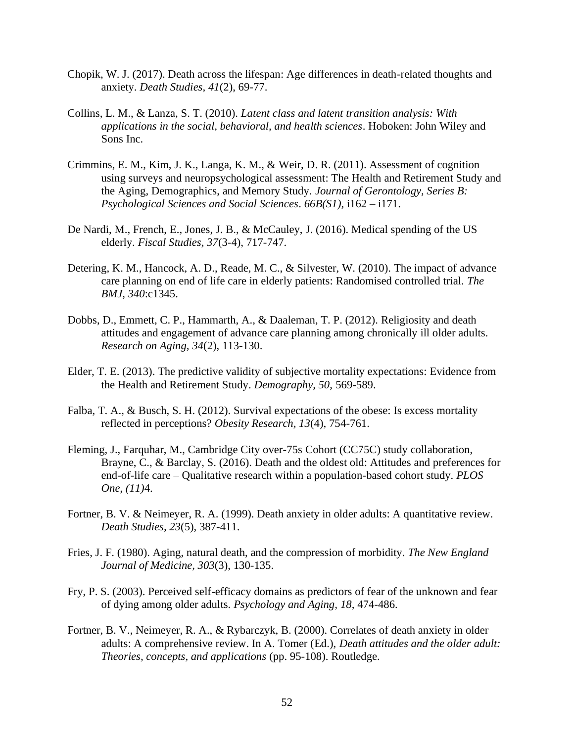Chopik, W. J. (2017). Death across the lifespan: Age differences in death-related thoughts and anxiety. *Death Studies, 41*(2), 69-77.

Collins, L. M., & Lanza, S. T. (2010). *Latent class and latent transition analysis: With applications in the social, behavioral, and health sciences*. Hoboken: John Wiley and Sons Inc.

Crimmins, E. M., Kim, J. K., Langa, K. M., & Weir, D. R. (2011). Assessment of cognition using surveys and neuropsychological assessment: The Health and Retirement Study and the Aging, Demographics, and Memory Study. *Journal of Gerontology, Series B: Psychological Sciences and Social Sciences*. *66B(S1),* i162 – i171.

De Nardi, M., French, E., Jones, J. B., & McCauley, J. (2016). Medical spending of the US elderly. *Fiscal Studies, 37*(3-4), 717-747.

Detering, K. M., Hancock, A. D., Reade, M. C., & Silvester, W. (2010). The impact of advance care planning on end of life care in elderly patients: Randomised controlled trial. *The BMJ, 340*:c1345.

Dobbs, D., Emmett, C. P., Hammarth, A., & Daaleman, T. P. (2012). Religiosity and death attitudes and engagement of advance care planning among chronically ill older adults. *Research on Aging, 34*(2), 113-130.

Elder, T. E. (2013). The predictive validity of subjective mortality expectations: Evidence from the Health and Retirement Study. *Demography, 50,* 569-589.

Falba, T. A., & Busch, S. H. (2012). Survival expectations of the obese: Is excess mortality reflected in perceptions? *Obesity Research, 13*(4), 754-761.

Fleming, J., Farquhar, M., Cambridge City over-75s Cohort (CC75C) study collaboration, Brayne, C., & Barclay, S. (2016). Death and the oldest old: Attitudes and preferences for end-of-life care – Qualitative research within a population-based cohort study. *PLOS One, (11)*4.

Fortner, B. V. & Neimeyer, R. A. (1999). Death anxiety in older adults: A quantitative review. *Death Studies, 23*(5), 387-411.

Fries, J. F. (1980). Aging, natural death, and the compression of morbidity. *The New England Journal of Medicine, 303*(3), 130-135.

Fry, P. S. (2003). Perceived self-efficacy domains as predictors of fear of the unknown and fear of dying among older adults. *Psychology and Aging, 18,* 474-486.

Fortner, B. V., Neimeyer, R. A., & Rybarczyk, B. (2000). Correlates of death anxiety in older adults: A comprehensive review. In A. Tomer (Ed.), *Death attitudes and the older adult: Theories, concepts, and applications* (pp. 95-108). Routledge.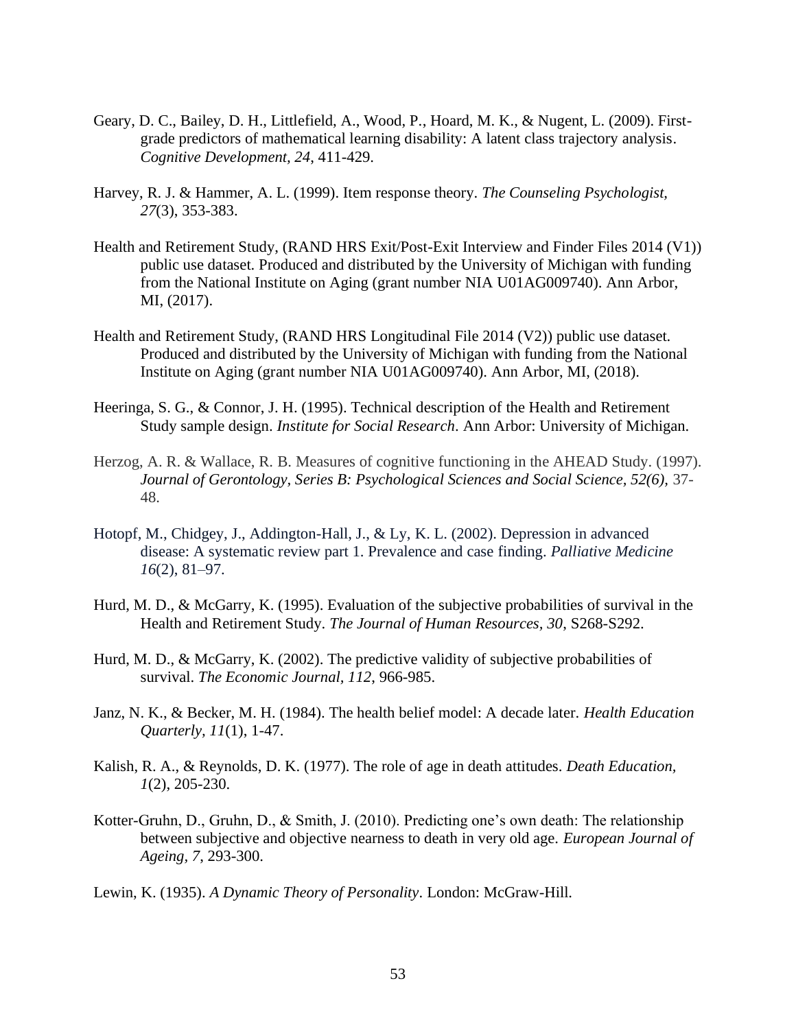Geary, D. C., Bailey, D. H., Littlefield, A., Wood, P., Hoard, M. K., & Nugent, L. (2009). First-grade predictors of mathematical learning disability: A latent class trajectory analysis. *Cognitive Development, 24*, 411-429.

Harvey, R. J. & Hammer, A. L. (1999). Item response theory. *The Counseling Psychologist, 27*(3), 353-383.

Health and Retirement Study, (RAND HRS Exit/Post-Exit Interview and Finder Files 2014 (V1)) public use dataset. Produced and distributed by the University of Michigan with funding from the National Institute on Aging (grant number NIA U01AG009740). Ann Arbor, MI, (2017).

Health and Retirement Study, (RAND HRS Longitudinal File 2014 (V2)) public use dataset. Produced and distributed by the University of Michigan with funding from the National Institute on Aging (grant number NIA U01AG009740). Ann Arbor, MI, (2018).

Heeringa, S. G., & Connor, J. H. (1995). Technical description of the Health and Retirement Study sample design. *Institute for Social Research*. Ann Arbor: University of Michigan.

Herzog, A. R. & Wallace, R. B. Measures of cognitive functioning in the AHEAD Study. (1997). *Journal of Gerontology, Series B: Psychological Sciences and Social Science, 52(6),* 37-48.

Hotopf, M., Chidgey, J., Addington-Hall, J., & Ly, K. L. (2002). Depression in advanced disease: A systematic review part 1. Prevalence and case finding. *Palliative Medicine 16*(2), 81–97.

Hurd, M. D., & McGarry, K. (1995). Evaluation of the subjective probabilities of survival in the Health and Retirement Study. *The Journal of Human Resources, 30*, S268-S292.

Hurd, M. D., & McGarry, K. (2002). The predictive validity of subjective probabilities of survival. *The Economic Journal, 112*, 966-985.

Janz, N. K., & Becker, M. H. (1984). The health belief model: A decade later. *Health Education Quarterly, 11*(1), 1-47.

Kalish, R. A., & Reynolds, D. K. (1977). The role of age in death attitudes. *Death Education, 1*(2), 205-230.

Kotter-Gruhn, D., Gruhn, D., & Smith, J. (2010). Predicting one's own death: The relationship between subjective and objective nearness to death in very old age. *European Journal of Ageing, 7*, 293-300.

Lewin, K. (1935). *A Dynamic Theory of Personality*. London: McGraw-Hill.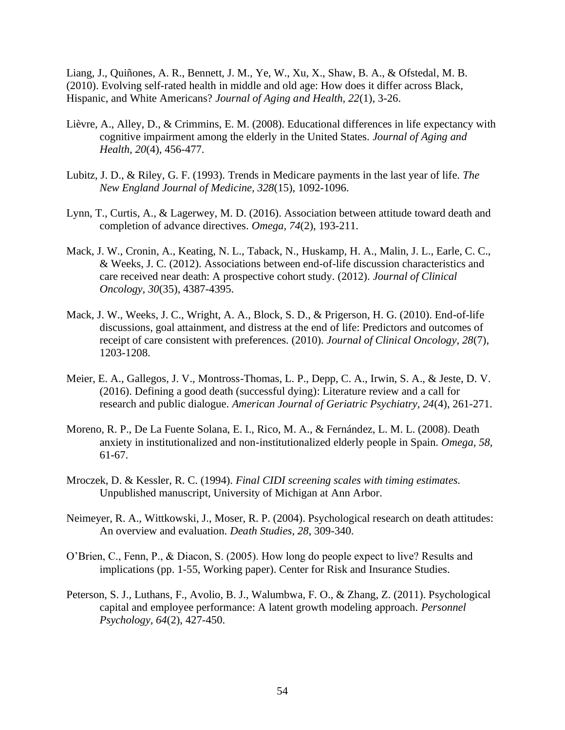Liang, J., Quiñones, A. R., Bennett, J. M., Ye, W., Xu, X., Shaw, B. A., & Ofstedal, M. B. (2010). Evolving self-rated health in middle and old age: How does it differ across Black, Hispanic, and White Americans? *Journal of Aging and Health, 22*(1), 3-26.

Lièvre, A., Alley, D., & Crimmins, E. M. (2008). Educational differences in life expectancy with cognitive impairment among the elderly in the United States. *Journal of Aging and Health, 20*(4), 456-477.

Lubitz, J. D., & Riley, G. F. (1993). Trends in Medicare payments in the last year of life. *The New England Journal of Medicine, 328*(15), 1092-1096.

Lynn, T., Curtis, A., & Lagerwey, M. D. (2016). Association between attitude toward death and completion of advance directives. *Omega, 74*(2), 193-211.

Mack, J. W., Cronin, A., Keating, N. L., Taback, N., Huskamp, H. A., Malin, J. L., Earle, C. C., & Weeks, J. C. (2012). Associations between end-of-life discussion characteristics and care received near death: A prospective cohort study. (2012). *Journal of Clinical Oncology, 30*(35), 4387-4395.

Mack, J. W., Weeks, J. C., Wright, A. A., Block, S. D., & Prigerson, H. G. (2010). End-of-life discussions, goal attainment, and distress at the end of life: Predictors and outcomes of receipt of care consistent with preferences. (2010). *Journal of Clinical Oncology, 28*(7), 1203-1208.

Meier, E. A., Gallegos, J. V., Montross-Thomas, L. P., Depp, C. A., Irwin, S. A., & Jeste, D. V. (2016). Defining a good death (successful dying): Literature review and a call for research and public dialogue. *American Journal of Geriatric Psychiatry, 24*(4), 261-271.

Moreno, R. P., De La Fuente Solana, E. I., Rico, M. A., & Fernández, L. M. L. (2008). Death anxiety in institutionalized and non-institutionalized elderly people in Spain. *Omega, 58,* 61-67.

Mroczek, D. & Kessler, R. C. (1994). *Final CIDI screening scales with timing estimates.* Unpublished manuscript, University of Michigan at Ann Arbor.

Neimeyer, R. A., Wittkowski, J., Moser, R. P. (2004). Psychological research on death attitudes: An overview and evaluation. *Death Studies, 28*, 309-340.

O'Brien, C., Fenn, P., & Diacon, S. (2005). How long do people expect to live? Results and implications (pp. 1-55, Working paper). Center for Risk and Insurance Studies.

Peterson, S. J., Luthans, F., Avolio, B. J., Walumbwa, F. O., & Zhang, Z. (2011). Psychological capital and employee performance: A latent growth modeling approach. *Personnel Psychology, 64*(2), 427-450.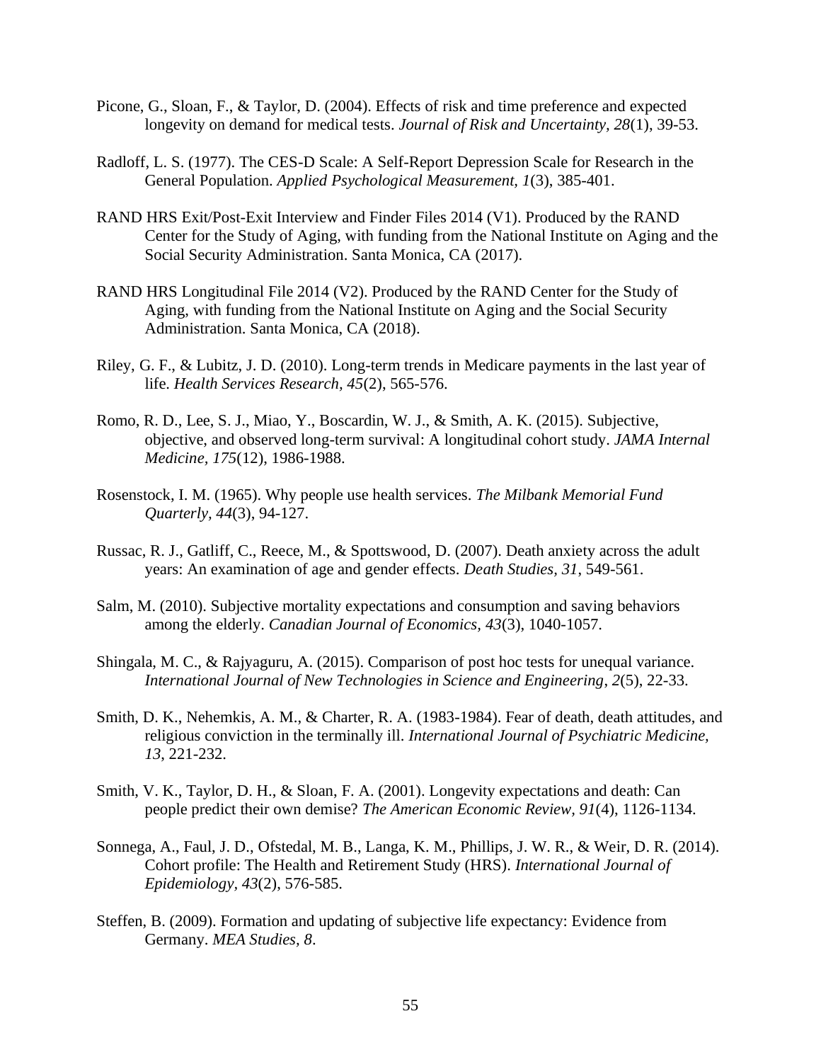Picone, G., Sloan, F., & Taylor, D. (2004). Effects of risk and time preference and expected longevity on demand for medical tests. *Journal of Risk and Uncertainty, 28*(1), 39-53.

Radloff, L. S. (1977). The CES-D Scale: A Self-Report Depression Scale for Research in the General Population. *Applied Psychological Measurement, 1*(3), 385-401.

RAND HRS Exit/Post-Exit Interview and Finder Files 2014 (V1). Produced by the RAND Center for the Study of Aging, with funding from the National Institute on Aging and the Social Security Administration. Santa Monica, CA (2017).

RAND HRS Longitudinal File 2014 (V2). Produced by the RAND Center for the Study of Aging, with funding from the National Institute on Aging and the Social Security Administration. Santa Monica, CA (2018).

Riley, G. F., & Lubitz, J. D. (2010). Long-term trends in Medicare payments in the last year of life. *Health Services Research, 45*(2), 565-576.

Romo, R. D., Lee, S. J., Miao, Y., Boscardin, W. J., & Smith, A. K. (2015). Subjective, objective, and observed long-term survival: A longitudinal cohort study. *JAMA Internal Medicine, 175*(12), 1986-1988.

Rosenstock, I. M. (1965). Why people use health services. *The Milbank Memorial Fund Quarterly, 44*(3), 94-127.

Russac, R. J., Gatliff, C., Reece, M., & Spottswood, D. (2007). Death anxiety across the adult years: An examination of age and gender effects. *Death Studies, 31,* 549-561.

Salm, M. (2010). Subjective mortality expectations and consumption and saving behaviors among the elderly. *Canadian Journal of Economics, 43*(3), 1040-1057.

Shingala, M. C., & Rajyaguru, A. (2015). Comparison of post hoc tests for unequal variance. *International Journal of New Technologies in Science and Engineering, 2*(5), 22-33.

Smith, D. K., Nehemkis, A. M., & Charter, R. A. (1983-1984). Fear of death, death attitudes, and religious conviction in the terminally ill. *International Journal of Psychiatric Medicine, 13*, 221-232.

Smith, V. K., Taylor, D. H., & Sloan, F. A. (2001). Longevity expectations and death: Can people predict their own demise? *The American Economic Review, 91*(4), 1126-1134.

Sonnega, A., Faul, J. D., Ofstedal, M. B., Langa, K. M., Phillips, J. W. R., & Weir, D. R. (2014). Cohort profile: The Health and Retirement Study (HRS). *International Journal of Epidemiology, 43*(2), 576-585.

Steffen, B. (2009). Formation and updating of subjective life expectancy: Evidence from Germany. *MEA Studies, 8*.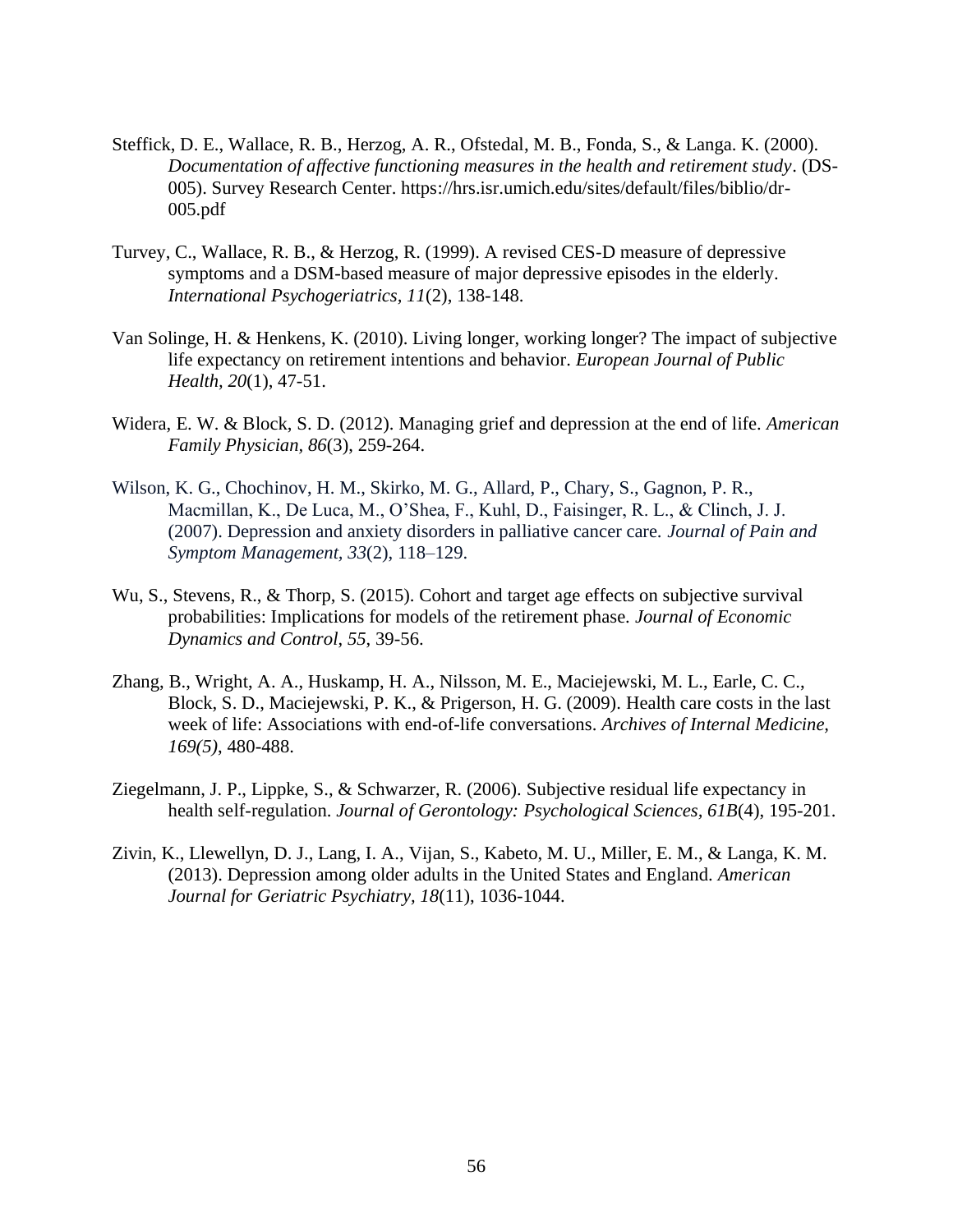Steffick, D. E., Wallace, R. B., Herzog, A. R., Ofstedal, M. B., Fonda, S., & Langa. K. (2000). *Documentation of affective functioning measures in the health and retirement study*. (DS-005). Survey Research Center. https://hrs.isr.umich.edu/sites/default/files/biblio/dr-005.pdf

Turvey, C., Wallace, R. B., & Herzog, R. (1999). A revised CES-D measure of depressive symptoms and a DSM-based measure of major depressive episodes in the elderly. *International Psychogeriatrics, 11*(2), 138-148.

Van Solinge, H. & Henkens, K. (2010). Living longer, working longer? The impact of subjective life expectancy on retirement intentions and behavior. *European Journal of Public Health, 20*(1), 47-51.

Widera, E. W. & Block, S. D. (2012). Managing grief and depression at the end of life. *American Family Physician*, *86*(3), 259-264.

Wilson, K. G., Chochinov, H. M., Skirko, M. G., Allard, P., Chary, S., Gagnon, P. R., Macmillan, K., De Luca, M., O'Shea, F., Kuhl, D., Faisinger, R. L., & Clinch, J. J. (2007). Depression and anxiety disorders in palliative cancer care. *Journal of Pain and Symptom Management, 33*(2), 118–129.

Wu, S., Stevens, R., & Thorp, S. (2015). Cohort and target age effects on subjective survival probabilities: Implications for models of the retirement phase. *Journal of Economic Dynamics and Control*, *55*, 39-56.

Zhang, B., Wright, A. A., Huskamp, H. A., Nilsson, M. E., Maciejewski, M. L., Earle, C. C., Block, S. D., Maciejewski, P. K., & Prigerson, H. G. (2009). Health care costs in the last week of life: Associations with end-of-life conversations. *Archives of Internal Medicine, 169(5)*, 480-488.

Ziegelmann, J. P., Lippke, S., & Schwarzer, R. (2006). Subjective residual life expectancy in health self-regulation. *Journal of Gerontology: Psychological Sciences*, *61B*(4), 195-201.

Zivin, K., Llewellyn, D. J., Lang, I. A., Vijan, S., Kabeto, M. U., Miller, E. M., & Langa, K. M. (2013). Depression among older adults in the United States and England. *American Journal for Geriatric Psychiatry, 18*(11), 1036-1044.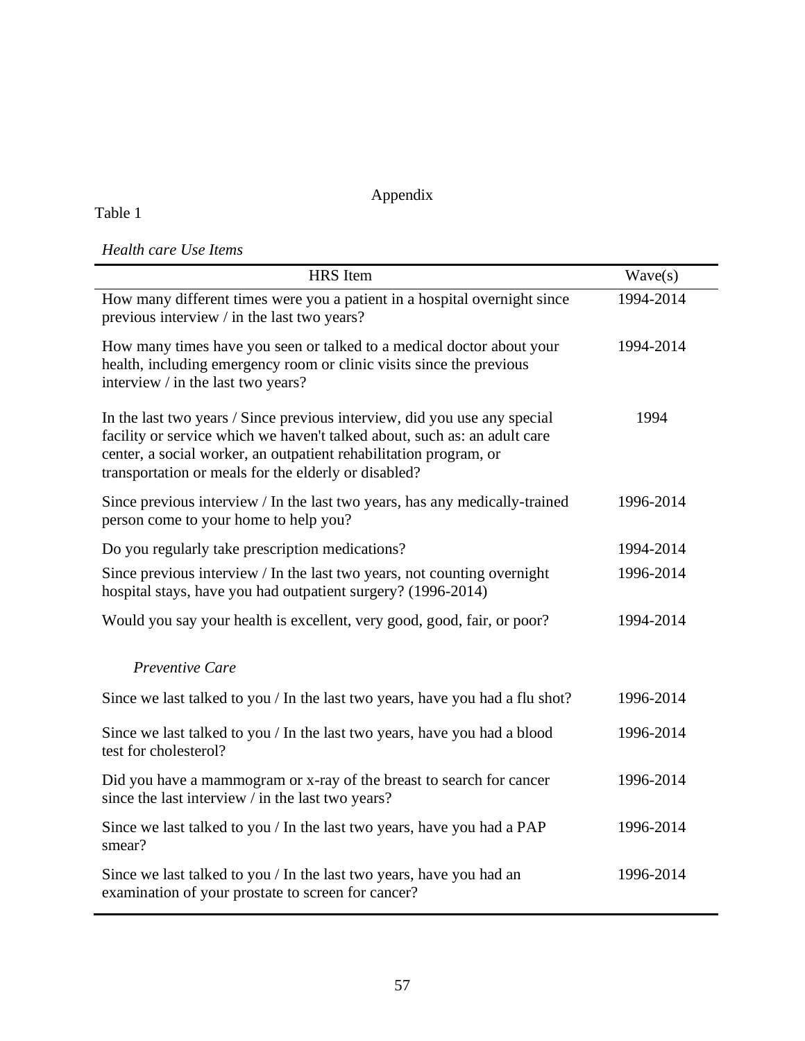# Appendix

Table 1

*Health care Use Items*

| HRS Item | Wave(s) |
|---|---|
| How many different times were you a patient in a hospital overnight since previous interview / in the last two years? | 1994-2014 |
| How many times have you seen or talked to a medical doctor about your health, including emergency room or clinic visits since the previous interview / in the last two years? | 1994-2014 |
| In the last two years / Since previous interview, did you use any special facility or service which we haven't talked about, such as: an adult care center, a social worker, an outpatient rehabilitation program, or transportation or meals for the elderly or disabled? | 1994 |
| Since previous interview / In the last two years, has any medically-trained person come to your home to help you? | 1996-2014 |
| Do you regularly take prescription medications? | 1994-2014 |
| Since previous interview / In the last two years, not counting overnight hospital stays, have you had outpatient surgery? (1996-2014) | 1996-2014 |
| Would you say your health is excellent, very good, good, fair, or poor? | 1994-2014 |
| *Preventive Care* | |
| Since we last talked to you / In the last two years, have you had a flu shot? | 1996-2014 |
| Since we last talked to you / In the last two years, have you had a blood test for cholesterol? | 1996-2014 |
| Did you have a mammogram or x-ray of the breast to search for cancer since the last interview / in the last two years? | 1996-2014 |
| Since we last talked to you / In the last two years, have you had a PAP smear? | 1996-2014 |
| Since we last talked to you / In the last two years, have you had an examination of your prostate to screen for cancer? | 1996-2014 |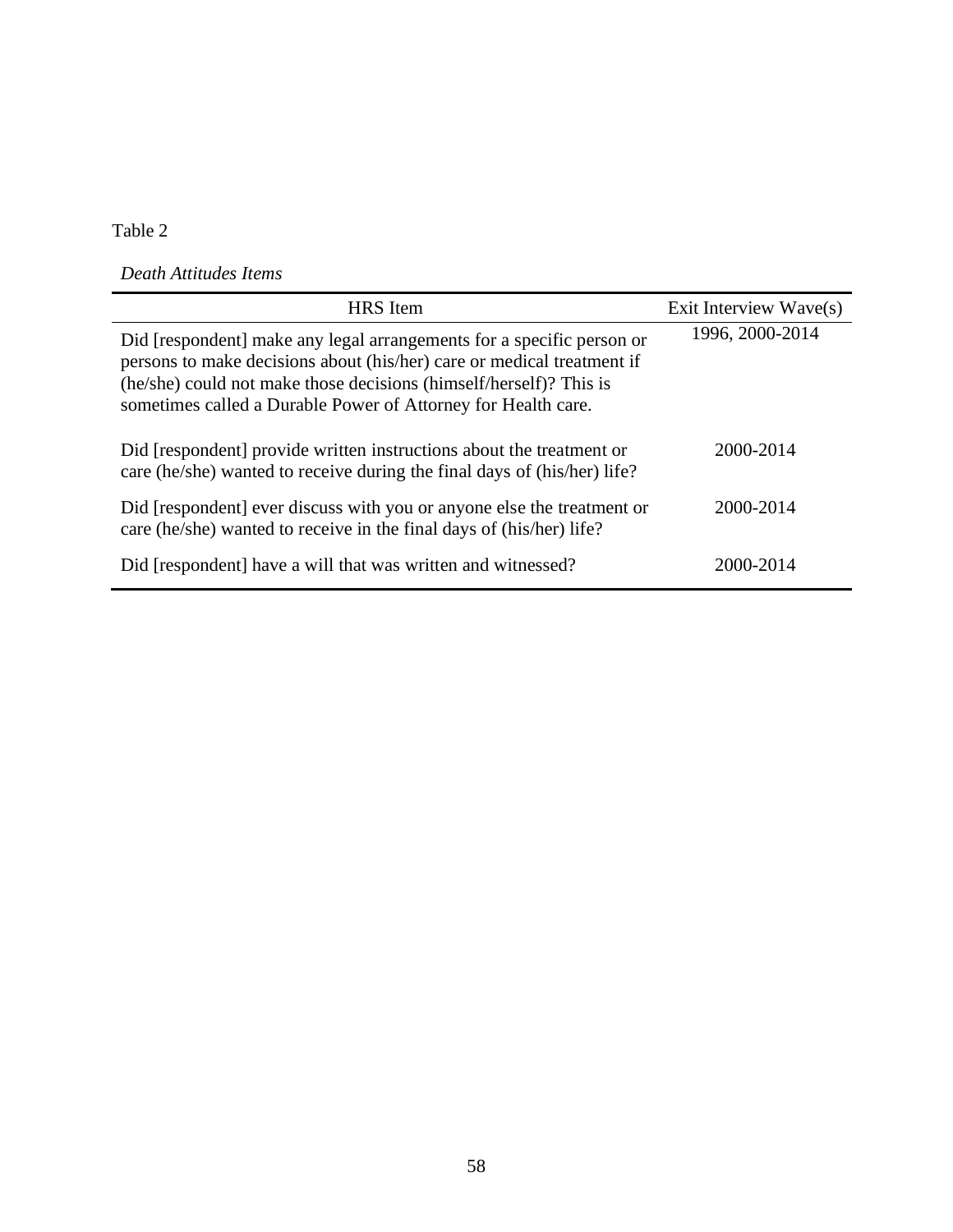Table 2

*Death Attitudes Items*

| HRS Item | Exit Interview Wave(s) |
|---|---|
| Did [respondent] make any legal arrangements for a specific person or persons to make decisions about (his/her) care or medical treatment if (he/she) could not make those decisions (himself/herself)? This is sometimes called a Durable Power of Attorney for Health care. | 1996, 2000-2014 |
| Did [respondent] provide written instructions about the treatment or care (he/she) wanted to receive during the final days of (his/her) life? | 2000-2014 |
| Did [respondent] ever discuss with you or anyone else the treatment or care (he/she) wanted to receive in the final days of (his/her) life? | 2000-2014 |
| Did [respondent] have a will that was written and witnessed? | 2000-2014 |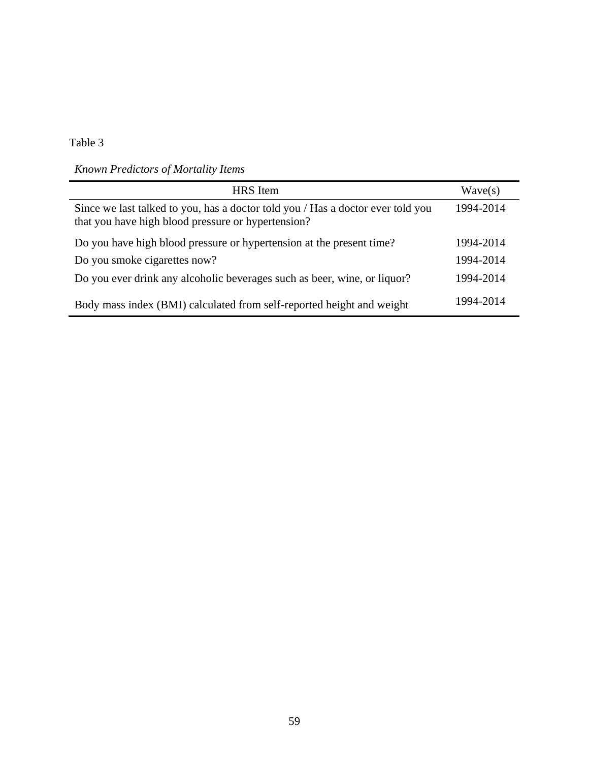Table 3

*Known Predictors of Mortality Items*

| HRS Item | Wave(s) |
|---|---|
| Since we last talked to you, has a doctor told you / Has a doctor ever told you that you have high blood pressure or hypertension? | 1994-2014 |
| Do you have high blood pressure or hypertension at the present time? | 1994-2014 |
| Do you smoke cigarettes now? | 1994-2014 |
| Do you ever drink any alcoholic beverages such as beer, wine, or liquor? | 1994-2014 |
| Body mass index (BMI) calculated from self-reported height and weight | 1994-2014 |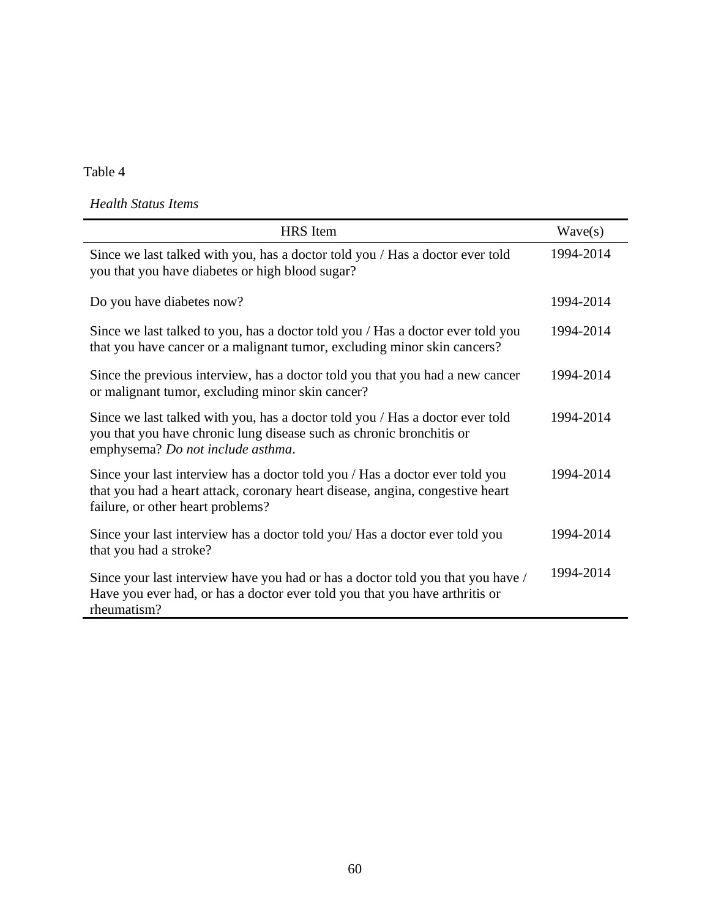Table 4

*Health Status Items*

| HRS Item | Wave(s) |
| --- | --- |
| Since we last talked with you, has a doctor told you / Has a doctor ever told you that you have diabetes or high blood sugar? | 1994-2014 |
| Do you have diabetes now? | 1994-2014 |
| Since we last talked to you, has a doctor told you / Has a doctor ever told you that you have cancer or a malignant tumor, excluding minor skin cancers? | 1994-2014 |
| Since the previous interview, has a doctor told you that you had a new cancer or malignant tumor, excluding minor skin cancer? | 1994-2014 |
| Since we last talked with you, has a doctor told you / Has a doctor ever told you that you have chronic lung disease such as chronic bronchitis or emphysema? *Do not include asthma*. | 1994-2014 |
| Since your last interview has a doctor told you / Has a doctor ever told you that you had a heart attack, coronary heart disease, angina, congestive heart failure, or other heart problems? | 1994-2014 |
| Since your last interview has a doctor told you/ Has a doctor ever told you that you had a stroke? | 1994-2014 |
| Since your last interview have you had or has a doctor told you that you have / Have you ever had, or has a doctor ever told you that you have arthritis or rheumatism? | 1994-2014 |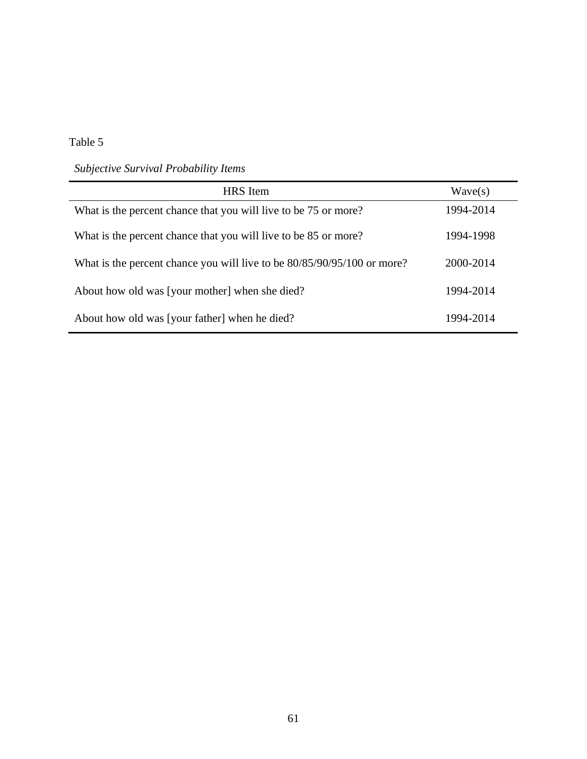Table 5

*Subjective Survival Probability Items*

| HRS Item | Wave(s) |
|---|---|
| What is the percent chance that you will live to be 75 or more? | 1994-2014 |
| What is the percent chance that you will live to be 85 or more? | 1994-1998 |
| What is the percent chance you will live to be 80/85/90/95/100 or more? | 2000-2014 |
| About how old was [your mother] when she died? | 1994-2014 |
| About how old was [your father] when he died? | 1994-2014 |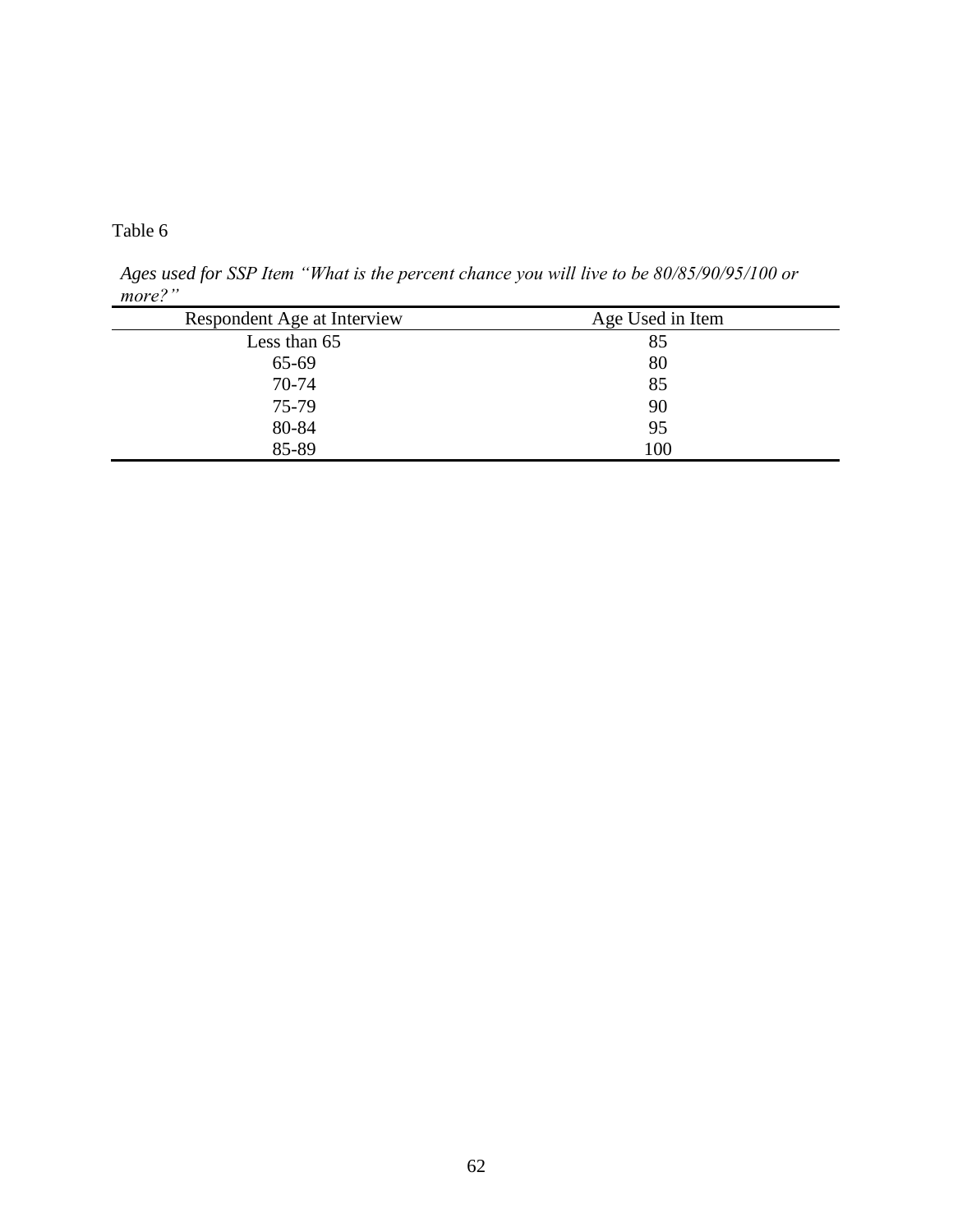Table 6

*Ages used for SSP Item "What is the percent chance you will live to be 80/85/90/95/100 or more?"*

| Respondent Age at Interview | Age Used in Item |
| --- | --- |
| Less than 65 | 85 |
| 65-69 | 80 |
| 70-74 | 85 |
| 75-79 | 90 |
| 80-84 | 95 |
| 85-89 | 100 |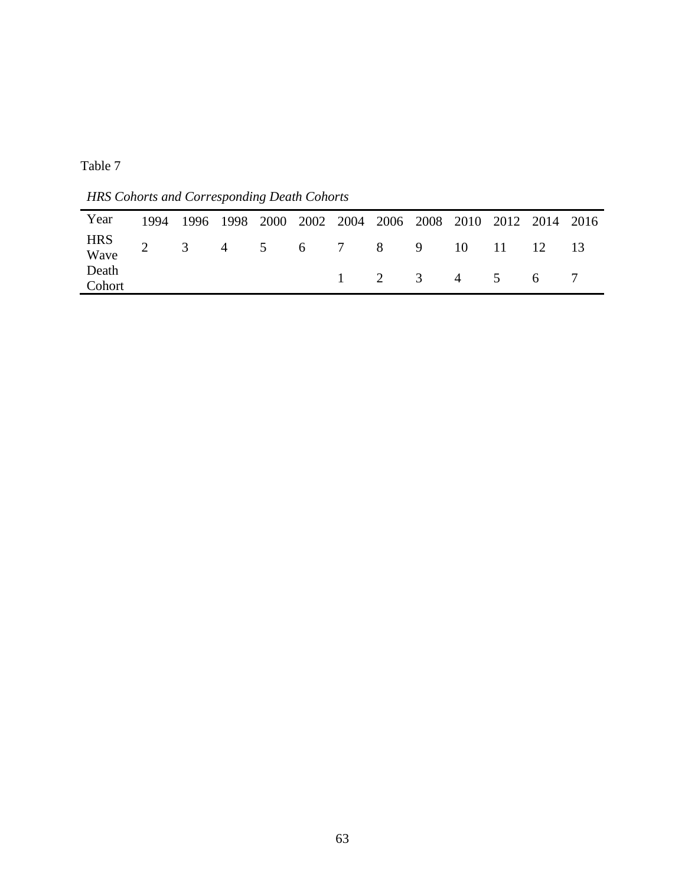Table 7

*HRS Cohorts and Corresponding Death Cohorts*

| Year | 1994 | 1996 | 1998 | 2000 | 2002 | 2004 | 2006 | 2008 | 2010 | 2012 | 2014 | 2016 |
|---|---|---|---|---|---|---|---|---|---|---|---|---|
| HRS Wave | 2 | 3 | 4 | 5 | 6 | 7 | 8 | 9 | 10 | 11 | 12 | 13 |
| Death Cohort | | | | | | 1 | 2 | 3 | 4 | 5 | 6 | 7 |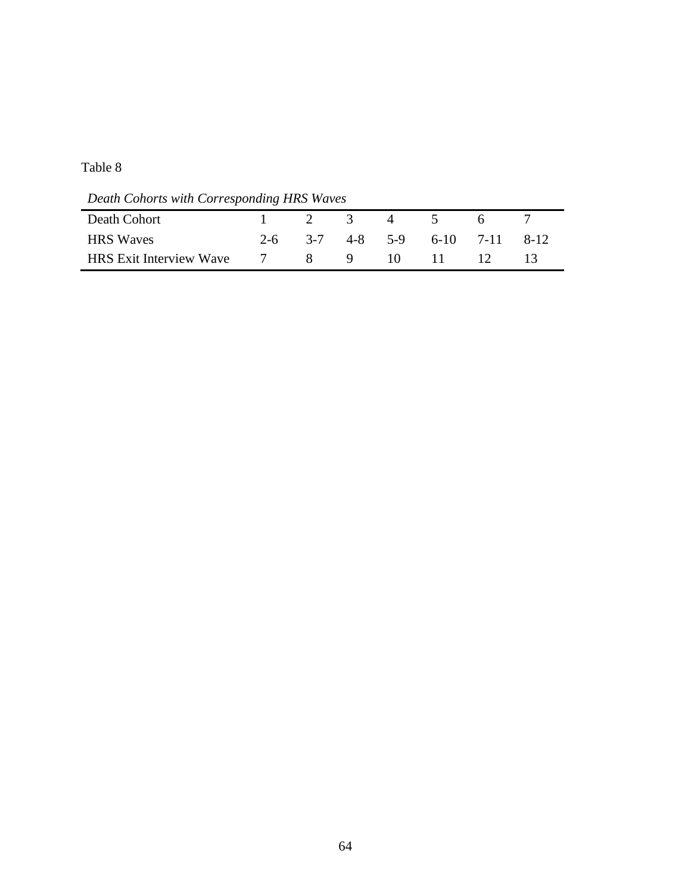Table 8

*Death Cohorts with Corresponding HRS Waves*

| Death Cohort | 1 | 2 | 3 | 4 | 5 | 6 | 7 |
|---|---|---|---|---|---|---|---|
| HRS Waves | 2-6 | 3-7 | 4-8 | 5-9 | 6-10 | 7-11 | 8-12 |
| HRS Exit Interview Wave | 7 | 8 | 9 | 10 | 11 | 12 | 13 |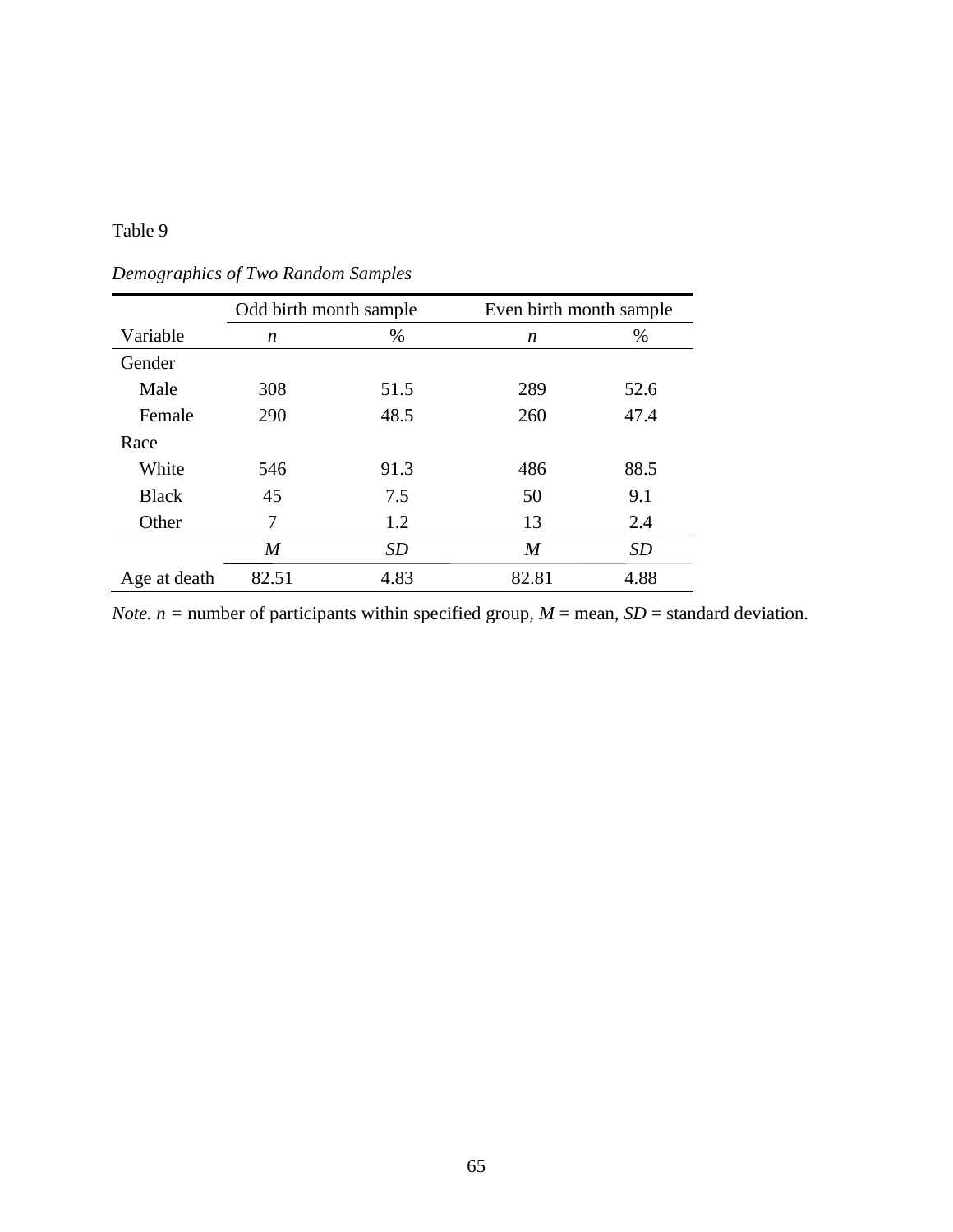Table 9

*Demographics of Two Random Samples*

| | Odd birth month sample | | Even birth month sample | |
|---|---|---|---|---|
| Variable | *n* | % | *n* | % |
| Gender | | | | |
| Male | 308 | 51.5 | 289 | 52.6 |
| Female | 290 | 48.5 | 260 | 47.4 |
| Race | | | | |
| White | 546 | 91.3 | 486 | 88.5 |
| Black | 45 | 7.5 | 50 | 9.1 |
| Other | 7 | 1.2 | 13 | 2.4 |
| | *M* | *SD* | *M* | *SD* |
| Age at death | 82.51 | 4.83 | 82.81 | 4.88 |

*Note.* $n$ = number of participants within specified group, $M$ = mean, $SD$ = standard deviation.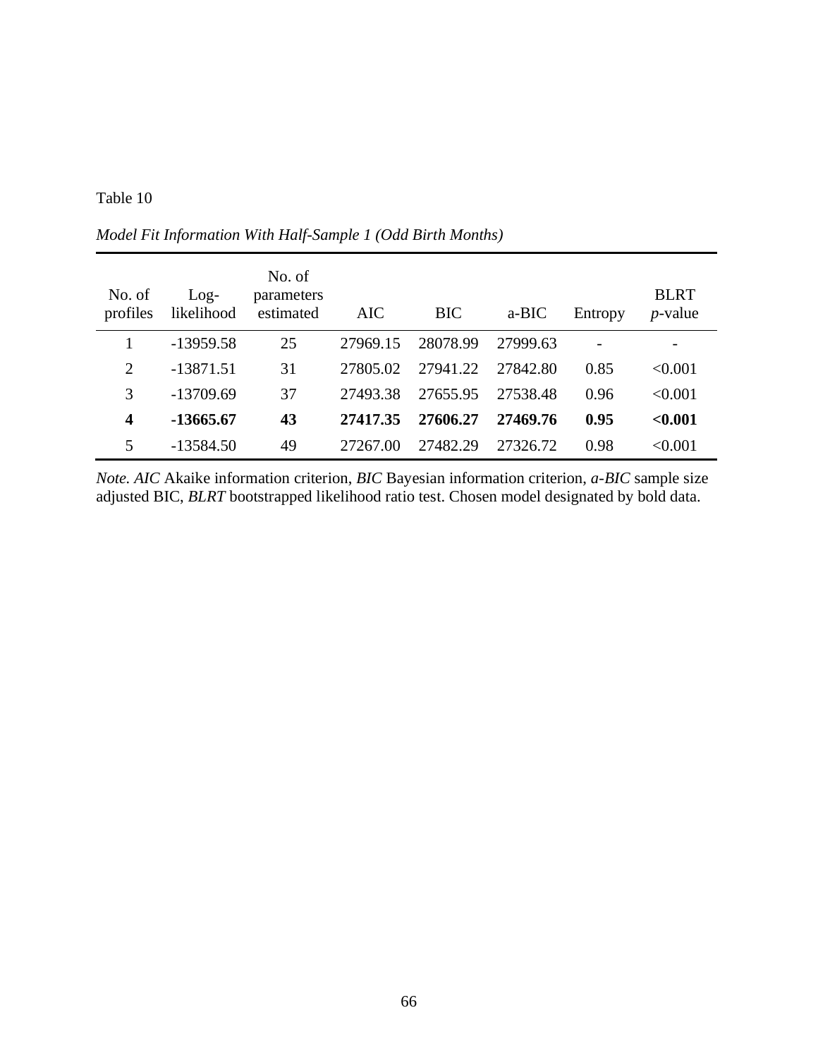Table 10

*Model Fit Information With Half-Sample 1 (Odd Birth Months)*

| No. of profiles | Log-likelihood | No. of parameters estimated | AIC | BIC | a-BIC | Entropy | BLRT *p*-value |
|---|---|---|---|---|---|---|---|
| 1 | -13959.58 | 25 | 27969.15 | 28078.99 | 27999.63 | - | - |
| 2 | -13871.51 | 31 | 27805.02 | 27941.22 | 27842.80 | 0.85 | <0.001 |
| 3 | -13709.69 | 37 | 27493.38 | 27655.95 | 27538.48 | 0.96 | <0.001 |
| **4** | **-13665.67** | **43** | **27417.35** | **27606.27** | **27469.76** | **0.95** | **<0.001** |
| 5 | -13584.50 | 49 | 27267.00 | 27482.29 | 27326.72 | 0.98 | <0.001 |

*Note. AIC* Akaike information criterion, *BIC* Bayesian information criterion, *a-BIC* sample size adjusted BIC, *BLRT* bootstrapped likelihood ratio test. Chosen model designated by bold data.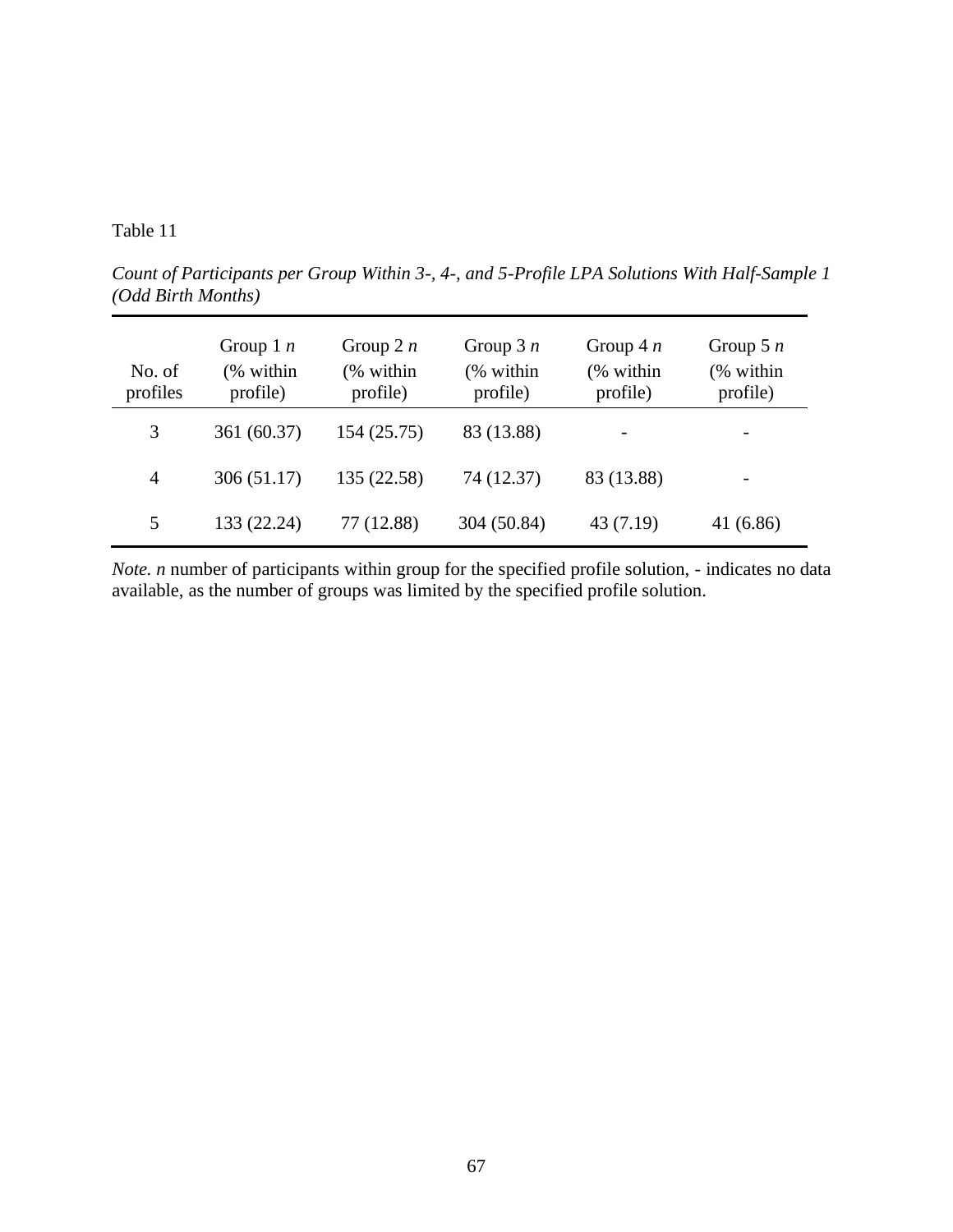Table 11

*Count of Participants per Group Within 3-, 4-, and 5-Profile LPA Solutions With Half-Sample 1 (Odd Birth Months)*

| No. of profiles | Group 1 *n* (% within profile) | Group 2 *n* (% within profile) | Group 3 *n* (% within profile) | Group 4 *n* (% within profile) | Group 5 *n* (% within profile) |
|---|---|---|---|---|---|
| 3 | 361 (60.37) | 154 (25.75) | 83 (13.88) | - | - |
| 4 | 306 (51.17) | 135 (22.58) | 74 (12.37) | 83 (13.88) | - |
| 5 | 133 (22.24) | 77 (12.88) | 304 (50.84) | 43 (7.19) | 41 (6.86) |

*Note. n* number of participants within group for the specified profile solution, - indicates no data available, as the number of groups was limited by the specified profile solution.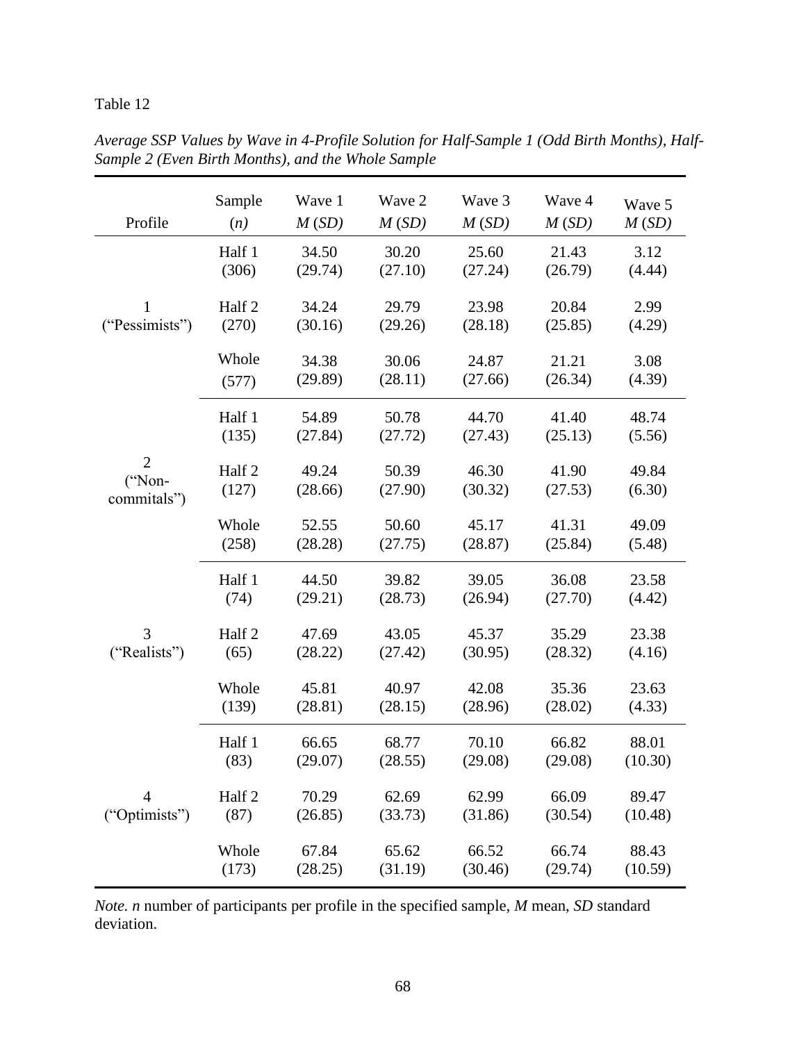Table 12

*Average SSP Values by Wave in 4-Profile Solution for Half-Sample 1 (Odd Birth Months), Half-Sample 2 (Even Birth Months), and the Whole Sample*

| Profile | Sample (*n*) | Wave 1 *M* (*SD*) | Wave 2 *M* (*SD*) | Wave 3 *M* (*SD*) | Wave 4 *M* (*SD*) | Wave 5 *M* (*SD*) |
|---|---|---|---|---|---|---|
| 1 ("Pessimists") | Half 1 (306) | 34.50 (29.74) | 30.20 (27.10) | 25.60 (27.24) | 21.43 (26.79) | 3.12 (4.44) |
| | Half 2 (270) | 34.24 (30.16) | 29.79 (29.26) | 23.98 (28.18) | 20.84 (25.85) | 2.99 (4.29) |
| | Whole (577) | 34.38 (29.89) | 30.06 (28.11) | 24.87 (27.66) | 21.21 (26.34) | 3.08 (4.39) |
| 2 ("Non-commitals") | Half 1 (135) | 54.89 (27.84) | 50.78 (27.72) | 44.70 (27.43) | 41.40 (25.13) | 48.74 (5.56) |
| | Half 2 (127) | 49.24 (28.66) | 50.39 (27.90) | 46.30 (30.32) | 41.90 (27.53) | 49.84 (6.30) |
| | Whole (258) | 52.55 (28.28) | 50.60 (27.75) | 45.17 (28.87) | 41.31 (25.84) | 49.09 (5.48) |
| 3 ("Realists") | Half 1 (74) | 44.50 (29.21) | 39.82 (28.73) | 39.05 (26.94) | 36.08 (27.70) | 23.58 (4.42) |
| | Half 2 (65) | 47.69 (28.22) | 43.05 (27.42) | 45.37 (30.95) | 35.29 (28.32) | 23.38 (4.16) |
| | Whole (139) | 45.81 (28.81) | 40.97 (28.15) | 42.08 (28.96) | 35.36 (28.02) | 23.63 (4.33) |
| 4 ("Optimists") | Half 1 (83) | 66.65 (29.07) | 68.77 (28.55) | 70.10 (29.08) | 66.82 (29.08) | 88.01 (10.30) |
| | Half 2 (87) | 70.29 (26.85) | 62.69 (33.73) | 62.99 (31.86) | 66.09 (30.54) | 89.47 (10.48) |
| | Whole (173) | 67.84 (28.25) | 65.62 (31.19) | 66.52 (30.46) | 66.74 (29.74) | 88.43 (10.59) |

*Note. n* number of participants per profile in the specified sample, *M* mean, *SD* standard deviation.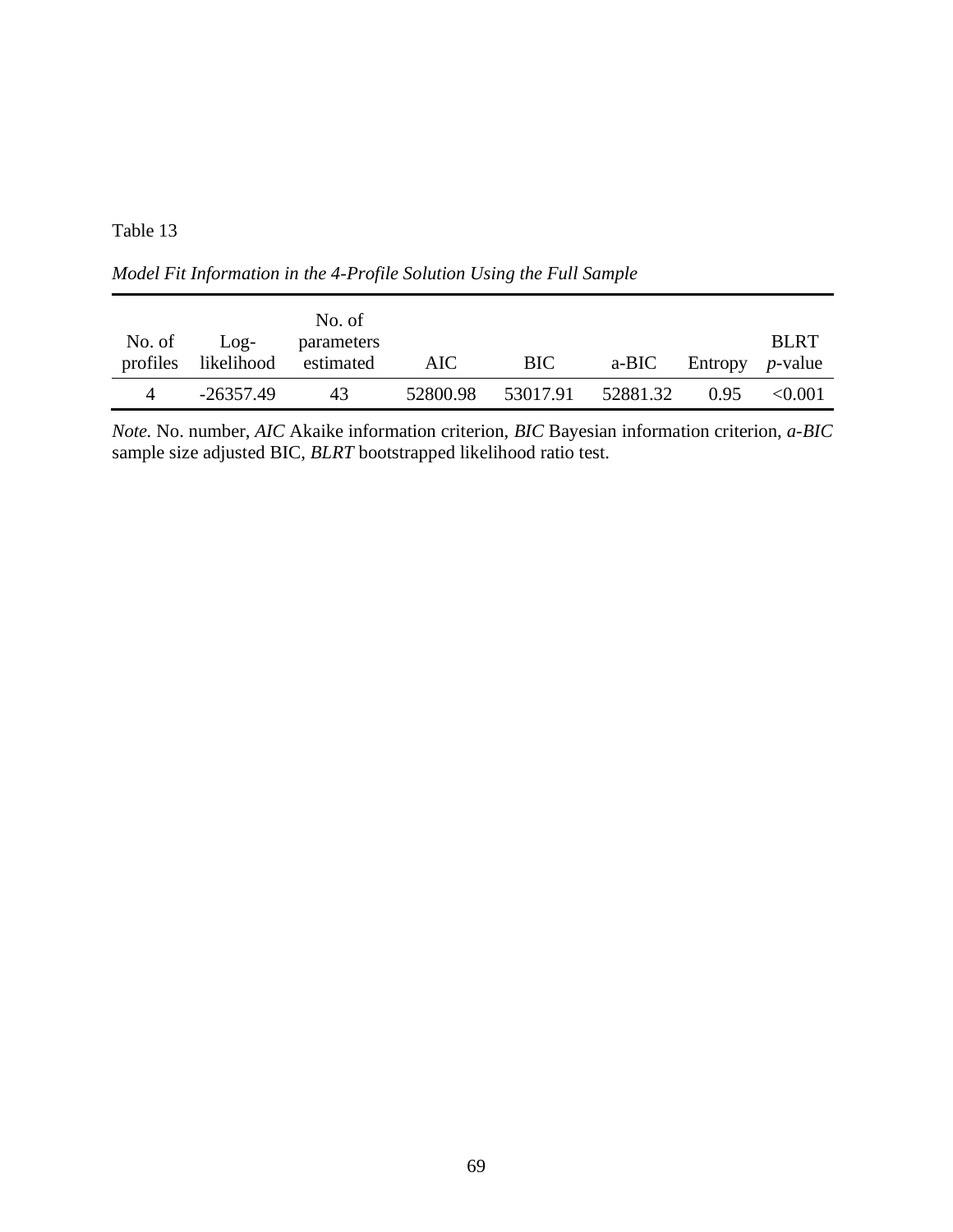Table 13

*Model Fit Information in the 4-Profile Solution Using the Full Sample*

| No. of profiles | Log-likelihood | No. of parameters estimated | AIC | BIC | a-BIC | Entropy | BLRT *p*-value |
|---|---|---|---|---|---|---|---|
| 4 | -26357.49 | 43 | 52800.98 | 53017.91 | 52881.32 | 0.95 | <0.001 |

*Note.* No. number, *AIC* Akaike information criterion, *BIC* Bayesian information criterion, *a-BIC* sample size adjusted BIC, *BLRT* bootstrapped likelihood ratio test.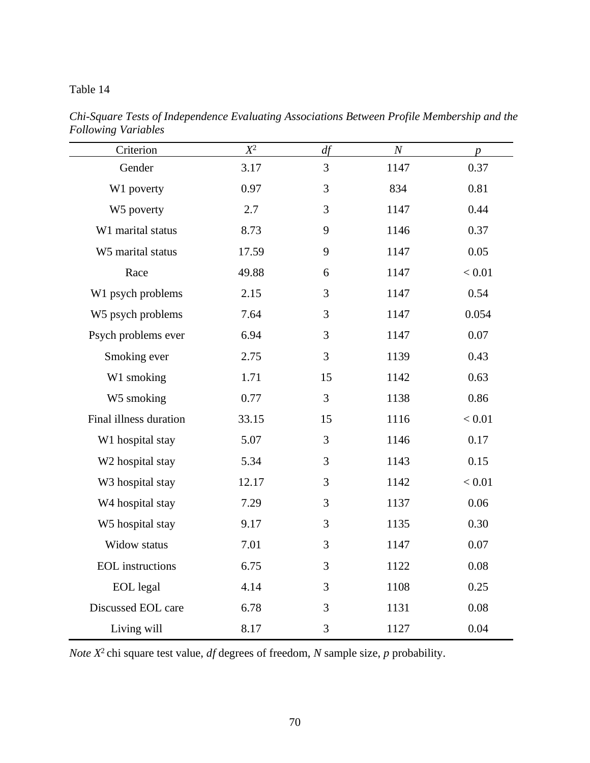Table 14

*Chi-Square Tests of Independence Evaluating Associations Between Profile Membership and the Following Variables*

| Criterion | $X^2$ | *df* | *N* | *p* |
|---|---|---|---|---|
| Gender | 3.17 | 3 | 1147 | 0.37 |
| W1 poverty | 0.97 | 3 | 834 | 0.81 |
| W5 poverty | 2.7 | 3 | 1147 | 0.44 |
| W1 marital status | 8.73 | 9 | 1146 | 0.37 |
| W5 marital status | 17.59 | 9 | 1147 | 0.05 |
| Race | 49.88 | 6 | 1147 | < 0.01 |
| W1 psych problems | 2.15 | 3 | 1147 | 0.54 |
| W5 psych problems | 7.64 | 3 | 1147 | 0.054 |
| Psych problems ever | 6.94 | 3 | 1147 | 0.07 |
| Smoking ever | 2.75 | 3 | 1139 | 0.43 |
| W1 smoking | 1.71 | 15 | 1142 | 0.63 |
| W5 smoking | 0.77 | 3 | 1138 | 0.86 |
| Final illness duration | 33.15 | 15 | 1116 | < 0.01 |
| W1 hospital stay | 5.07 | 3 | 1146 | 0.17 |
| W2 hospital stay | 5.34 | 3 | 1143 | 0.15 |
| W3 hospital stay | 12.17 | 3 | 1142 | < 0.01 |
| W4 hospital stay | 7.29 | 3 | 1137 | 0.06 |
| W5 hospital stay | 9.17 | 3 | 1135 | 0.30 |
| Widow status | 7.01 | 3 | 1147 | 0.07 |
| EOL instructions | 6.75 | 3 | 1122 | 0.08 |
| EOL legal | 4.14 | 3 | 1108 | 0.25 |
| Discussed EOL care | 6.78 | 3 | 1131 | 0.08 |
| Living will | 8.17 | 3 | 1127 | 0.04 |

*Note* $X^2$ chi square test value, *df* degrees of freedom, *N* sample size, *p* probability.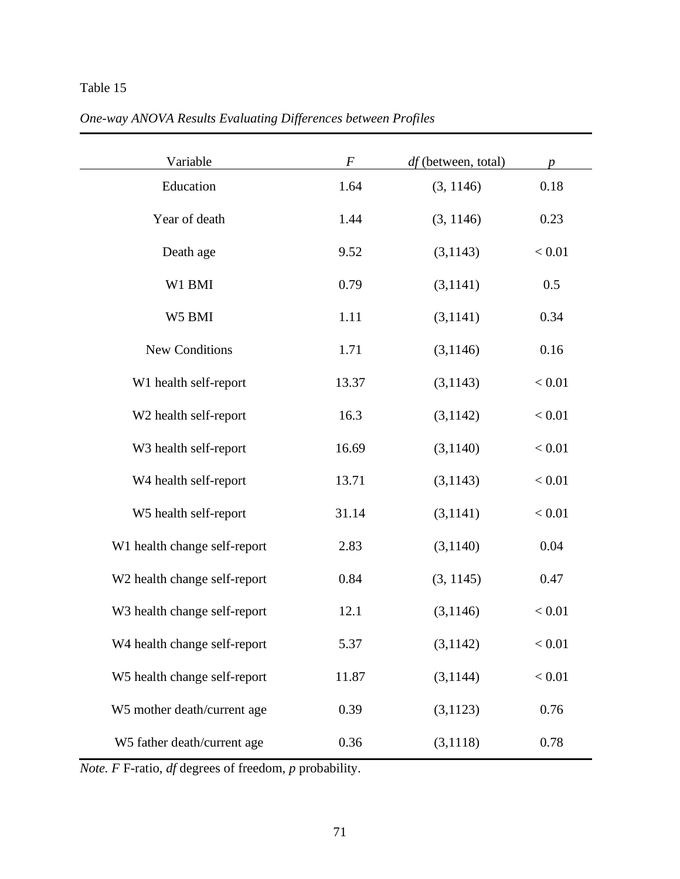Table 15

*One-way ANOVA Results Evaluating Differences between Profiles*

| Variable | *F* | *df* (between, total) | *p* |
|---|---|---|---|
| Education | 1.64 | (3, 1146) | 0.18 |
| Year of death | 1.44 | (3, 1146) | 0.23 |
| Death age | 9.52 | (3,1143) | < 0.01 |
| W1 BMI | 0.79 | (3,1141) | 0.5 |
| W5 BMI | 1.11 | (3,1141) | 0.34 |
| New Conditions | 1.71 | (3,1146) | 0.16 |
| W1 health self-report | 13.37 | (3,1143) | < 0.01 |
| W2 health self-report | 16.3 | (3,1142) | < 0.01 |
| W3 health self-report | 16.69 | (3,1140) | < 0.01 |
| W4 health self-report | 13.71 | (3,1143) | < 0.01 |
| W5 health self-report | 31.14 | (3,1141) | < 0.01 |
| W1 health change self-report | 2.83 | (3,1140) | 0.04 |
| W2 health change self-report | 0.84 | (3, 1145) | 0.47 |
| W3 health change self-report | 12.1 | (3,1146) | < 0.01 |
| W4 health change self-report | 5.37 | (3,1142) | < 0.01 |
| W5 health change self-report | 11.87 | (3,1144) | < 0.01 |
| W5 mother death/current age | 0.39 | (3,1123) | 0.76 |
| W5 father death/current age | 0.36 | (3,1118) | 0.78 |

*Note. F* F-ratio, *df* degrees of freedom, *p* probability.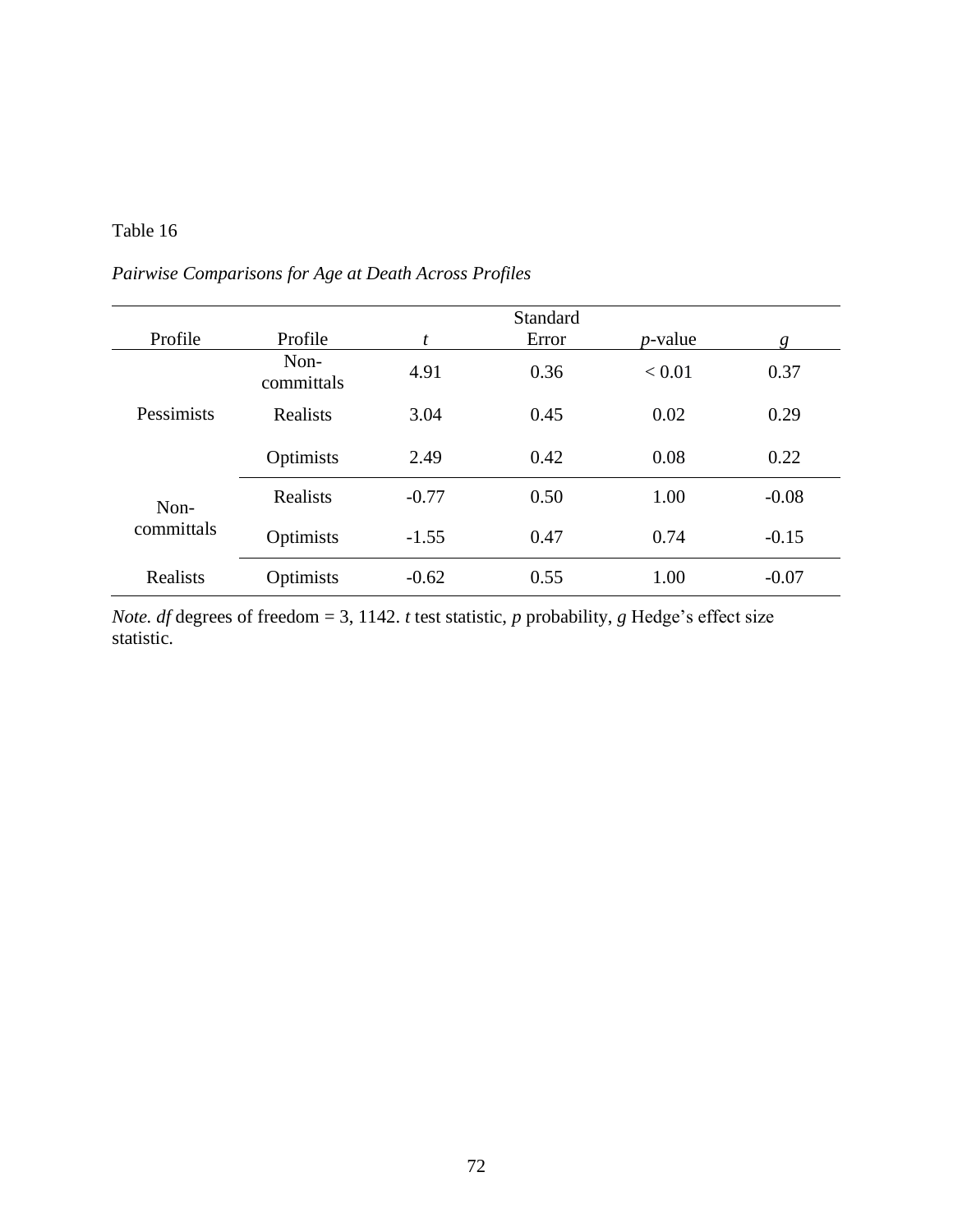Table 16

*Pairwise Comparisons for Age at Death Across Profiles*

| Profile | Profile | *t* | Standard Error | *p*-value | *g* |
|---|---|---|---|---|---|
| Pessimists | Non-committals | 4.91 | 0.36 | < 0.01 | 0.37 |
| | Realists | 3.04 | 0.45 | 0.02 | 0.29 |
| | Optimists | 2.49 | 0.42 | 0.08 | 0.22 |
| Non-committals | Realists | -0.77 | 0.50 | 1.00 | -0.08 |
| | Optimists | -1.55 | 0.47 | 0.74 | -0.15 |
| Realists | Optimists | -0.62 | 0.55 | 1.00 | -0.07 |

*Note. df* degrees of freedom = 3, 1142. *t* test statistic, *p* probability, *g* Hedge's effect size statistic.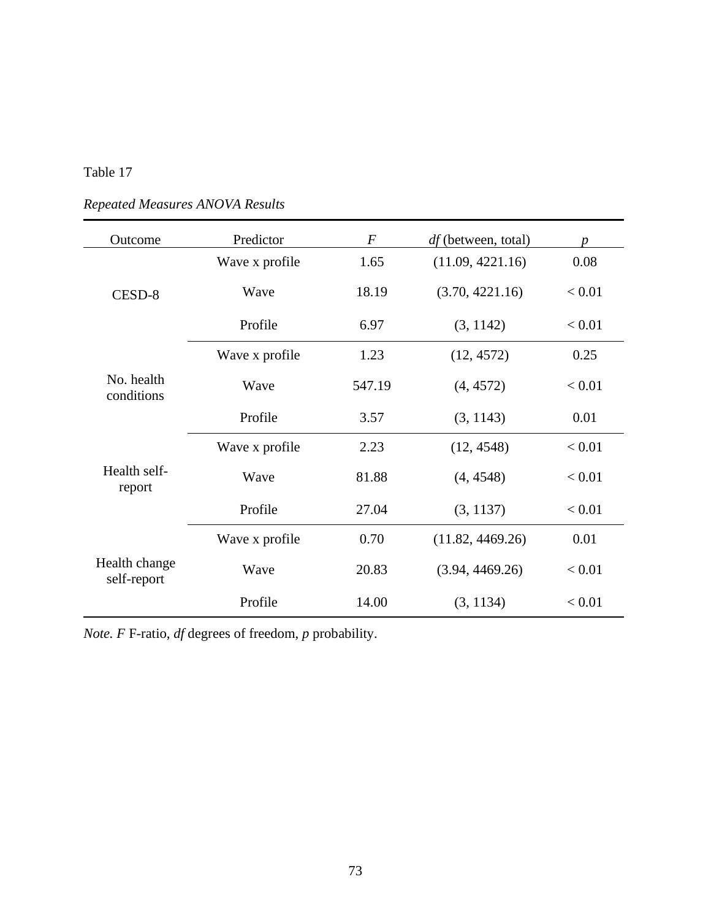Table 17

*Repeated Measures ANOVA Results*

| Outcome | Predictor | *F* | *df* (between, total) | *p* |
|---|---|---|---|---|
| CESD-8 | Wave x profile | 1.65 | (11.09, 4221.16) | 0.08 |
| | Wave | 18.19 | (3.70, 4221.16) | < 0.01 |
| | Profile | 6.97 | (3, 1142) | < 0.01 |
| No. health conditions | Wave x profile | 1.23 | (12, 4572) | 0.25 |
| | Wave | 547.19 | (4, 4572) | < 0.01 |
| | Profile | 3.57 | (3, 1143) | 0.01 |
| Health self-report | Wave x profile | 2.23 | (12, 4548) | < 0.01 |
| | Wave | 81.88 | (4, 4548) | < 0.01 |
| | Profile | 27.04 | (3, 1137) | < 0.01 |
| Health change self-report | Wave x profile | 0.70 | (11.82, 4469.26) | 0.01 |
| | Wave | 20.83 | (3.94, 4469.26) | < 0.01 |
| | Profile | 14.00 | (3, 1134) | < 0.01 |

*Note. F* F-ratio, *df* degrees of freedom, *p* probability.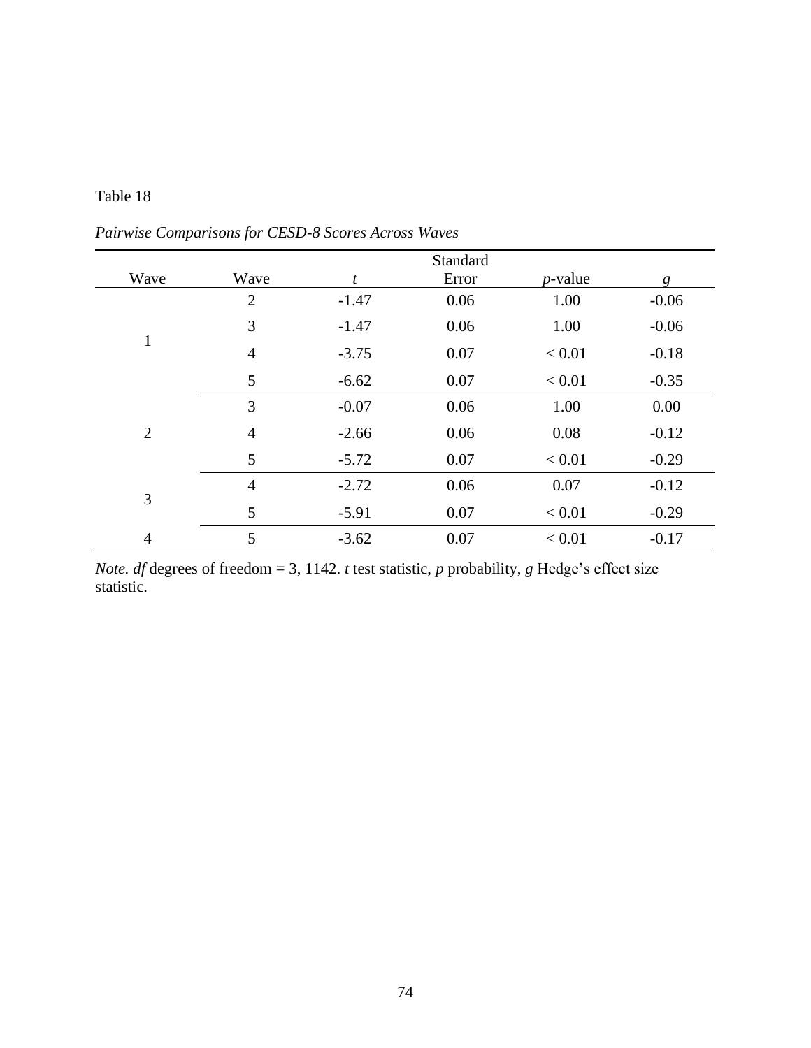Table 18

*Pairwise Comparisons for CESD-8 Scores Across Waves*

| Wave | Wave | *t* | Standard Error | *p*-value | *g* |
|---|---|---|---|---|---|
| 1 | 2 | -1.47 | 0.06 | 1.00 | -0.06 |
| | 3 | -1.47 | 0.06 | 1.00 | -0.06 |
| | 4 | -3.75 | 0.07 | < 0.01 | -0.18 |
| | 5 | -6.62 | 0.07 | < 0.01 | -0.35 |
| 2 | 3 | -0.07 | 0.06 | 1.00 | 0.00 |
| | 4 | -2.66 | 0.06 | 0.08 | -0.12 |
| | 5 | -5.72 | 0.07 | < 0.01 | -0.29 |
| 3 | 4 | -2.72 | 0.06 | 0.07 | -0.12 |
| | 5 | -5.91 | 0.07 | < 0.01 | -0.29 |
| 4 | 5 | -3.62 | 0.07 | < 0.01 | -0.17 |

*Note. df* degrees of freedom = 3, 1142. *t* test statistic, *p* probability, *g* Hedge's effect size statistic.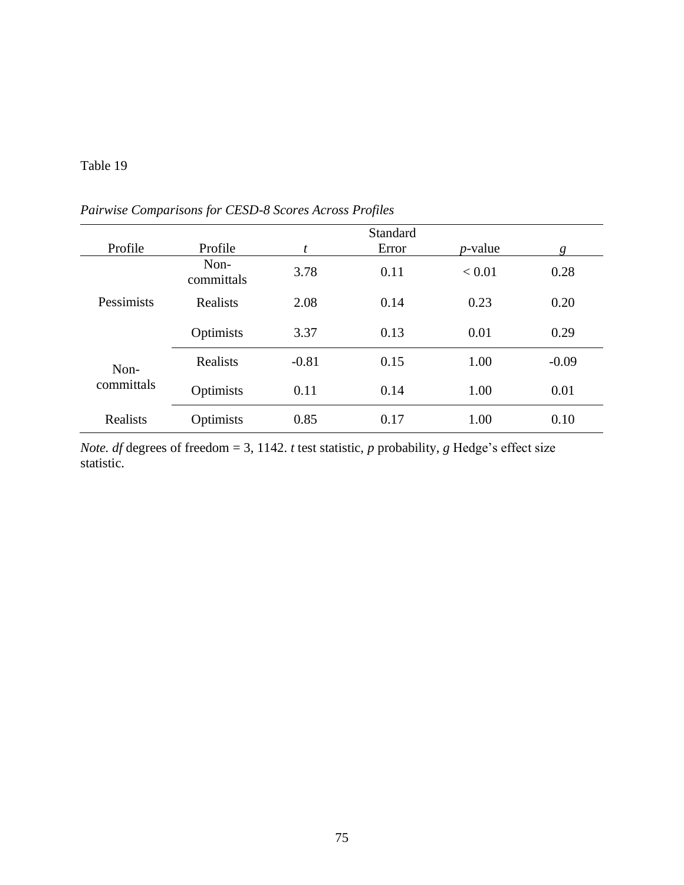Table 19

*Pairwise Comparisons for CESD-8 Scores Across Profiles*

| Profile | Profile | $t$ | Standard Error | $p$-value | $g$ |
|---|---|---|---|---|---|
| Pessimists | Non-committals | 3.78 | 0.11 | < 0.01 | 0.28 |
| | Realists | 2.08 | 0.14 | 0.23 | 0.20 |
| | Optimists | 3.37 | 0.13 | 0.01 | 0.29 |
| Non-committals | Realists | -0.81 | 0.15 | 1.00 | -0.09 |
| | Optimists | 0.11 | 0.14 | 1.00 | 0.01 |
| Realists | Optimists | 0.85 | 0.17 | 1.00 | 0.10 |

*Note. df* degrees of freedom = 3, 1142. *t* test statistic, *p* probability, *g* Hedge's effect size statistic.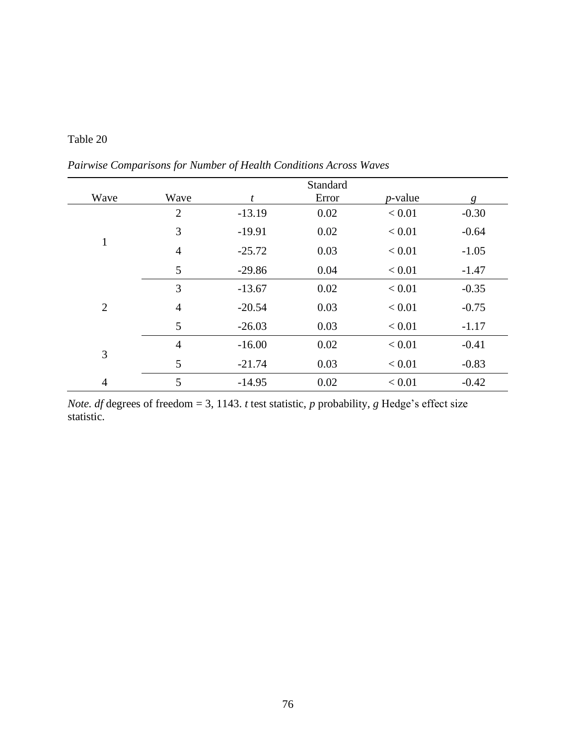Table 20

*Pairwise Comparisons for Number of Health Conditions Across Waves*

| Wave | Wave | *t* | Standard Error | *p*-value | *g* |
|---|---|---|---|---|---|
| 1 | 2 | -13.19 | 0.02 | < 0.01 | -0.30 |
| | 3 | -19.91 | 0.02 | < 0.01 | -0.64 |
| | 4 | -25.72 | 0.03 | < 0.01 | -1.05 |
| | 5 | -29.86 | 0.04 | < 0.01 | -1.47 |
| 2 | 3 | -13.67 | 0.02 | < 0.01 | -0.35 |
| | 4 | -20.54 | 0.03 | < 0.01 | -0.75 |
| | 5 | -26.03 | 0.03 | < 0.01 | -1.17 |
| 3 | 4 | -16.00 | 0.02 | < 0.01 | -0.41 |
| | 5 | -21.74 | 0.03 | < 0.01 | -0.83 |
| 4 | 5 | -14.95 | 0.02 | < 0.01 | -0.42 |

*Note. df* degrees of freedom = 3, 1143. *t* test statistic, *p* probability, *g* Hedge's effect size statistic.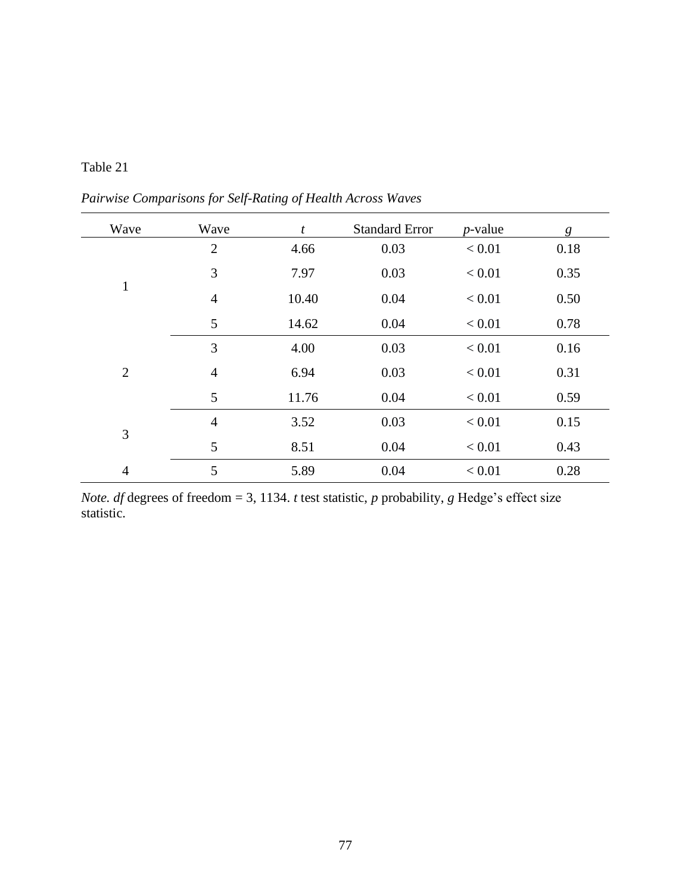Table 21

*Pairwise Comparisons for Self-Rating of Health Across Waves*

| Wave | Wave | *t* | Standard Error | *p*-value | *g* |
|---|---|---|---|---|---|
| 1 | 2 | 4.66 | 0.03 | < 0.01 | 0.18 |
| | 3 | 7.97 | 0.03 | < 0.01 | 0.35 |
| | 4 | 10.40 | 0.04 | < 0.01 | 0.50 |
| | 5 | 14.62 | 0.04 | < 0.01 | 0.78 |
| 2 | 3 | 4.00 | 0.03 | < 0.01 | 0.16 |
| | 4 | 6.94 | 0.03 | < 0.01 | 0.31 |
| | 5 | 11.76 | 0.04 | < 0.01 | 0.59 |
| 3 | 4 | 3.52 | 0.03 | < 0.01 | 0.15 |
| | 5 | 8.51 | 0.04 | < 0.01 | 0.43 |
| 4 | 5 | 5.89 | 0.04 | < 0.01 | 0.28 |

*Note. df* degrees of freedom = 3, 1134. *t* test statistic, *p* probability, *g* Hedge's effect size statistic.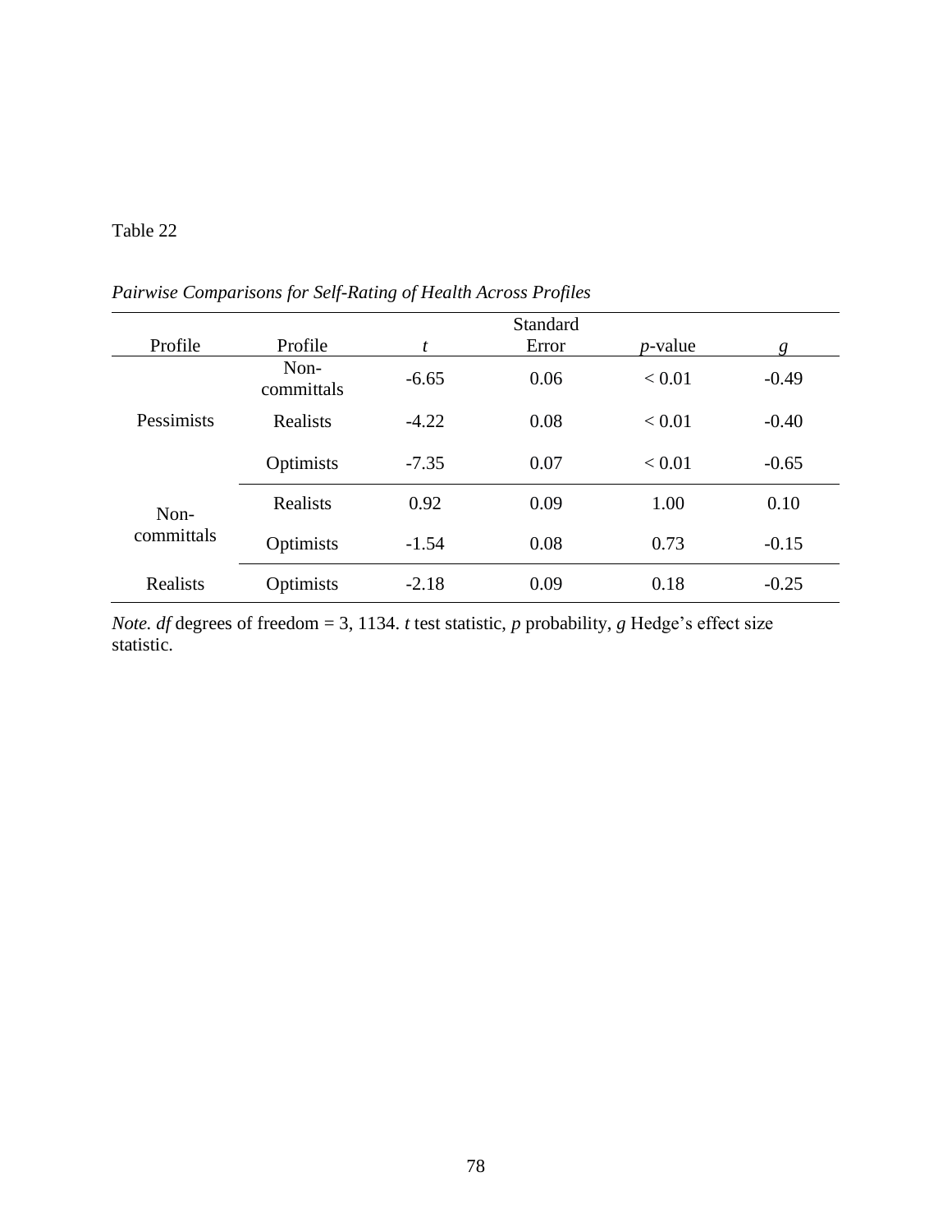Table 22

*Pairwise Comparisons for Self-Rating of Health Across Profiles*

| Profile | Profile | *t* | Standard Error | *p*-value | *g* |
|---|---|---|---|---|---|
| Pessimists | Non-committals | -6.65 | 0.06 | < 0.01 | -0.49 |
| | Realists | -4.22 | 0.08 | < 0.01 | -0.40 |
| | Optimists | -7.35 | 0.07 | < 0.01 | -0.65 |
| Non-committals | Realists | 0.92 | 0.09 | 1.00 | 0.10 |
| | Optimists | -1.54 | 0.08 | 0.73 | -0.15 |
| Realists | Optimists | -2.18 | 0.09 | 0.18 | -0.25 |

*Note. df* degrees of freedom = 3, 1134. *t* test statistic, *p* probability, *g* Hedge's effect size statistic.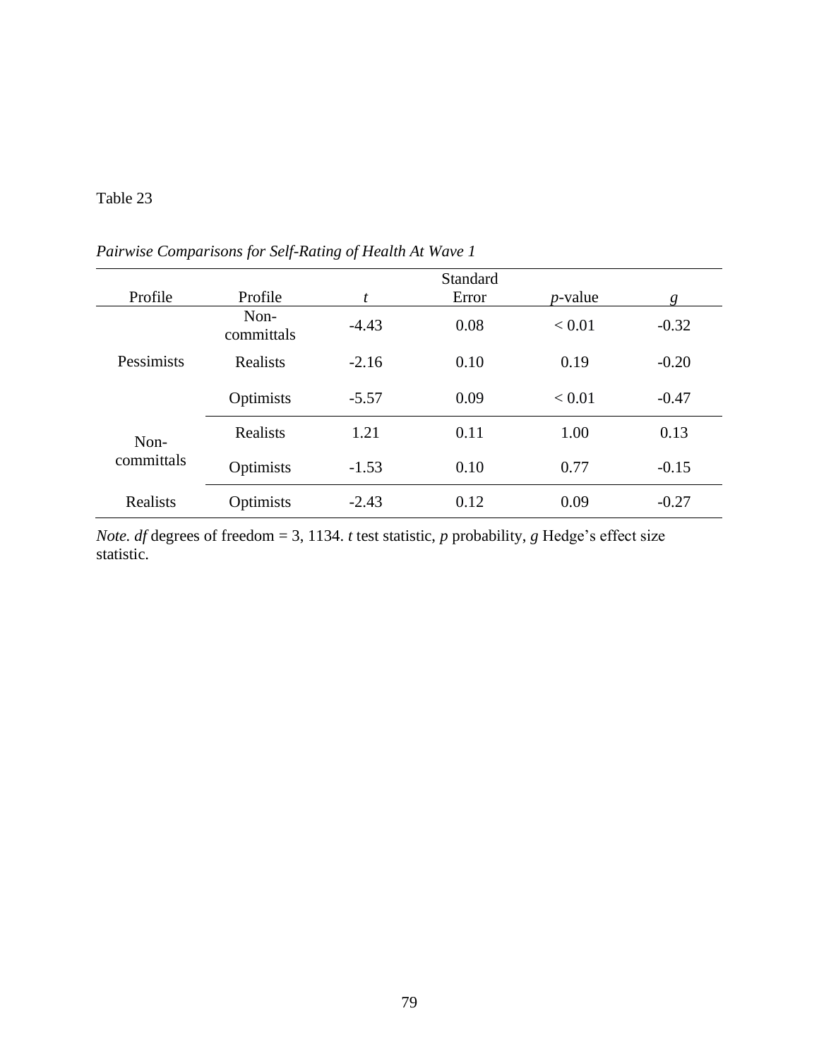Table 23

*Pairwise Comparisons for Self-Rating of Health At Wave 1*

| Profile | Profile | *t* | Standard Error | *p*-value | *g* |
|---|---|---|---|---|---|
| Pessimists | Non-committals | -4.43 | 0.08 | < 0.01 | -0.32 |
| | Realists | -2.16 | 0.10 | 0.19 | -0.20 |
| | Optimists | -5.57 | 0.09 | < 0.01 | -0.47 |
| Non-committals | Realists | 1.21 | 0.11 | 1.00 | 0.13 |
| | Optimists | -1.53 | 0.10 | 0.77 | -0.15 |
| Realists | Optimists | -2.43 | 0.12 | 0.09 | -0.27 |

*Note. df* degrees of freedom = 3, 1134. *t* test statistic, *p* probability, *g* Hedge's effect size statistic.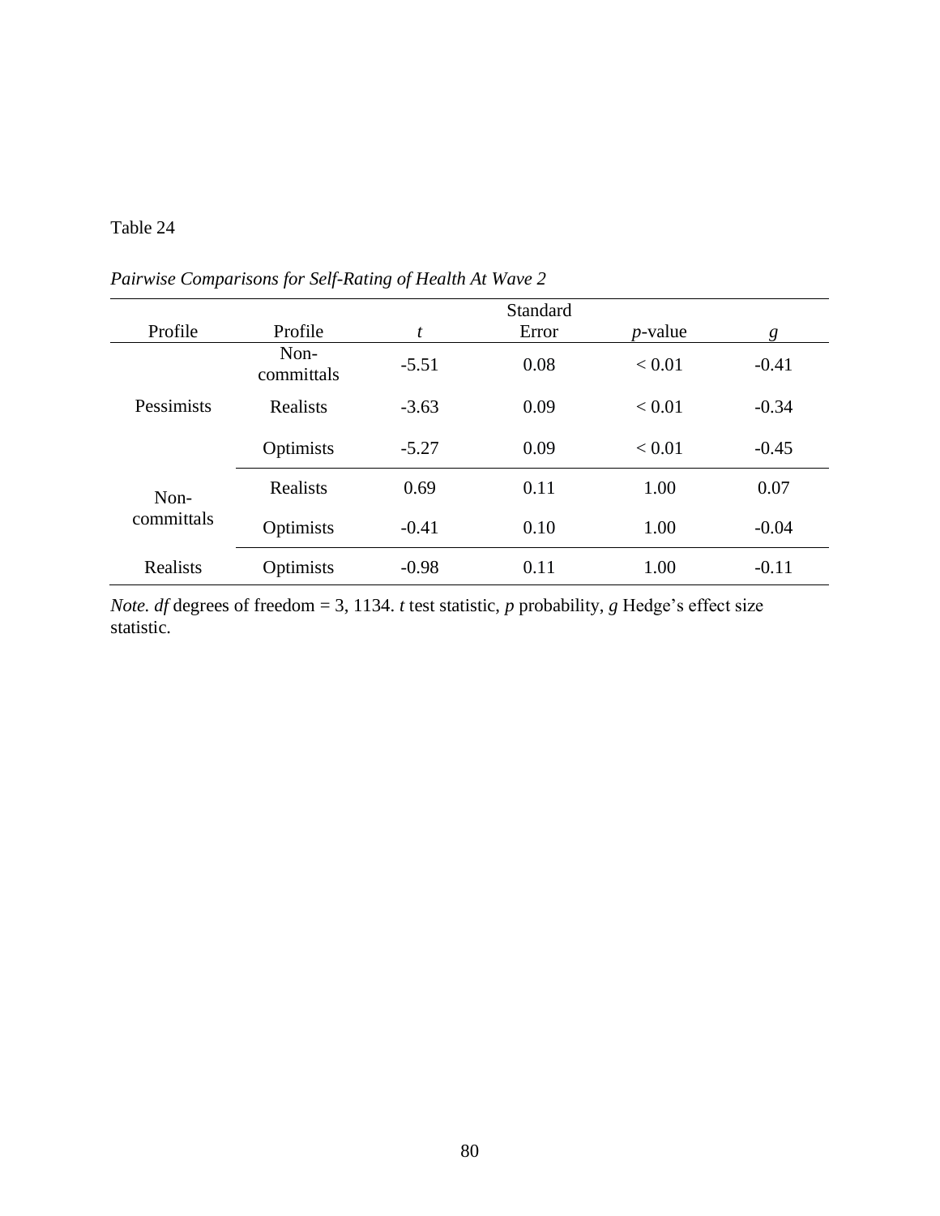Table 24

*Pairwise Comparisons for Self-Rating of Health At Wave 2*

| Profile | Profile | *t* | Standard Error | *p*-value | *g* |
|---|---|---|---|---|---|
| Pessimists | Non-committals | -5.51 | 0.08 | < 0.01 | -0.41 |
| | Realists | -3.63 | 0.09 | < 0.01 | -0.34 |
| | Optimists | -5.27 | 0.09 | < 0.01 | -0.45 |
| Non-committals | Realists | 0.69 | 0.11 | 1.00 | 0.07 |
| | Optimists | -0.41 | 0.10 | 1.00 | -0.04 |
| Realists | Optimists | -0.98 | 0.11 | 1.00 | -0.11 |

*Note. df* degrees of freedom = 3, 1134. *t* test statistic, *p* probability, *g* Hedge's effect size statistic.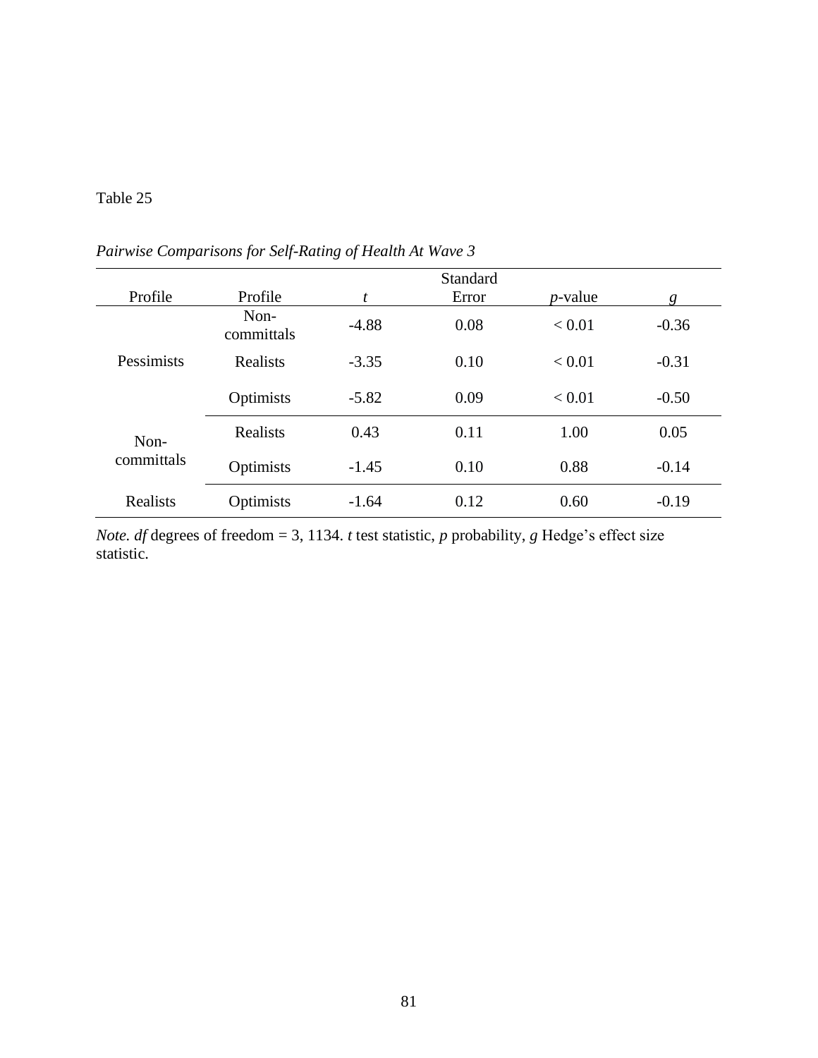Table 25

*Pairwise Comparisons for Self-Rating of Health At Wave 3*

| Profile | Profile | *t* | Standard Error | *p*-value | *g* |
|---|---|---|---|---|---|
| Pessimists | Non-committals | -4.88 | 0.08 | < 0.01 | -0.36 |
| | Realists | -3.35 | 0.10 | < 0.01 | -0.31 |
| | Optimists | -5.82 | 0.09 | < 0.01 | -0.50 |
| Non-committals | Realists | 0.43 | 0.11 | 1.00 | 0.05 |
| | Optimists | -1.45 | 0.10 | 0.88 | -0.14 |
| Realists | Optimists | -1.64 | 0.12 | 0.60 | -0.19 |

*Note. df* degrees of freedom = 3, 1134. *t* test statistic, *p* probability, *g* Hedge's effect size statistic.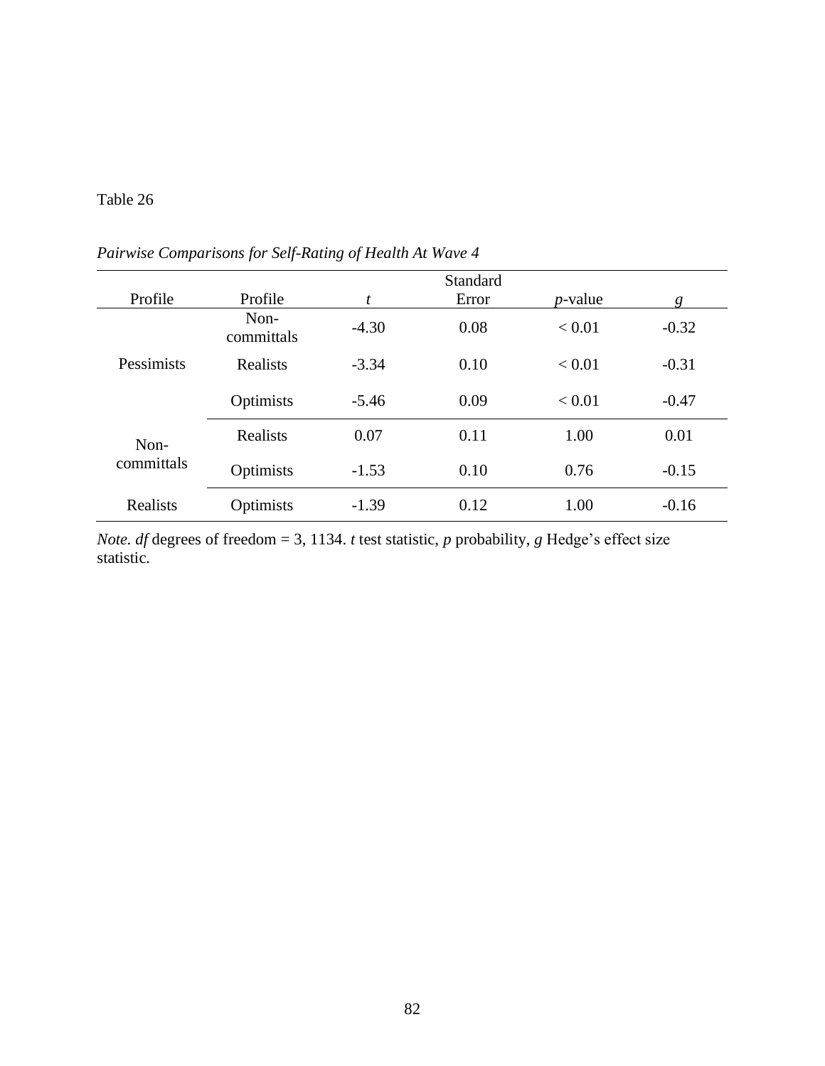Table 26

*Pairwise Comparisons for Self-Rating of Health At Wave 4*

| Profile | Profile | $t$ | Standard Error | $p$-value | $g$ |
|---|---|---|---|---|---|
| Pessimists | Non-committals | -4.30 | 0.08 | < 0.01 | -0.32 |
| | Realists | -3.34 | 0.10 | < 0.01 | -0.31 |
| | Optimists | -5.46 | 0.09 | < 0.01 | -0.47 |
| Non-committals | Realists | 0.07 | 0.11 | 1.00 | 0.01 |
| | Optimists | -1.53 | 0.10 | 0.76 | -0.15 |
| Realists | Optimists | -1.39 | 0.12 | 1.00 | -0.16 |

*Note. df* degrees of freedom = 3, 1134. *t* test statistic, *p* probability, *g* Hedge's effect size statistic.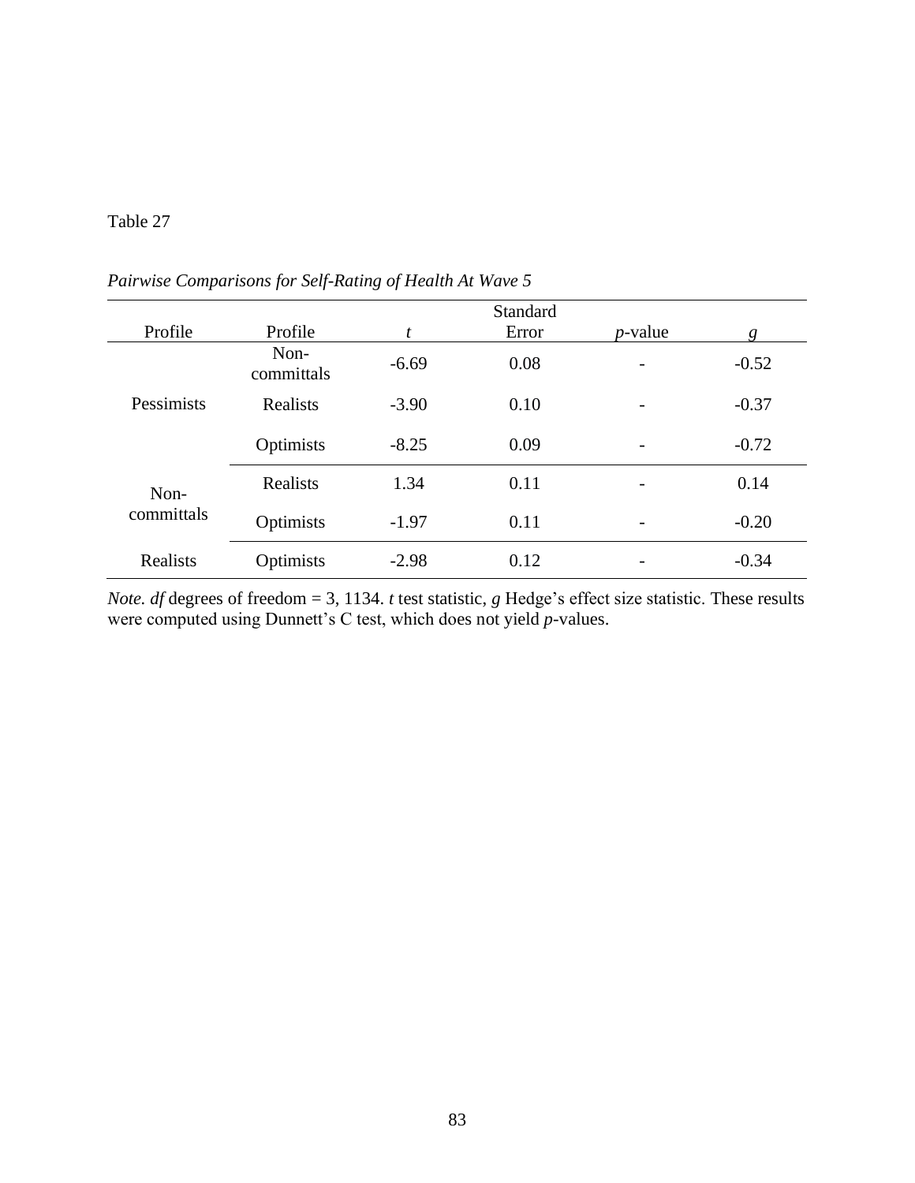Table 27

*Pairwise Comparisons for Self-Rating of Health At Wave 5*

| Profile | Profile | *t* | Standard Error | *p*-value | *g* |
|---|---|---|---|---|---|
| Pessimists | Non-committals | -6.69 | 0.08 | - | -0.52 |
| | Realists | -3.90 | 0.10 | - | -0.37 |
| | Optimists | -8.25 | 0.09 | - | -0.72 |
| Non-committals | Realists | 1.34 | 0.11 | - | 0.14 |
| | Optimists | -1.97 | 0.11 | - | -0.20 |
| Realists | Optimists | -2.98 | 0.12 | - | -0.34 |

*Note. df* degrees of freedom = 3, 1134. *t* test statistic, *g* Hedge's effect size statistic. These results were computed using Dunnett's C test, which does not yield *p*-values.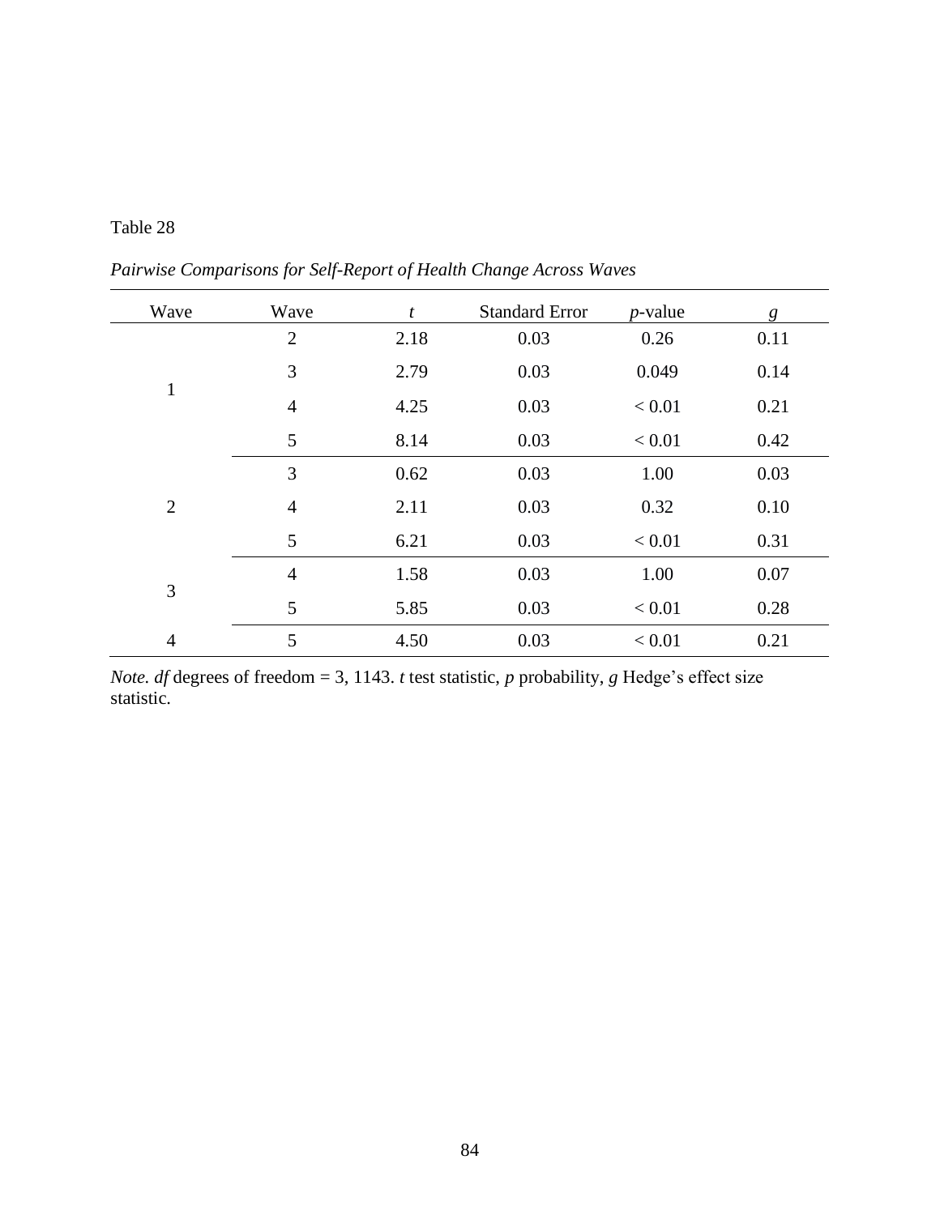Table 28

*Pairwise Comparisons for Self-Report of Health Change Across Waves*

| Wave | Wave | *t* | Standard Error | *p*-value | *g* |
|---|---|---|---|---|---|
| 1 | 2 | 2.18 | 0.03 | 0.26 | 0.11 |
| | 3 | 2.79 | 0.03 | 0.049 | 0.14 |
| | 4 | 4.25 | 0.03 | < 0.01 | 0.21 |
| | 5 | 8.14 | 0.03 | < 0.01 | 0.42 |
| 2 | 3 | 0.62 | 0.03 | 1.00 | 0.03 |
| | 4 | 2.11 | 0.03 | 0.32 | 0.10 |
| | 5 | 6.21 | 0.03 | < 0.01 | 0.31 |
| 3 | 4 | 1.58 | 0.03 | 1.00 | 0.07 |
| | 5 | 5.85 | 0.03 | < 0.01 | 0.28 |
| 4 | 5 | 4.50 | 0.03 | < 0.01 | 0.21 |

*Note. df* degrees of freedom = 3, 1143. *t* test statistic, *p* probability, *g* Hedge's effect size statistic.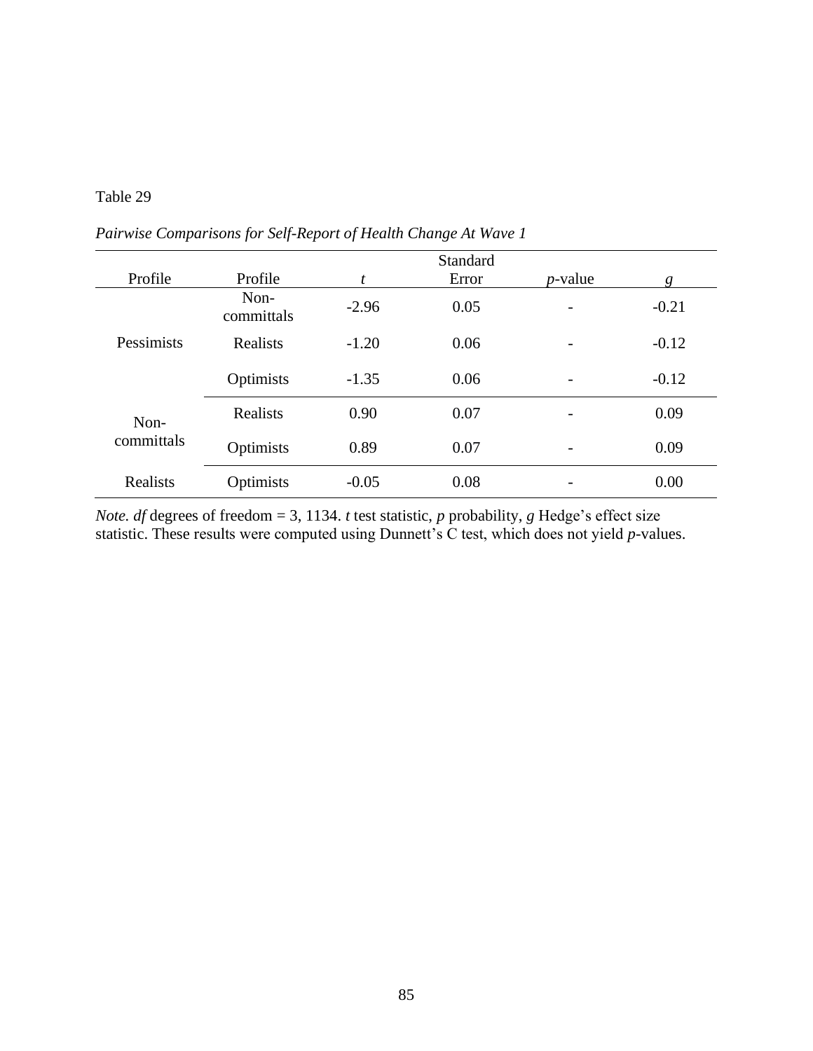Table 29

*Pairwise Comparisons for Self-Report of Health Change At Wave 1*

| Profile | Profile | $t$ | Standard Error | $p$-value | $g$ |
|---|---|---|---|---|---|
| Pessimists | Non-committals | -2.96 | 0.05 | - | -0.21 |
| | Realists | -1.20 | 0.06 | - | -0.12 |
| | Optimists | -1.35 | 0.06 | - | -0.12 |
| Non-committals | Realists | 0.90 | 0.07 | - | 0.09 |
| | Optimists | 0.89 | 0.07 | - | 0.09 |
| Realists | Optimists | -0.05 | 0.08 | - | 0.00 |

*Note. df* degrees of freedom = 3, 1134. *t* test statistic, *p* probability, *g* Hedge's effect size statistic. These results were computed using Dunnett's C test, which does not yield *p*-values.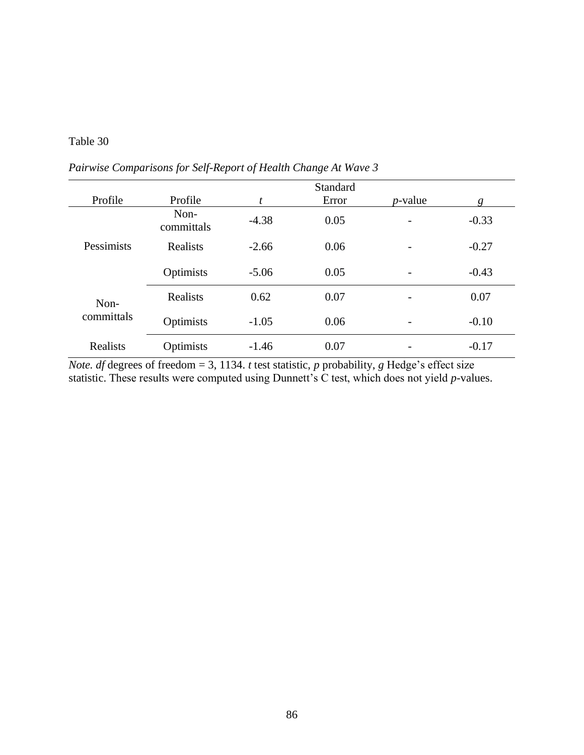Table 30

*Pairwise Comparisons for Self-Report of Health Change At Wave 3*

| Profile | Profile | *t* | Standard Error | *p*-value | *g* |
|---|---|---|---|---|---|
| Pessimists | Non-committals | -4.38 | 0.05 | - | -0.33 |
| | Realists | -2.66 | 0.06 | - | -0.27 |
| | Optimists | -5.06 | 0.05 | - | -0.43 |
| Non-committals | Realists | 0.62 | 0.07 | - | 0.07 |
| | Optimists | -1.05 | 0.06 | - | -0.10 |
| Realists | Optimists | -1.46 | 0.07 | - | -0.17 |

*Note. df* degrees of freedom = 3, 1134. *t* test statistic, *p* probability, *g* Hedge's effect size statistic. These results were computed using Dunnett's C test, which does not yield *p*-values.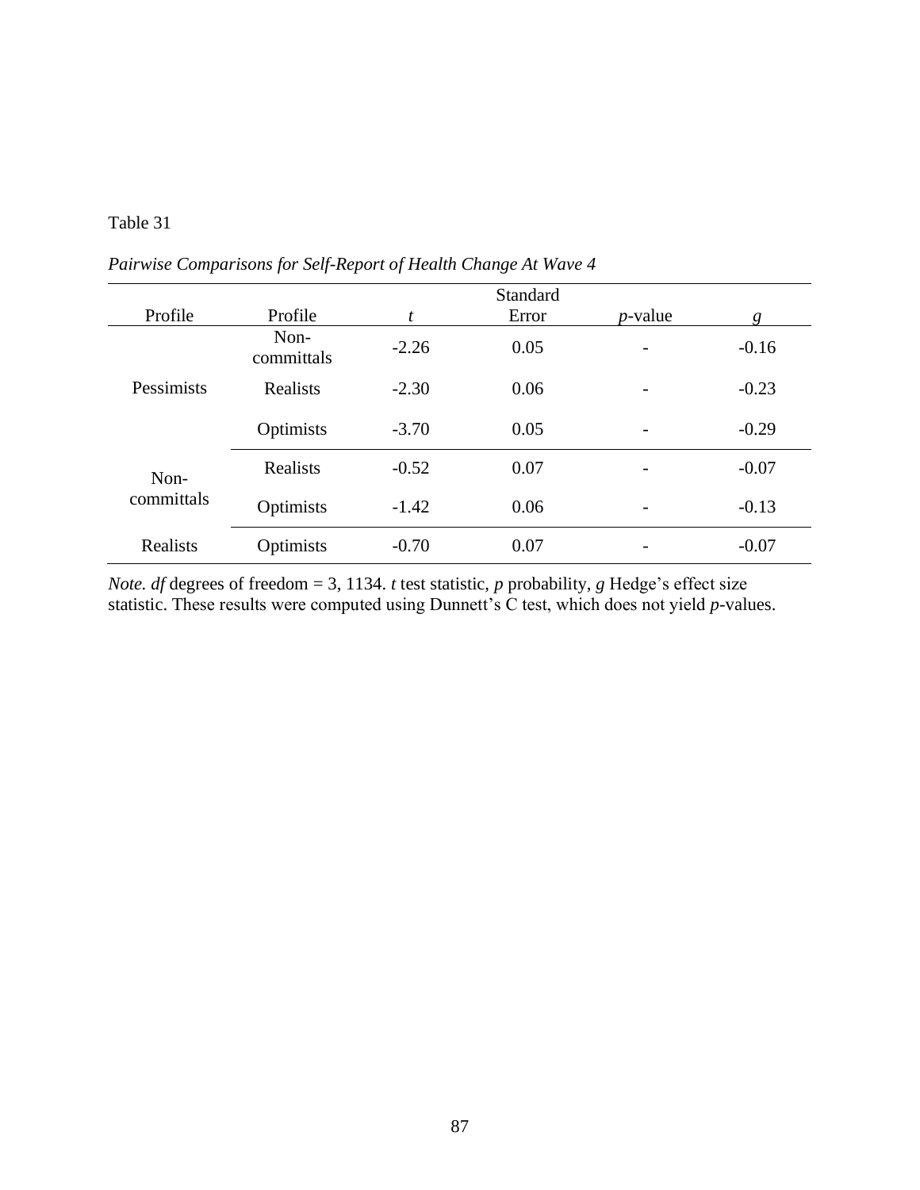Table 31

*Pairwise Comparisons for Self-Report of Health Change At Wave 4*

| Profile | Profile | *t* | Standard Error | *p*-value | *g* |
|---|---|---|---|---|---|
| Pessimists | Non-committals | -2.26 | 0.05 | - | -0.16 |
| | Realists | -2.30 | 0.06 | - | -0.23 |
| | Optimists | -3.70 | 0.05 | - | -0.29 |
| Non-committals | Realists | -0.52 | 0.07 | - | -0.07 |
| | Optimists | -1.42 | 0.06 | - | -0.13 |
| Realists | Optimists | -0.70 | 0.07 | - | -0.07 |

*Note. df* degrees of freedom = 3, 1134. *t* test statistic, *p* probability, *g* Hedge's effect size statistic. These results were computed using Dunnett's C test, which does not yield *p*-values.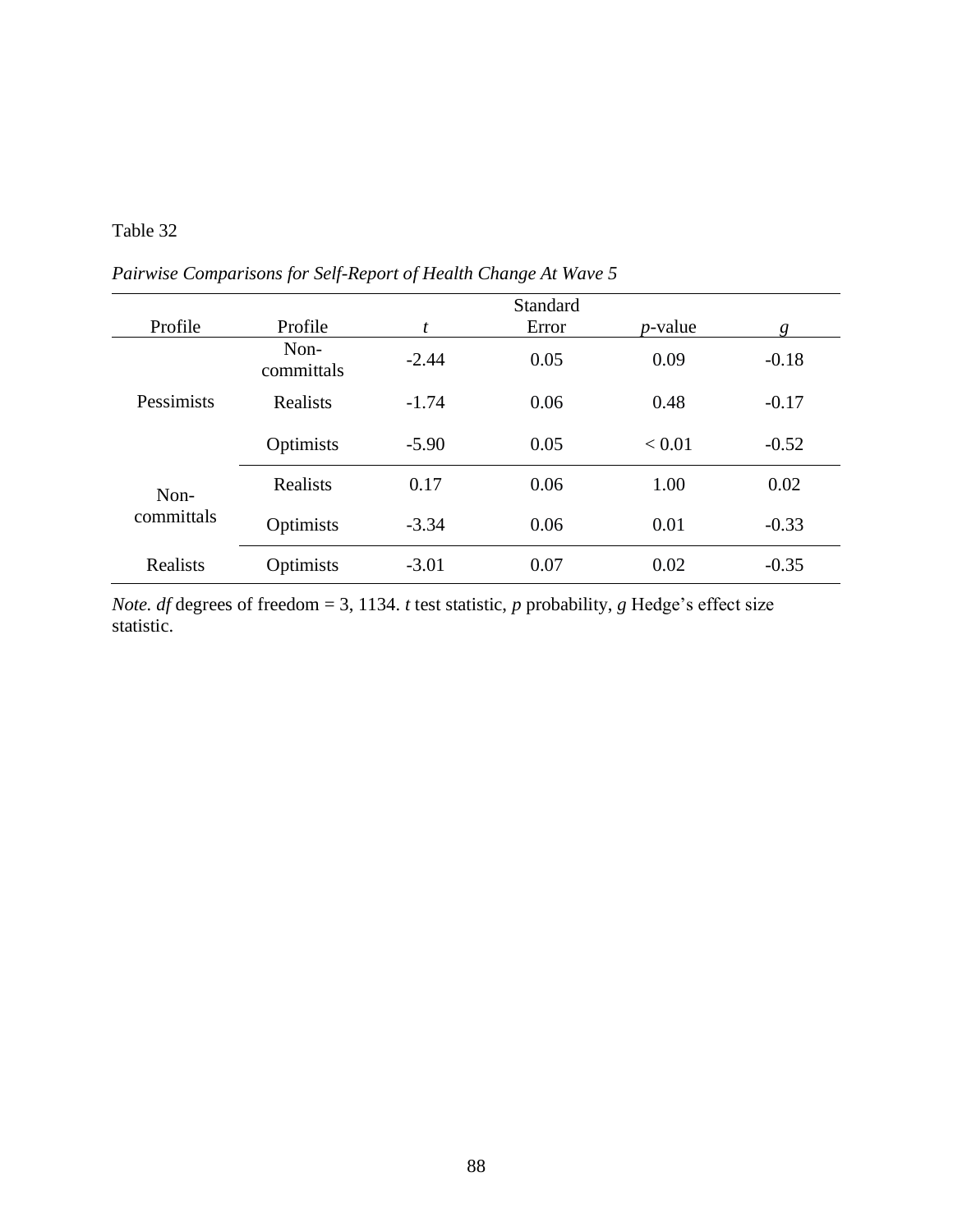Table 32

*Pairwise Comparisons for Self-Report of Health Change At Wave 5*

| Profile | Profile | *t* | Standard Error | *p*-value | *g* |
|---|---|---|---|---|---|
| Pessimists | Non-committals | -2.44 | 0.05 | 0.09 | -0.18 |
| | Realists | -1.74 | 0.06 | 0.48 | -0.17 |
| | Optimists | -5.90 | 0.05 | < 0.01 | -0.52 |
| Non-committals | Realists | 0.17 | 0.06 | 1.00 | 0.02 |
| | Optimists | -3.34 | 0.06 | 0.01 | -0.33 |
| Realists | Optimists | -3.01 | 0.07 | 0.02 | -0.35 |

*Note. df* degrees of freedom = 3, 1134. *t* test statistic, *p* probability, *g* Hedge's effect size statistic.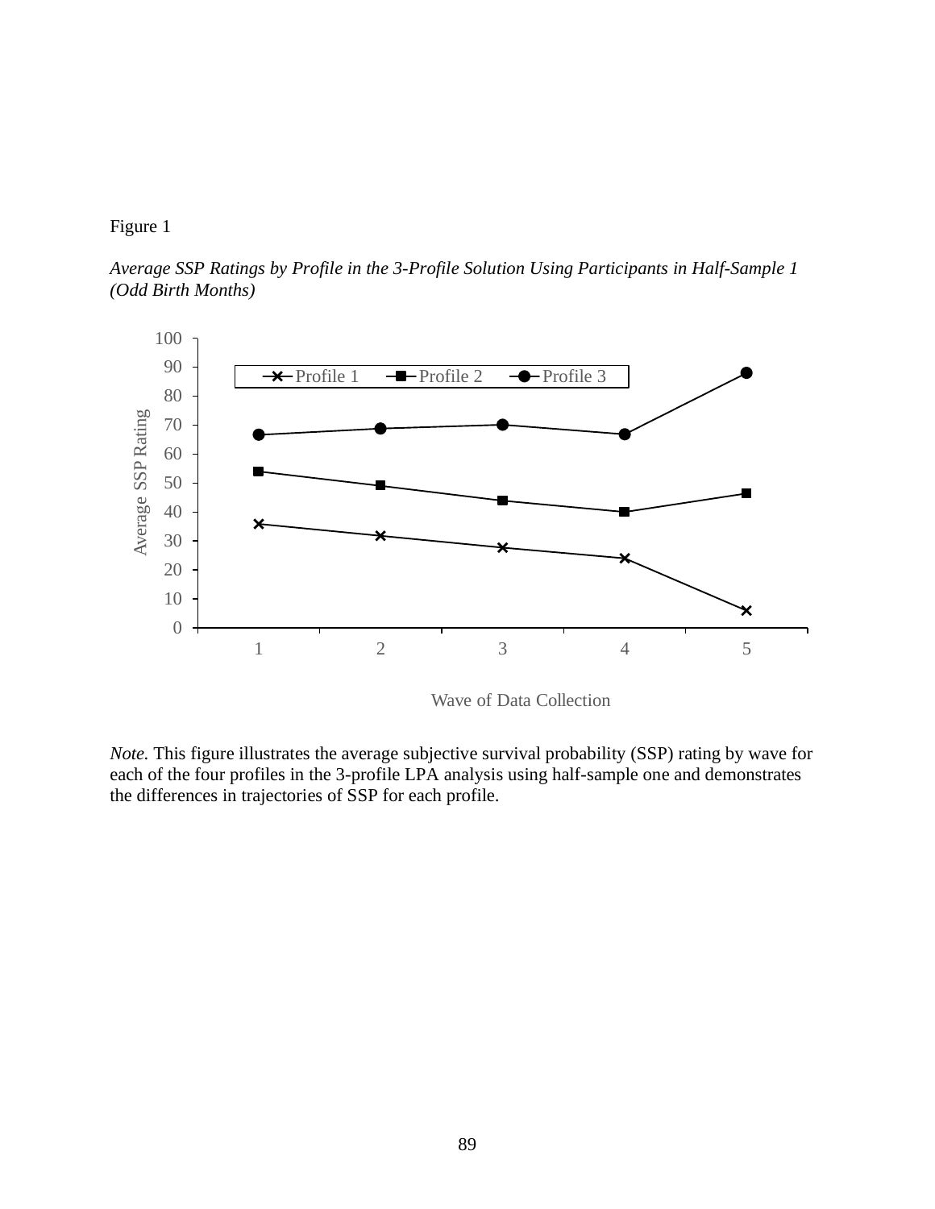Figure 1

*Average SSP Ratings by Profile in the 3-Profile Solution Using Participants in Half-Sample 1 (Odd Birth Months)*

*Note.* This figure illustrates the average subjective survival probability (SSP) rating by wave for each of the four profiles in the 3-profile LPA analysis using half-sample one and demonstrates the differences in trajectories of SSP for each profile.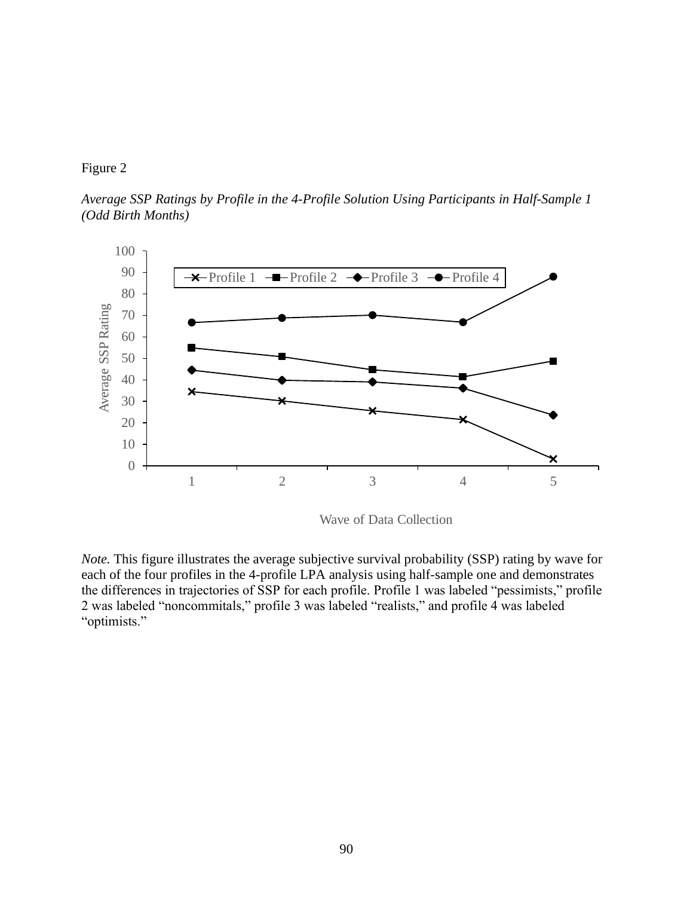Figure 2

*Average SSP Ratings by Profile in the 4-Profile Solution Using Participants in Half-Sample 1 (Odd Birth Months)*

*Note.* This figure illustrates the average subjective survival probability (SSP) rating by wave for each of the four profiles in the 4-profile LPA analysis using half-sample one and demonstrates the differences in trajectories of SSP for each profile. Profile 1 was labeled "pessimists," profile 2 was labeled "noncommitals," profile 3 was labeled "realists," and profile 4 was labeled "optimists."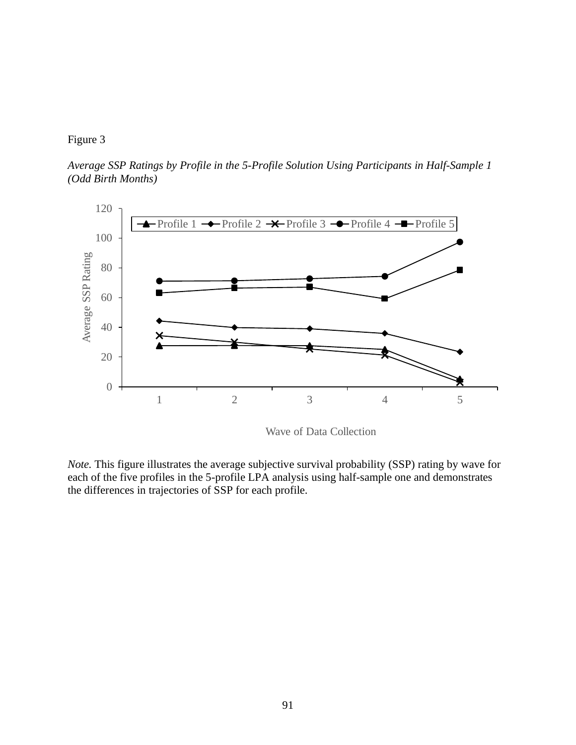Figure 3

*Average SSP Ratings by Profile in the 5-Profile Solution Using Participants in Half-Sample 1 (Odd Birth Months)*

*Note.* This figure illustrates the average subjective survival probability (SSP) rating by wave for each of the five profiles in the 5-profile LPA analysis using half-sample one and demonstrates the differences in trajectories of SSP for each profile.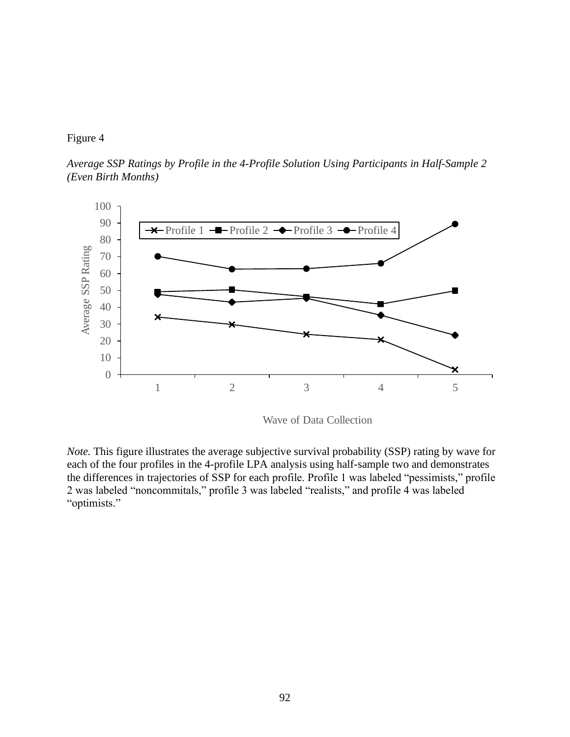Figure 4

*Average SSP Ratings by Profile in the 4-Profile Solution Using Participants in Half-Sample 2 (Even Birth Months)*

*Note.* This figure illustrates the average subjective survival probability (SSP) rating by wave for each of the four profiles in the 4-profile LPA analysis using half-sample two and demonstrates the differences in trajectories of SSP for each profile. Profile 1 was labeled “pessimists,” profile 2 was labeled “noncommitals,” profile 3 was labeled “realists,” and profile 4 was labeled “optimists.”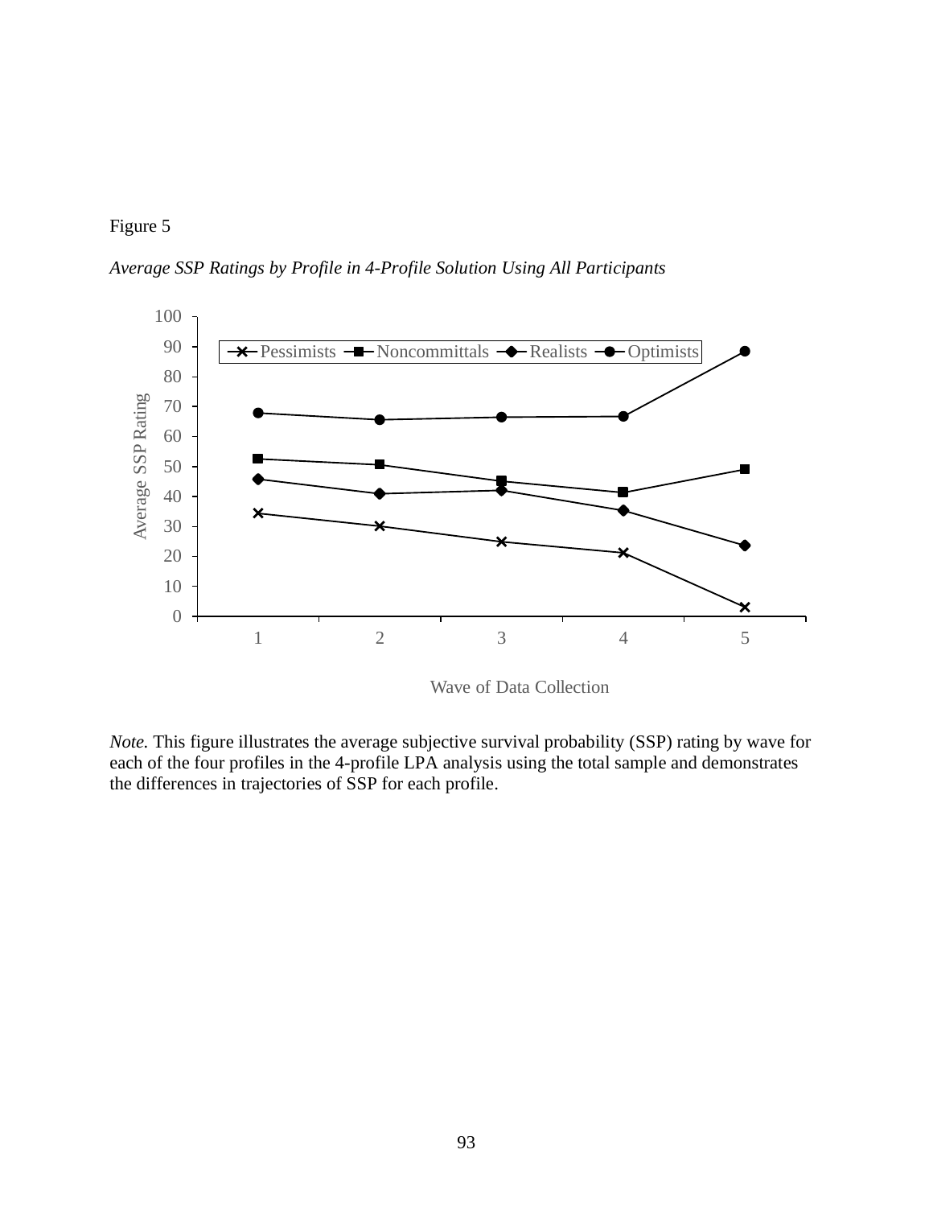Figure 5

*Average SSP Ratings by Profile in 4-Profile Solution Using All Participants*

*Note.* This figure illustrates the average subjective survival probability (SSP) rating by wave for each of the four profiles in the 4-profile LPA analysis using the total sample and demonstrates the differences in trajectories of SSP for each profile.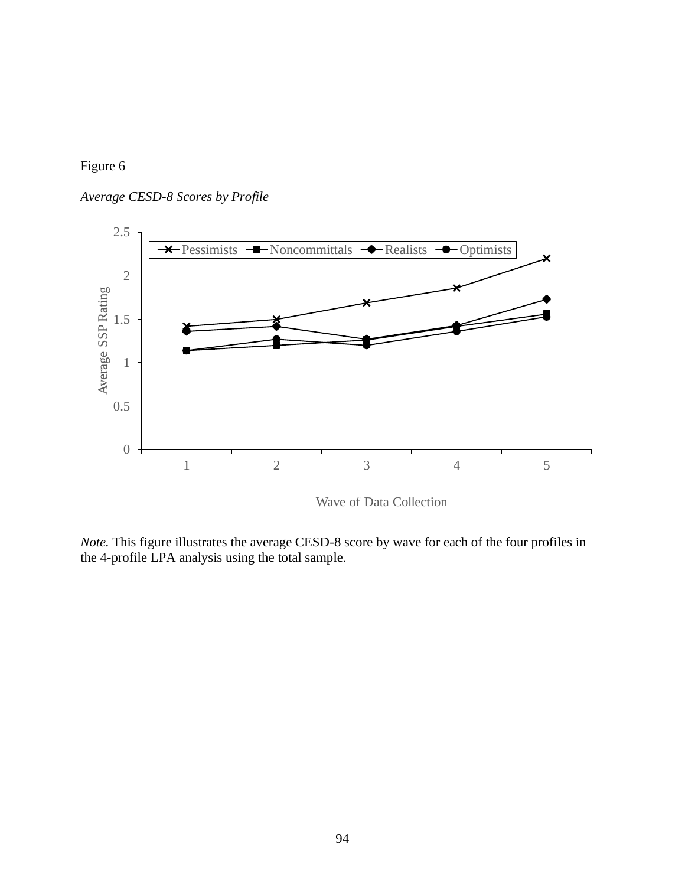Figure 6

*Average CESD-8 Scores by Profile*

2.5
2
1.5
1
0.5
0

Average SSP Rating

Pessimists
Noncommittals
Realists
Optimists

1
2
3
4
5

Wave of Data Collection

*Note.* This figure illustrates the average CESD-8 score by wave for each of the four profiles in the 4-profile LPA analysis using the total sample.